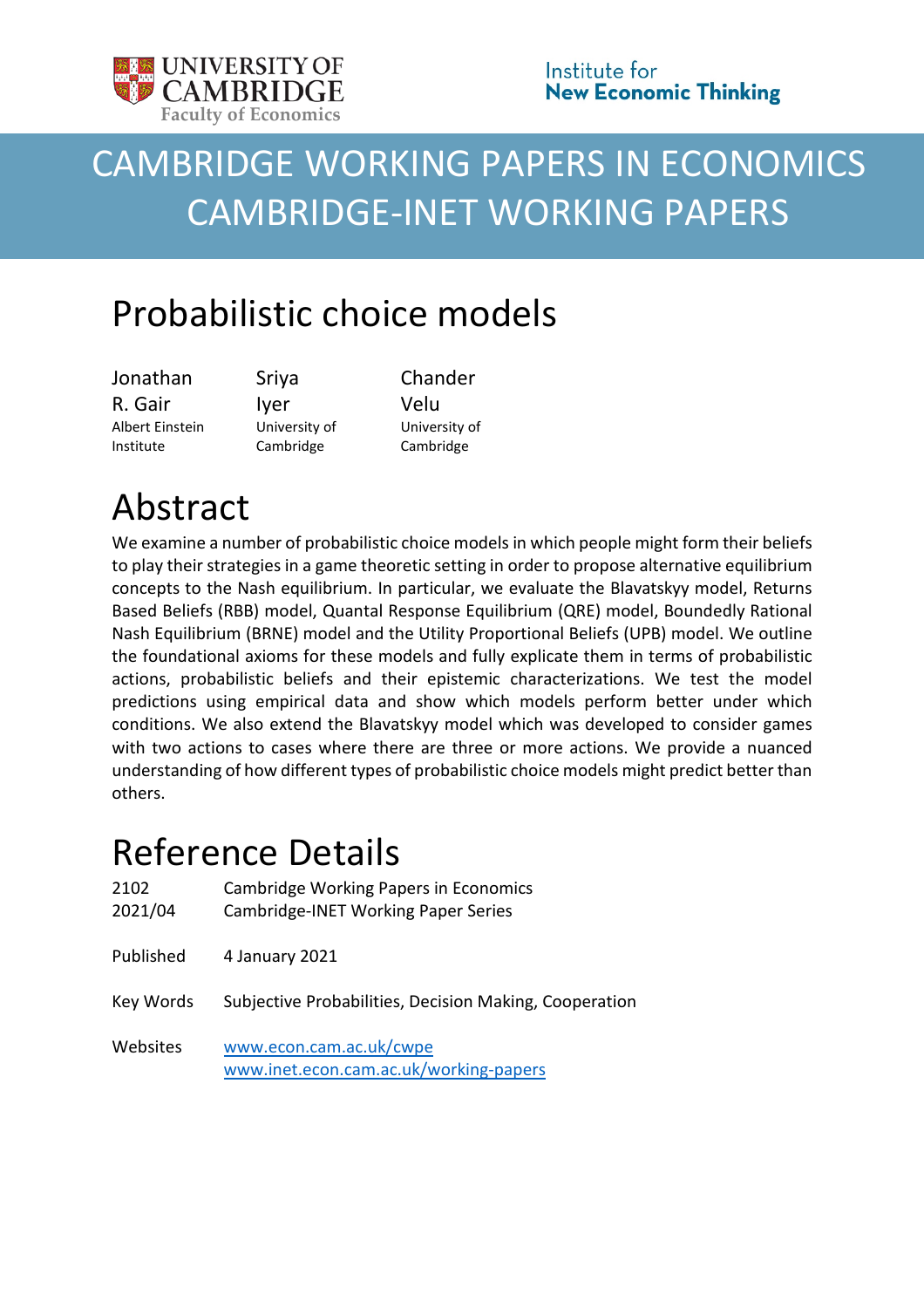UNIVERSITY OF CAMBRIDGE
Faculty of Economics

Institute for
**New Economic Thinking**

# CAMBRIDGE WORKING PAPERS IN ECONOMICS
# CAMBRIDGE-INET WORKING PAPERS

# Probabilistic choice models

| Jonathan R. Gair | Sriya Iyer | Chander Velu |
|---|---|---|
| Albert Einstein Institute | University of Cambridge | University of Cambridge |

# Abstract

We examine a number of probabilistic choice models in which people might form their beliefs to play their strategies in a game theoretic setting in order to propose alternative equilibrium concepts to the Nash equilibrium. In particular, we evaluate the Blavatskyy model, Returns Based Beliefs (RBB) model, Quantal Response Equilibrium (QRE) model, Boundedly Rational Nash Equilibrium (BRNE) model and the Utility Proportional Beliefs (UPB) model. We outline the foundational axioms for these models and fully explicate them in terms of probabilistic actions, probabilistic beliefs and their epistemic characterizations. We test the model predictions using empirical data and show which models perform better under which conditions. We also extend the Blavatskyy model which was developed to consider games with two actions to cases where there are three or more actions. We provide a nuanced understanding of how different types of probabilistic choice models might predict better than others.

# Reference Details

| | |
|---|---|
| 2102 | Cambridge Working Papers in Economics |
| 2021/04 | Cambridge-INET Working Paper Series |
| Published | 4 January 2021 |
| Key Words | Subjective Probabilities, Decision Making, Cooperation |
| Websites | www.econ.cam.ac.uk/cwpe<br>www.inet.econ.cam.ac.uk/working-papers |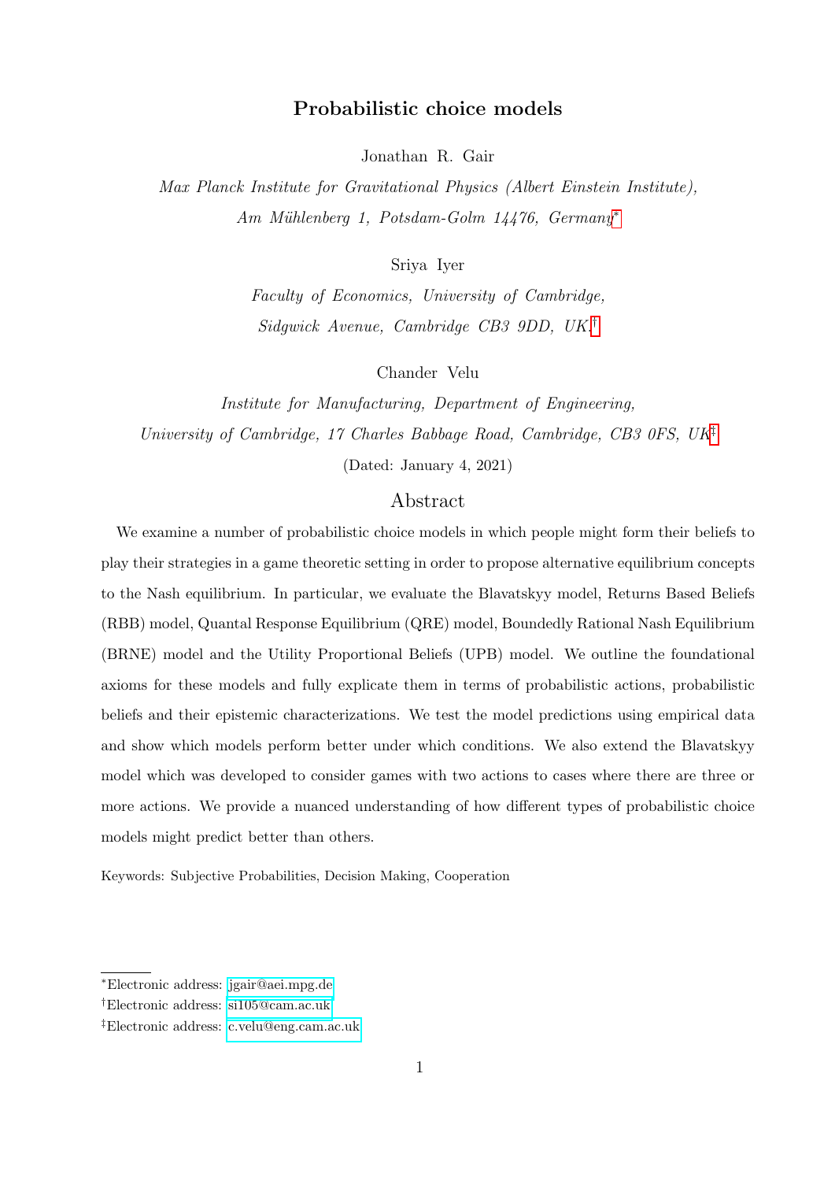# Probabilistic choice models

Jonathan R. Gair

*Max Planck Institute for Gravitational Physics (Albert Einstein Institute), Am Mühlenberg 1, Potsdam-Golm 14476, Germany*[*]

Sriya Iyer

*Faculty of Economics, University of Cambridge, Sidgwick Avenue, Cambridge CB3 9DD, UK.*[†]

Chander Velu

*Institute for Manufacturing, Department of Engineering, University of Cambridge, 17 Charles Babbage Road, Cambridge, CB3 0FS, UK*[‡]

(Dated: January 4, 2021)

## Abstract

We examine a number of probabilistic choice models in which people might form their beliefs to play their strategies in a game theoretic setting in order to propose alternative equilibrium concepts to the Nash equilibrium. In particular, we evaluate the Blavatskyy model, Returns Based Beliefs (RBB) model, Quantal Response Equilibrium (QRE) model, Boundedly Rational Nash Equilibrium (BRNE) model and the Utility Proportional Beliefs (UPB) model. We outline the foundational axioms for these models and fully explicate them in terms of probabilistic actions, probabilistic beliefs and their epistemic characterizations. We test the model predictions using empirical data and show which models perform better under which conditions. We also extend the Blavatskyy model which was developed to consider games with two actions to cases where there are three or more actions. We provide a nuanced understanding of how different types of probabilistic choice models might predict better than others.

Keywords: Subjective Probabilities, Decision Making, Cooperation

---

[*]Electronic address: jgair@aei.mpg.de

[†]Electronic address: si105@cam.ac.uk

[‡]Electronic address: c.velu@eng.cam.ac.uk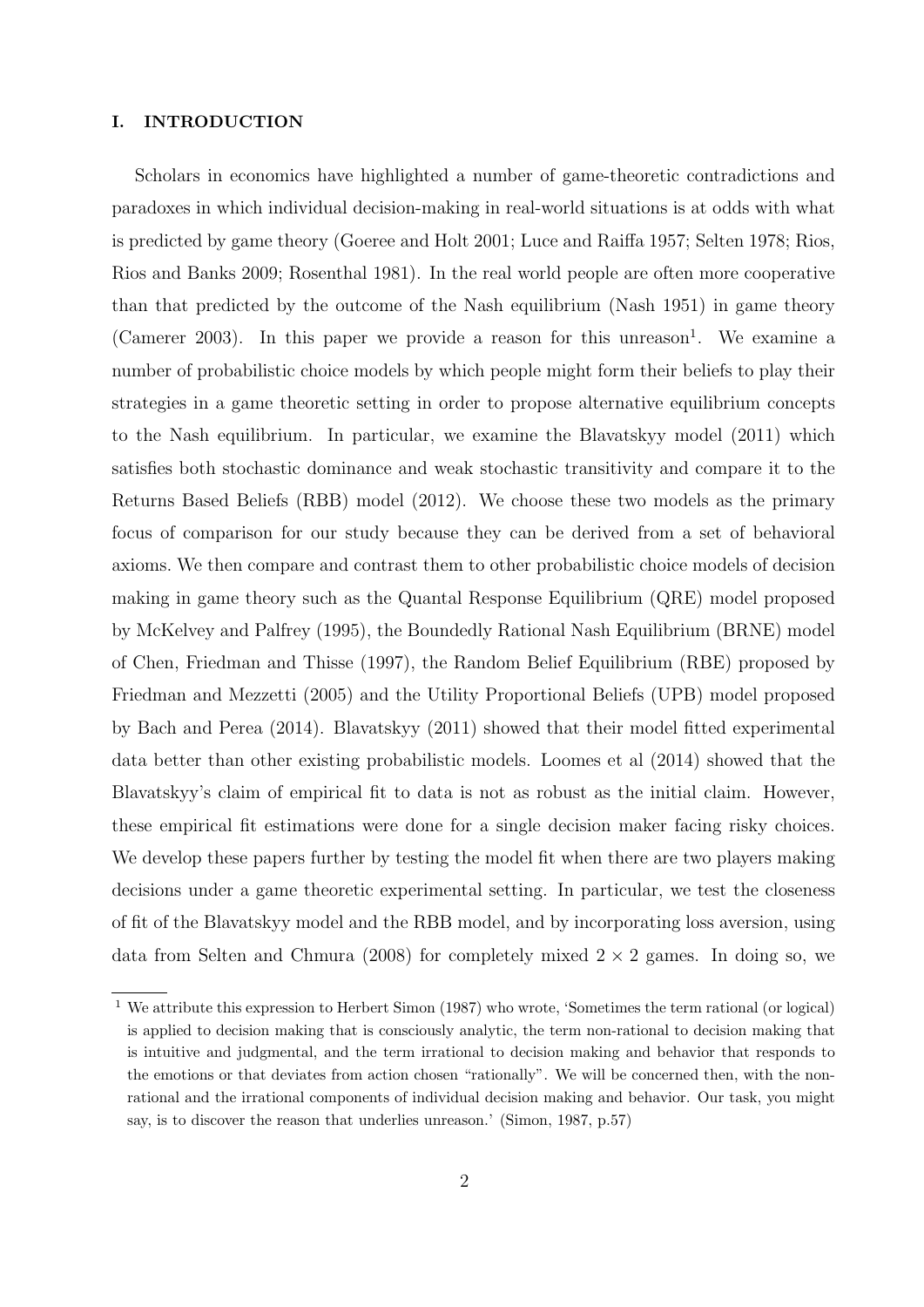## I. INTRODUCTION

Scholars in economics have highlighted a number of game-theoretic contradictions and paradoxes in which individual decision-making in real-world situations is at odds with what is predicted by game theory (Goeree and Holt 2001; Luce and Raiffa 1957; Selten 1978; Rios, Rios and Banks 2009; Rosenthal 1981). In the real world people are often more cooperative than that predicted by the outcome of the Nash equilibrium (Nash 1951) in game theory (Camerer 2003). In this paper we provide a reason for this unreason[1]. We examine a number of probabilistic choice models by which people might form their beliefs to play their strategies in a game theoretic setting in order to propose alternative equilibrium concepts to the Nash equilibrium. In particular, we examine the Blavatskyy model (2011) which satisfies both stochastic dominance and weak stochastic transitivity and compare it to the Returns Based Beliefs (RBB) model (2012). We choose these two models as the primary focus of comparison for our study because they can be derived from a set of behavioral axioms. We then compare and contrast them to other probabilistic choice models of decision making in game theory such as the Quantal Response Equilibrium (QRE) model proposed by McKelvey and Palfrey (1995), the Boundedly Rational Nash Equilibrium (BRNE) model of Chen, Friedman and Thisse (1997), the Random Belief Equilibrium (RBE) proposed by Friedman and Mezzetti (2005) and the Utility Proportional Beliefs (UPB) model proposed by Bach and Perea (2014). Blavatskyy (2011) showed that their model fitted experimental data better than other existing probabilistic models. Loomes et al (2014) showed that the Blavatskyy's claim of empirical fit to data is not as robust as the initial claim. However, these empirical fit estimations were done for a single decision maker facing risky choices. We develop these papers further by testing the model fit when there are two players making decisions under a game theoretic experimental setting. In particular, we test the closeness of fit of the Blavatskyy model and the RBB model, and by incorporating loss aversion, using data from Selten and Chmura (2008) for completely mixed $2 \times 2$ games. In doing so, we

[1] We attribute this expression to Herbert Simon (1987) who wrote, 'Sometimes the term rational (or logical) is applied to decision making that is consciously analytic, the term non-rational to decision making that is intuitive and judgmental, and the term irrational to decision making and behavior that responds to the emotions or that deviates from action chosen "rationally". We will be concerned then, with the non-rational and the irrational components of individual decision making and behavior. Our task, you might say, is to discover the reason that underlies unreason.' (Simon, 1987, p.57)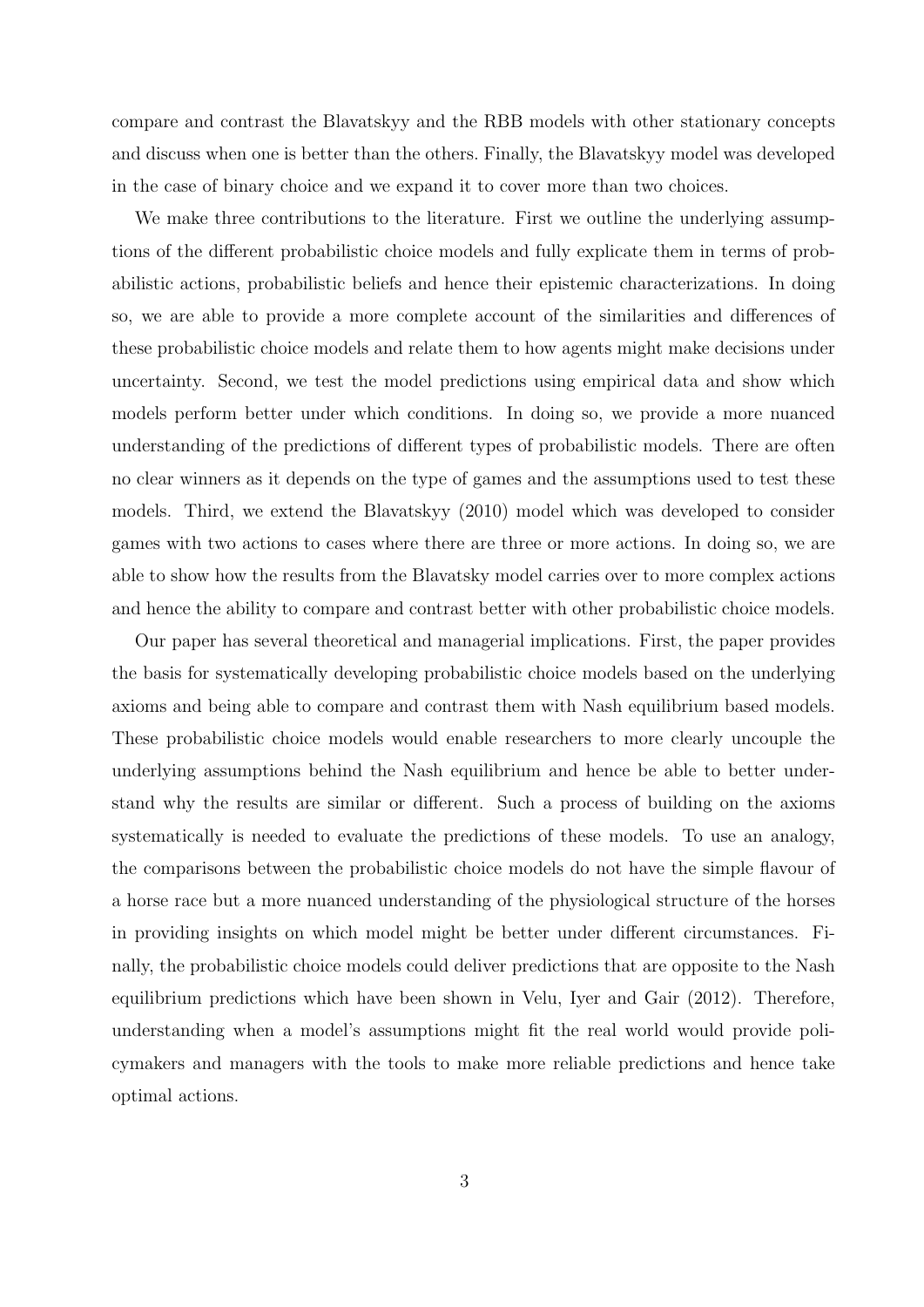compare and contrast the Blavatskyy and the RBB models with other stationary concepts and discuss when one is better than the others. Finally, the Blavatskyy model was developed in the case of binary choice and we expand it to cover more than two choices.

We make three contributions to the literature. First we outline the underlying assumptions of the different probabilistic choice models and fully explicate them in terms of probabilistic actions, probabilistic beliefs and hence their epistemic characterizations. In doing so, we are able to provide a more complete account of the similarities and differences of these probabilistic choice models and relate them to how agents might make decisions under uncertainty. Second, we test the model predictions using empirical data and show which models perform better under which conditions. In doing so, we provide a more nuanced understanding of the predictions of different types of probabilistic models. There are often no clear winners as it depends on the type of games and the assumptions used to test these models. Third, we extend the Blavatskyy (2010) model which was developed to consider games with two actions to cases where there are three or more actions. In doing so, we are able to show how the results from the Blavatsky model carries over to more complex actions and hence the ability to compare and contrast better with other probabilistic choice models.

Our paper has several theoretical and managerial implications. First, the paper provides the basis for systematically developing probabilistic choice models based on the underlying axioms and being able to compare and contrast them with Nash equilibrium based models. These probabilistic choice models would enable researchers to more clearly uncouple the underlying assumptions behind the Nash equilibrium and hence be able to better understand why the results are similar or different. Such a process of building on the axioms systematically is needed to evaluate the predictions of these models. To use an analogy, the comparisons between the probabilistic choice models do not have the simple flavour of a horse race but a more nuanced understanding of the physiological structure of the horses in providing insights on which model might be better under different circumstances. Finally, the probabilistic choice models could deliver predictions that are opposite to the Nash equilibrium predictions which have been shown in Velu, Iyer and Gair (2012). Therefore, understanding when a model's assumptions might fit the real world would provide policymakers and managers with the tools to make more reliable predictions and hence take optimal actions.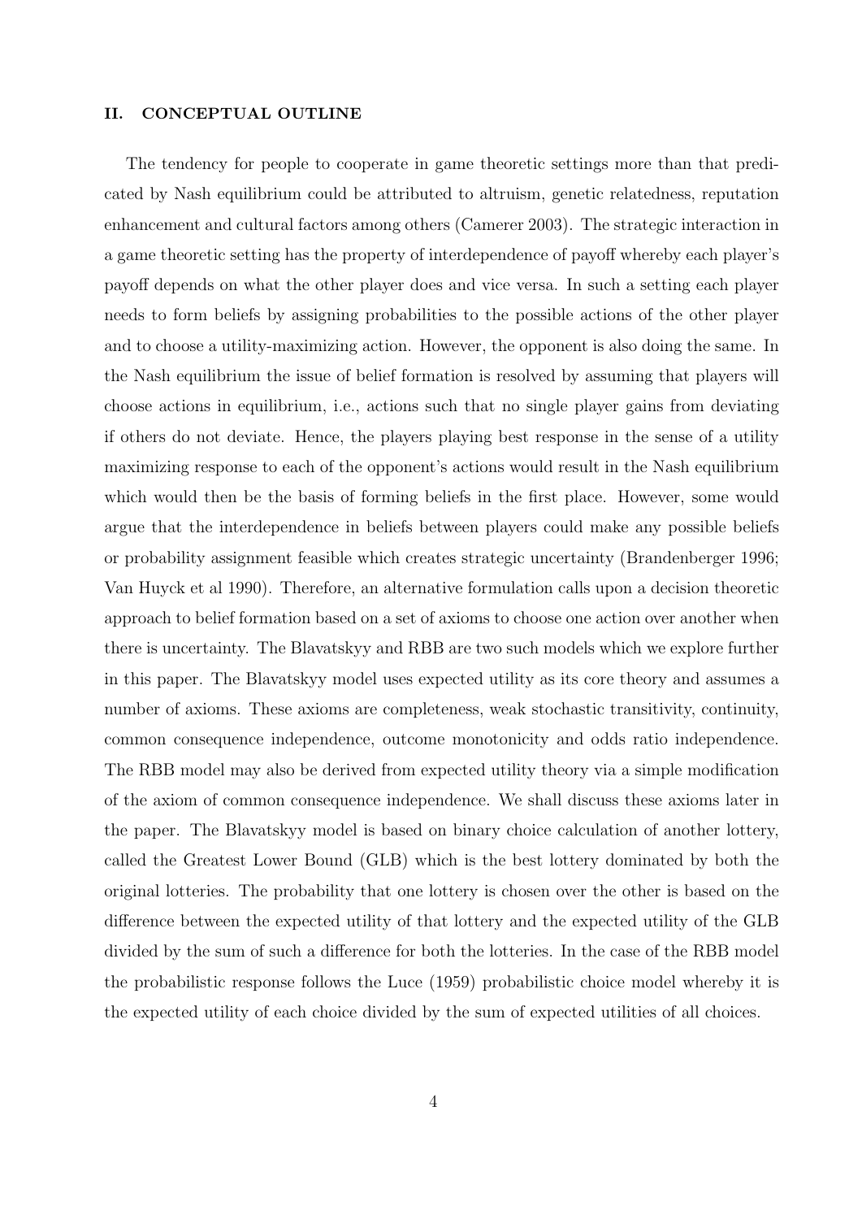## II. CONCEPTUAL OUTLINE

The tendency for people to cooperate in game theoretic settings more than that predicated by Nash equilibrium could be attributed to altruism, genetic relatedness, reputation enhancement and cultural factors among others (Camerer 2003). The strategic interaction in a game theoretic setting has the property of interdependence of payoff whereby each player's payoff depends on what the other player does and vice versa. In such a setting each player needs to form beliefs by assigning probabilities to the possible actions of the other player and to choose a utility-maximizing action. However, the opponent is also doing the same. In the Nash equilibrium the issue of belief formation is resolved by assuming that players will choose actions in equilibrium, i.e., actions such that no single player gains from deviating if others do not deviate. Hence, the players playing best response in the sense of a utility maximizing response to each of the opponent's actions would result in the Nash equilibrium which would then be the basis of forming beliefs in the first place. However, some would argue that the interdependence in beliefs between players could make any possible beliefs or probability assignment feasible which creates strategic uncertainty (Brandenberger 1996; Van Huyck et al 1990). Therefore, an alternative formulation calls upon a decision theoretic approach to belief formation based on a set of axioms to choose one action over another when there is uncertainty. The Blavatskyy and RBB are two such models which we explore further in this paper. The Blavatskyy model uses expected utility as its core theory and assumes a number of axioms. These axioms are completeness, weak stochastic transitivity, continuity, common consequence independence, outcome monotonicity and odds ratio independence. The RBB model may also be derived from expected utility theory via a simple modification of the axiom of common consequence independence. We shall discuss these axioms later in the paper. The Blavatskyy model is based on binary choice calculation of another lottery, called the Greatest Lower Bound (GLB) which is the best lottery dominated by both the original lotteries. The probability that one lottery is chosen over the other is based on the difference between the expected utility of that lottery and the expected utility of the GLB divided by the sum of such a difference for both the lotteries. In the case of the RBB model the probabilistic response follows the Luce (1959) probabilistic choice model whereby it is the expected utility of each choice divided by the sum of expected utilities of all choices.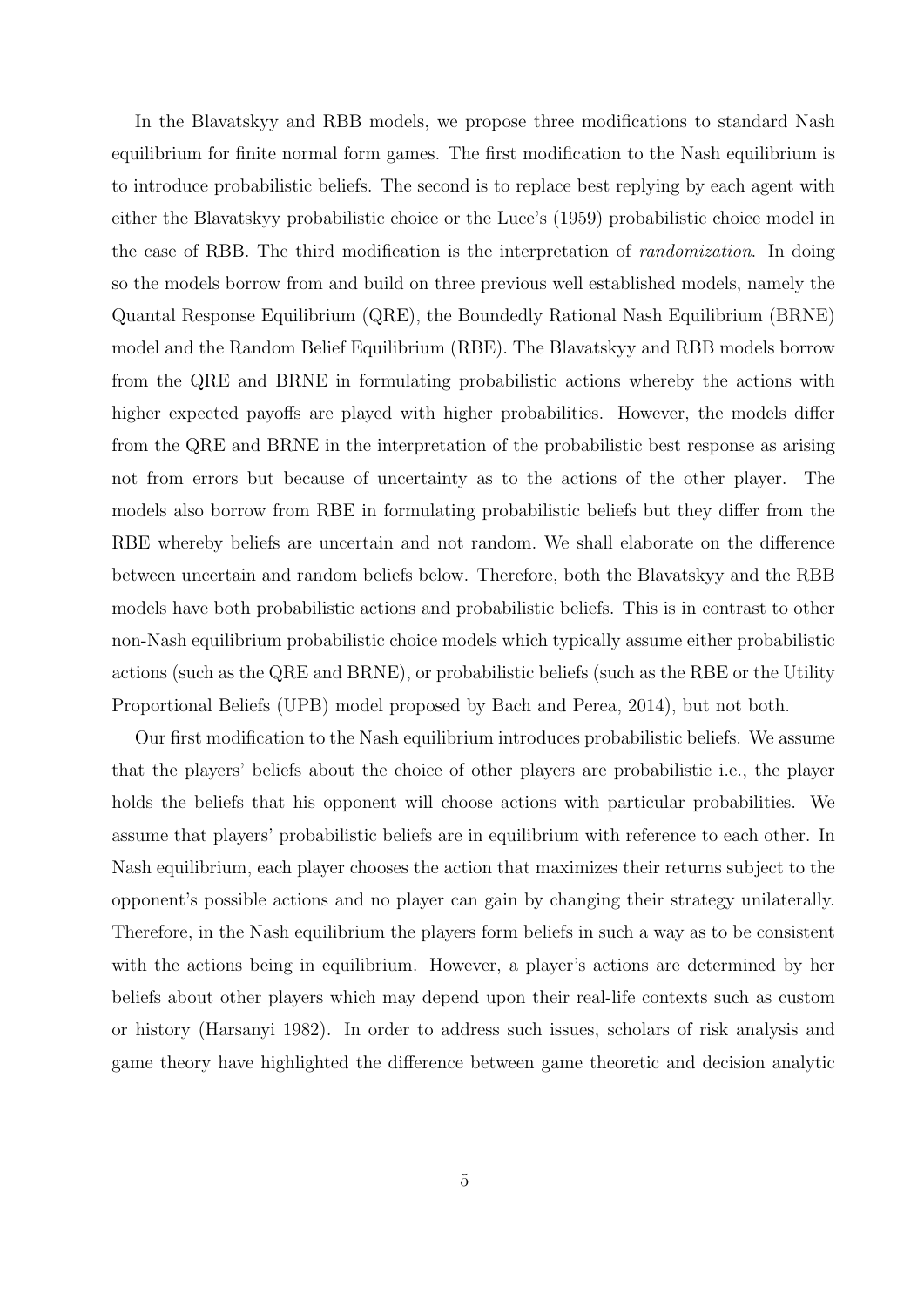In the Blavatskyy and RBB models, we propose three modifications to standard Nash equilibrium for finite normal form games. The first modification to the Nash equilibrium is to introduce probabilistic beliefs. The second is to replace best replying by each agent with either the Blavatskyy probabilistic choice or the Luce's (1959) probabilistic choice model in the case of RBB. The third modification is the interpretation of *randomization*. In doing so the models borrow from and build on three previous well established models, namely the Quantal Response Equilibrium (QRE), the Boundedly Rational Nash Equilibrium (BRNE) model and the Random Belief Equilibrium (RBE). The Blavatskyy and RBB models borrow from the QRE and BRNE in formulating probabilistic actions whereby the actions with higher expected payoffs are played with higher probabilities. However, the models differ from the QRE and BRNE in the interpretation of the probabilistic best response as arising not from errors but because of uncertainty as to the actions of the other player. The models also borrow from RBE in formulating probabilistic beliefs but they differ from the RBE whereby beliefs are uncertain and not random. We shall elaborate on the difference between uncertain and random beliefs below. Therefore, both the Blavatskyy and the RBB models have both probabilistic actions and probabilistic beliefs. This is in contrast to other non-Nash equilibrium probabilistic choice models which typically assume either probabilistic actions (such as the QRE and BRNE), or probabilistic beliefs (such as the RBE or the Utility Proportional Beliefs (UPB) model proposed by Bach and Perea, 2014), but not both.

Our first modification to the Nash equilibrium introduces probabilistic beliefs. We assume that the players' beliefs about the choice of other players are probabilistic i.e., the player holds the beliefs that his opponent will choose actions with particular probabilities. We assume that players' probabilistic beliefs are in equilibrium with reference to each other. In Nash equilibrium, each player chooses the action that maximizes their returns subject to the opponent's possible actions and no player can gain by changing their strategy unilaterally. Therefore, in the Nash equilibrium the players form beliefs in such a way as to be consistent with the actions being in equilibrium. However, a player's actions are determined by her beliefs about other players which may depend upon their real-life contexts such as custom or history (Harsanyi 1982). In order to address such issues, scholars of risk analysis and game theory have highlighted the difference between game theoretic and decision analytic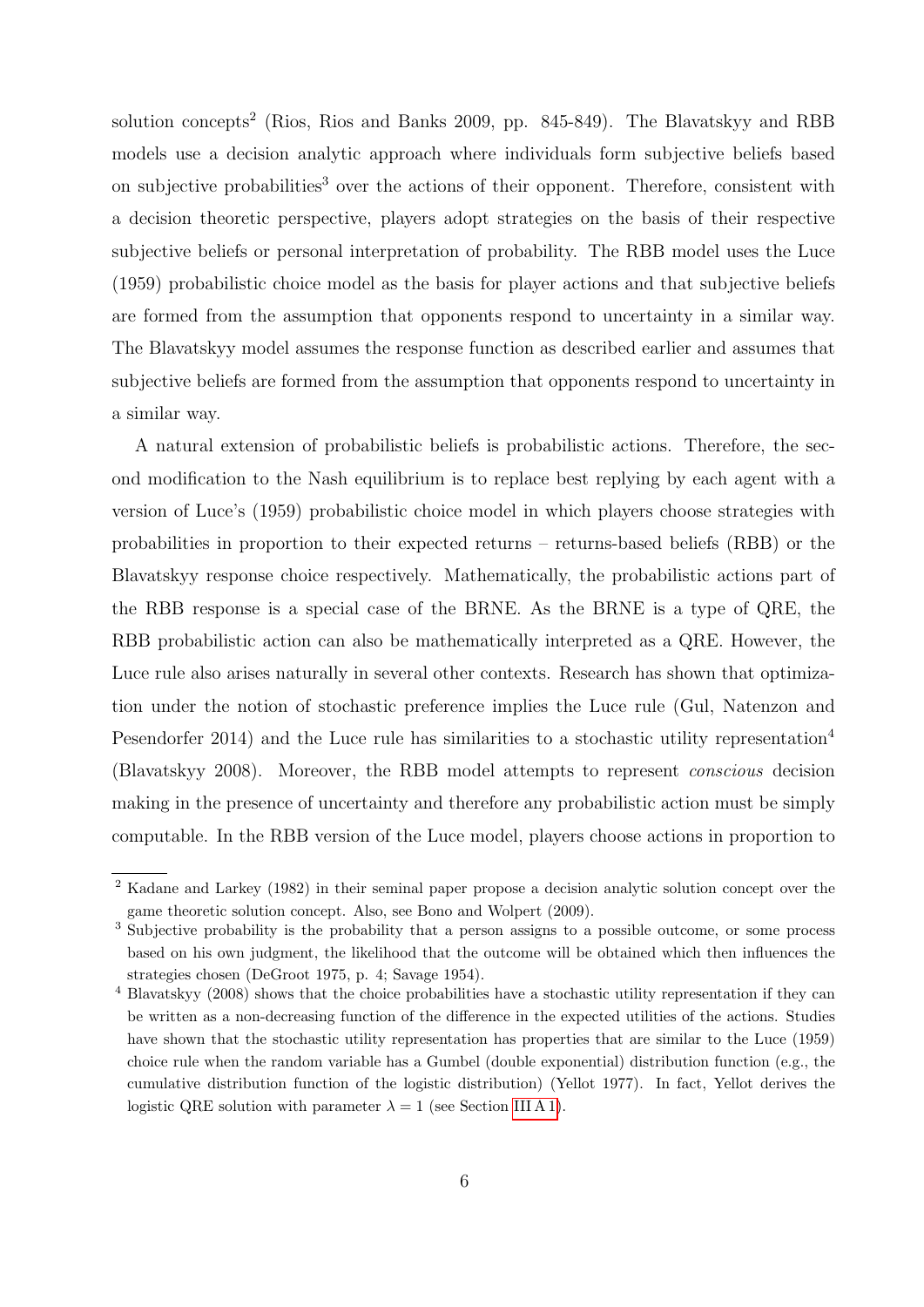solution concepts[2] (Rios, Rios and Banks 2009, pp. 845-849). The Blavatskyy and RBB models use a decision analytic approach where individuals form subjective beliefs based on subjective probabilities[3] over the actions of their opponent. Therefore, consistent with a decision theoretic perspective, players adopt strategies on the basis of their respective subjective beliefs or personal interpretation of probability. The RBB model uses the Luce (1959) probabilistic choice model as the basis for player actions and that subjective beliefs are formed from the assumption that opponents respond to uncertainty in a similar way. The Blavatskyy model assumes the response function as described earlier and assumes that subjective beliefs are formed from the assumption that opponents respond to uncertainty in a similar way.

A natural extension of probabilistic beliefs is probabilistic actions. Therefore, the second modification to the Nash equilibrium is to replace best replying by each agent with a version of Luce's (1959) probabilistic choice model in which players choose strategies with probabilities in proportion to their expected returns – returns-based beliefs (RBB) or the Blavatskyy response choice respectively. Mathematically, the probabilistic actions part of the RBB response is a special case of the BRNE. As the BRNE is a type of QRE, the RBB probabilistic action can also be mathematically interpreted as a QRE. However, the Luce rule also arises naturally in several other contexts. Research has shown that optimization under the notion of stochastic preference implies the Luce rule (Gul, Natenzon and Pesendorfer 2014) and the Luce rule has similarities to a stochastic utility representation[4] (Blavatskyy 2008). Moreover, the RBB model attempts to represent *conscious* decision making in the presence of uncertainty and therefore any probabilistic action must be simply computable. In the RBB version of the Luce model, players choose actions in proportion to

---

[2] Kadane and Larkey (1982) in their seminal paper propose a decision analytic solution concept over the game theoretic solution concept. Also, see Bono and Wolpert (2009).

[3] Subjective probability is the probability that a person assigns to a possible outcome, or some process based on his own judgment, the likelihood that the outcome will be obtained which then influences the strategies chosen (DeGroot 1975, p. 4; Savage 1954).

[4] Blavatskyy (2008) shows that the choice probabilities have a stochastic utility representation if they can be written as a non-decreasing function of the difference in the expected utilities of the actions. Studies have shown that the stochastic utility representation has properties that are similar to the Luce (1959) choice rule when the random variable has a Gumbel (double exponential) distribution function (e.g., the cumulative distribution function of the logistic distribution) (Yellot 1977). In fact, Yellot derives the logistic QRE solution with parameter $\lambda = 1$ (see Section III A 1).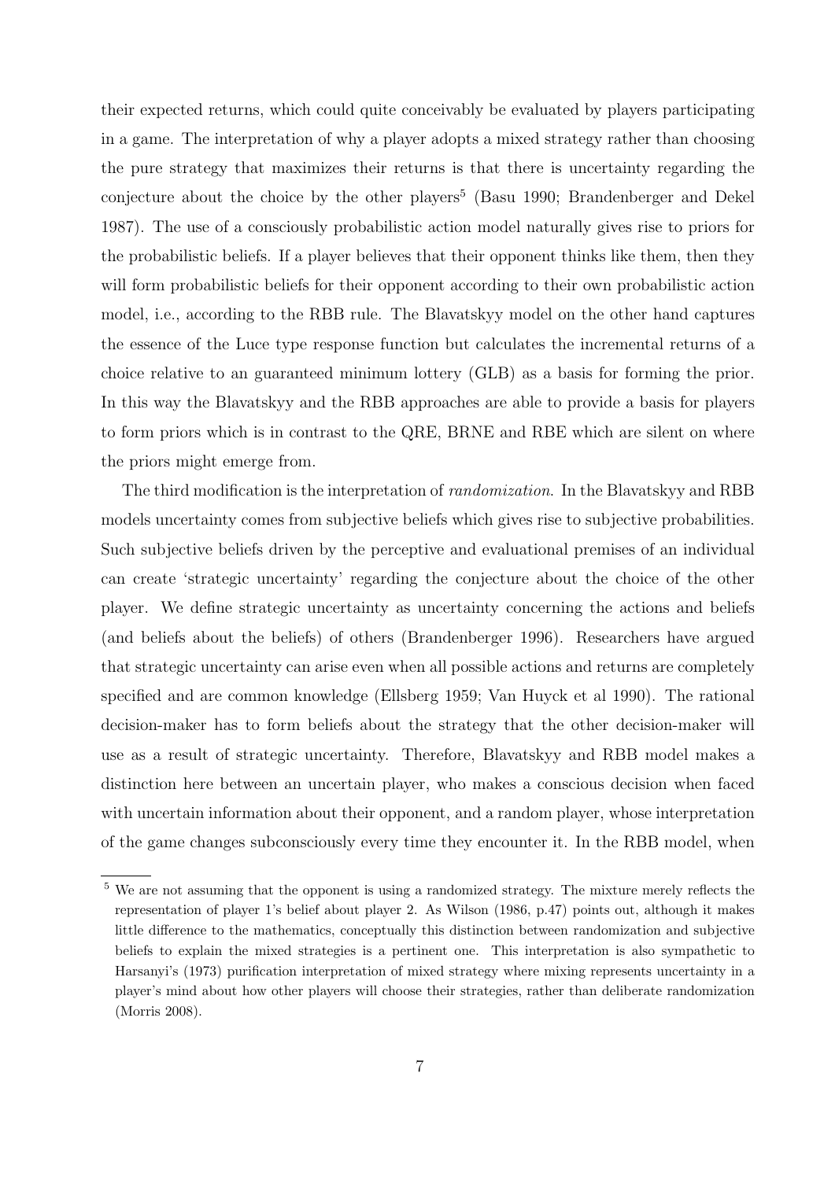their expected returns, which could quite conceivably be evaluated by players participating in a game. The interpretation of why a player adopts a mixed strategy rather than choosing the pure strategy that maximizes their returns is that there is uncertainty regarding the conjecture about the choice by the other players[5] (Basu 1990; Brandenberger and Dekel 1987). The use of a consciously probabilistic action model naturally gives rise to priors for the probabilistic beliefs. If a player believes that their opponent thinks like them, then they will form probabilistic beliefs for their opponent according to their own probabilistic action model, i.e., according to the RBB rule. The Blavatskyy model on the other hand captures the essence of the Luce type response function but calculates the incremental returns of a choice relative to an guaranteed minimum lottery (GLB) as a basis for forming the prior. In this way the Blavatskyy and the RBB approaches are able to provide a basis for players to form priors which is in contrast to the QRE, BRNE and RBE which are silent on where the priors might emerge from.

The third modification is the interpretation of *randomization*. In the Blavatskyy and RBB models uncertainty comes from subjective beliefs which gives rise to subjective probabilities. Such subjective beliefs driven by the perceptive and evaluational premises of an individual can create 'strategic uncertainty' regarding the conjecture about the choice of the other player. We define strategic uncertainty as uncertainty concerning the actions and beliefs (and beliefs about the beliefs) of others (Brandenberger 1996). Researchers have argued that strategic uncertainty can arise even when all possible actions and returns are completely specified and are common knowledge (Ellsberg 1959; Van Huyck et al 1990). The rational decision-maker has to form beliefs about the strategy that the other decision-maker will use as a result of strategic uncertainty. Therefore, Blavatskyy and RBB model makes a distinction here between an uncertain player, who makes a conscious decision when faced with uncertain information about their opponent, and a random player, whose interpretation of the game changes subconsciously every time they encounter it. In the RBB model, when

[5] We are not assuming that the opponent is using a randomized strategy. The mixture merely reflects the representation of player 1's belief about player 2. As Wilson (1986, p.47) points out, although it makes little difference to the mathematics, conceptually this distinction between randomization and subjective beliefs to explain the mixed strategies is a pertinent one. This interpretation is also sympathetic to Harsanyi's (1973) purification interpretation of mixed strategy where mixing represents uncertainty in a player's mind about how other players will choose their strategies, rather than deliberate randomization (Morris 2008).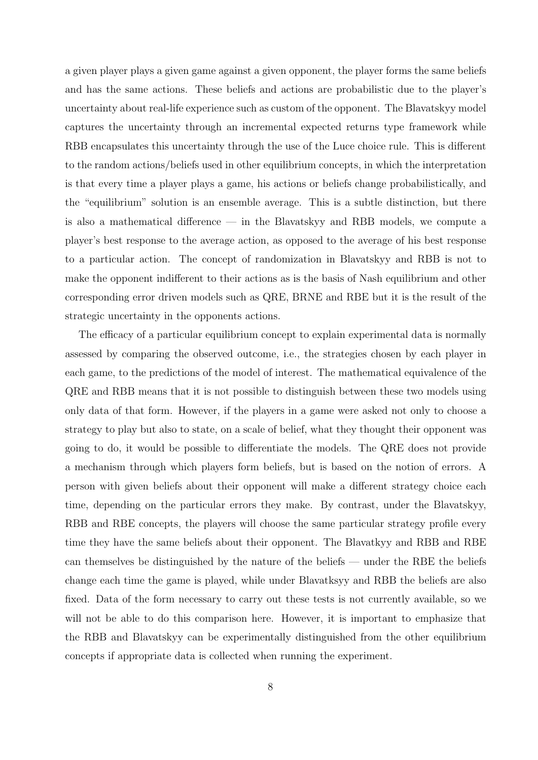a given player plays a given game against a given opponent, the player forms the same beliefs and has the same actions. These beliefs and actions are probabilistic due to the player's uncertainty about real-life experience such as custom of the opponent. The Blavatskyy model captures the uncertainty through an incremental expected returns type framework while RBB encapsulates this uncertainty through the use of the Luce choice rule. This is different to the random actions/beliefs used in other equilibrium concepts, in which the interpretation is that every time a player plays a game, his actions or beliefs change probabilistically, and the "equilibrium" solution is an ensemble average. This is a subtle distinction, but there is also a mathematical difference — in the Blavatskyy and RBB models, we compute a player's best response to the average action, as opposed to the average of his best response to a particular action. The concept of randomization in Blavatskyy and RBB is not to make the opponent indifferent to their actions as is the basis of Nash equilibrium and other corresponding error driven models such as QRE, BRNE and RBE but it is the result of the strategic uncertainty in the opponents actions.

The efficacy of a particular equilibrium concept to explain experimental data is normally assessed by comparing the observed outcome, i.e., the strategies chosen by each player in each game, to the predictions of the model of interest. The mathematical equivalence of the QRE and RBB means that it is not possible to distinguish between these two models using only data of that form. However, if the players in a game were asked not only to choose a strategy to play but also to state, on a scale of belief, what they thought their opponent was going to do, it would be possible to differentiate the models. The QRE does not provide a mechanism through which players form beliefs, but is based on the notion of errors. A person with given beliefs about their opponent will make a different strategy choice each time, depending on the particular errors they make. By contrast, under the Blavatskyy, RBB and RBE concepts, the players will choose the same particular strategy profile every time they have the same beliefs about their opponent. The Blavatkyy and RBB and RBE can themselves be distinguished by the nature of the beliefs — under the RBE the beliefs change each time the game is played, while under Blavatksyy and RBB the beliefs are also fixed. Data of the form necessary to carry out these tests is not currently available, so we will not be able to do this comparison here. However, it is important to emphasize that the RBB and Blavatskyy can be experimentally distinguished from the other equilibrium concepts if appropriate data is collected when running the experiment.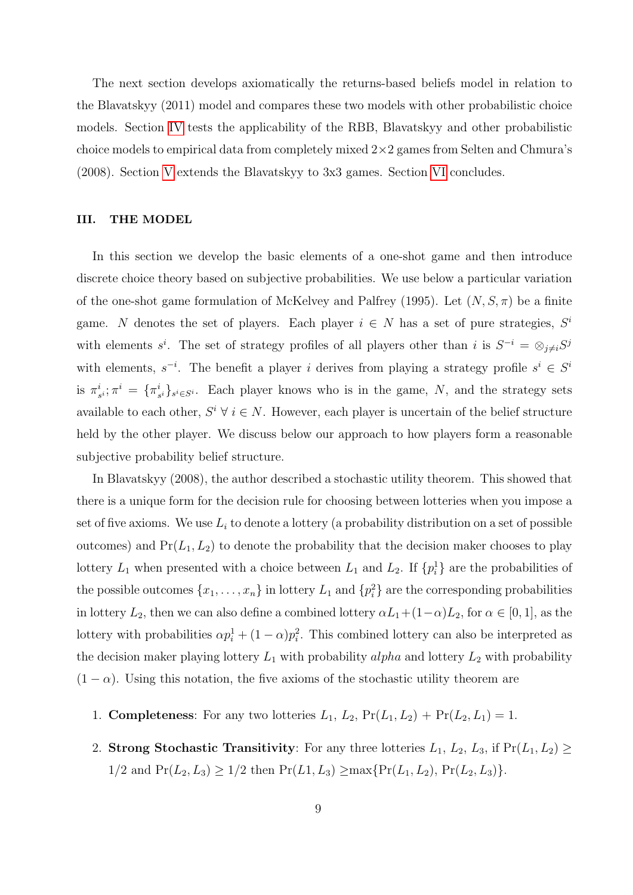The next section develops axiomatically the returns-based beliefs model in relation to the Blavatskyy (2011) model and compares these two models with other probabilistic choice models. Section IV tests the applicability of the RBB, Blavatskyy and other probabilistic choice models to empirical data from completely mixed 2×2 games from Selten and Chmura's (2008). Section V extends the Blavatskyy to 3x3 games. Section VI concludes.

## III. THE MODEL

In this section we develop the basic elements of a one-shot game and then introduce discrete choice theory based on subjective probabilities. We use below a particular variation of the one-shot game formulation of McKelvey and Palfrey (1995). Let $(N, S, \pi)$ be a finite game. $N$ denotes the set of players. Each player $i \in N$ has a set of pure strategies, $S^i$ with elements $s^i$. The set of strategy profiles of all players other than $i$ is $S^{-i} = \otimes_{j \neq i} S^j$ with elements, $s^{-i}$. The benefit a player $i$ derives from playing a strategy profile $s^i \in S^i$ is $\pi^i_{s^i}; \pi^i = \{\pi^i_{s^i}\}_{s^i \in S^i}$. Each player knows who is in the game, $N$, and the strategy sets available to each other, $S^i \; \forall \; i \in N$. However, each player is uncertain of the belief structure held by the other player. We discuss below our approach to how players form a reasonable subjective probability belief structure.

In Blavatskyy (2008), the author described a stochastic utility theorem. This showed that there is a unique form for the decision rule for choosing between lotteries when you impose a set of five axioms. We use $L_i$ to denote a lottery (a probability distribution on a set of possible outcomes) and $\Pr(L_1, L_2)$ to denote the probability that the decision maker chooses to play lottery $L_1$ when presented with a choice between $L_1$ and $L_2$. If $\{p^1_i\}$ are the probabilities of the possible outcomes $\{x_1, \ldots, x_n\}$ in lottery $L_1$ and $\{p^2_i\}$ are the corresponding probabilities in lottery $L_2$, then we can also define a combined lottery $\alpha L_1 + (1-\alpha)L_2$, for $\alpha \in [0, 1]$, as the lottery with probabilities $\alpha p^1_i + (1-\alpha)p^2_i$. This combined lottery can also be interpreted as the decision maker playing lottery $L_1$ with probability *alpha* and lottery $L_2$ with probability $(1-\alpha)$. Using this notation, the five axioms of the stochastic utility theorem are

1. **Completeness**: For any two lotteries $L_1$, $L_2$, $\Pr(L_1, L_2) + \Pr(L_2, L_1) = 1$.

2. **Strong Stochastic Transitivity**: For any three lotteries $L_1$, $L_2$, $L_3$, if $\Pr(L_1, L_2) \geq 1/2$ and $\Pr(L_2, L_3) \geq 1/2$ then $\Pr(L1, L_3) \geq \max\{\Pr(L_1, L_2), \Pr(L_2, L_3)\}$.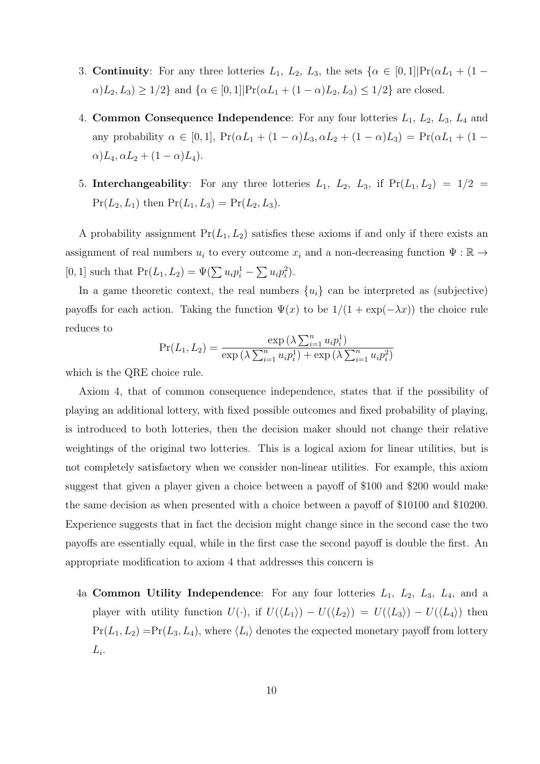3. **Continuity**: For any three lotteries $L_1$, $L_2$, $L_3$, the sets $\{\alpha \in [0,1] | \Pr(\alpha L_1 + (1-\alpha)L_2, L_3) \geq 1/2\}$ and $\{\alpha \in [0,1] | \Pr(\alpha L_1 + (1-\alpha)L_2, L_3) \leq 1/2\}$ are closed.

4. **Common Consequence Independence**: For any four lotteries $L_1$, $L_2$, $L_3$, $L_4$ and any probability $\alpha \in [0,1]$, $\Pr(\alpha L_1 + (1-\alpha)L_3, \alpha L_2 + (1-\alpha)L_3) = \Pr(\alpha L_1 + (1-\alpha)L_4, \alpha L_2 + (1-\alpha)L_4)$.

5. **Interchangeability**: For any three lotteries $L_1$, $L_2$, $L_3$, if $\Pr(L_1, L_2) = 1/2 = \Pr(L_2, L_1)$ then $\Pr(L_1, L_3) = \Pr(L_2, L_3)$.

A probability assignment $\Pr(L_1, L_2)$ satisfies these axioms if and only if there exists an assignment of real numbers $u_i$ to every outcome $x_i$ and a non-decreasing function $\Psi : \mathbb{R} \to [0,1]$ such that $\Pr(L_1, L_2) = \Psi(\sum u_i p_i^1 - \sum u_i p_i^2)$.

In a game theoretic context, the real numbers $\{u_i\}$ can be interpreted as (subjective) payoffs for each action. Taking the function $\Psi(x)$ to be $1/(1+\exp(-\lambda x))$ the choice rule reduces to

$$\Pr(L_1, L_2) = \frac{\exp\left(\lambda \sum_{i=1}^n u_i p_i^1\right)}{\exp\left(\lambda \sum_{i=1}^n u_i p_i^1\right) + \exp\left(\lambda \sum_{i=1}^n u_i p_i^2\right)}$$

which is the QRE choice rule.

Axiom 4, that of common consequence independence, states that if the possibility of playing an additional lottery, with fixed possible outcomes and fixed probability of playing, is introduced to both lotteries, then the decision maker should not change their relative weightings of the original two lotteries. This is a logical axiom for linear utilities, but is not completely satisfactory when we consider non-linear utilities. For example, this axiom suggest that given a player given a choice between a payoff of \$100 and \$200 would make the same decision as when presented with a choice between a payoff of \$10100 and \$10200. Experience suggests that in fact the decision might change since in the second case the two payoffs are essentially equal, while in the first case the second payoff is double the first. An appropriate modification to axiom 4 that addresses this concern is

4a **Common Utility Independence**: For any four lotteries $L_1$, $L_2$, $L_3$, $L_4$, and a player with utility function $U(\cdot)$, if $U(\langle L_1 \rangle) - U(\langle L_2 \rangle) = U(\langle L_3 \rangle) - U(\langle L_4 \rangle)$ then $\Pr(L_1, L_2) = \Pr(L_3, L_4)$, where $\langle L_i \rangle$ denotes the expected monetary payoff from lottery $L_i$.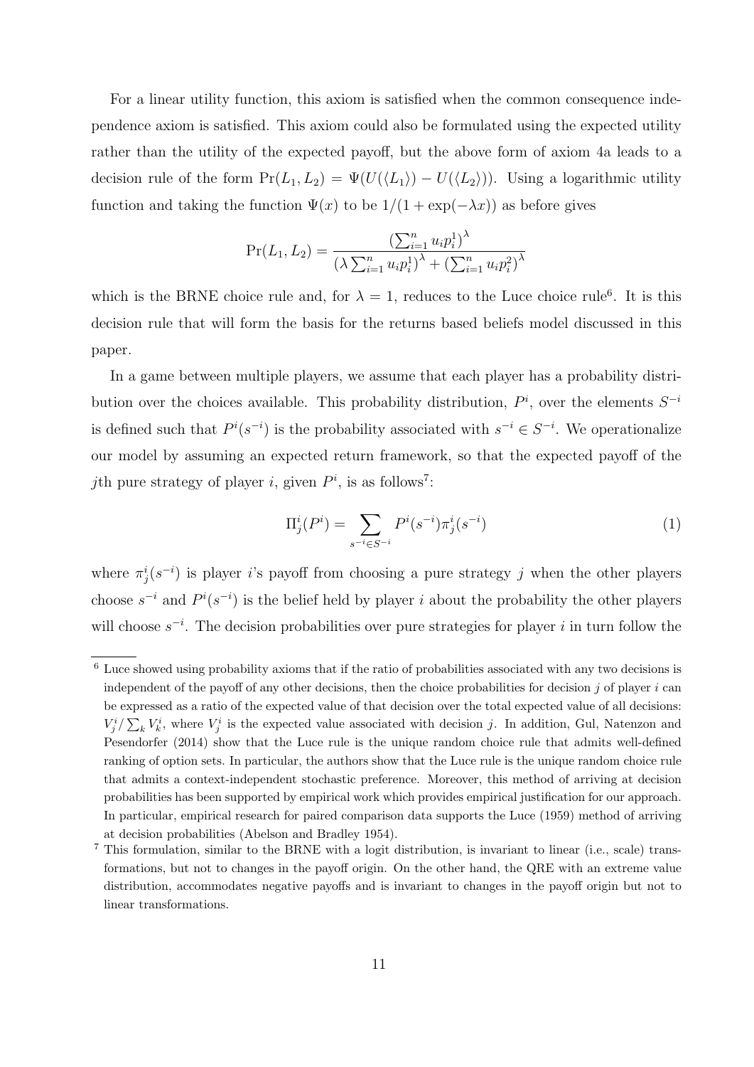For a linear utility function, this axiom is satisfied when the common consequence independence axiom is satisfied. This axiom could also be formulated using the expected utility rather than the utility of the expected payoff, but the above form of axiom 4a leads to a decision rule of the form $\Pr(L_1, L_2) = \Psi(U(\langle L_1 \rangle) - U(\langle L_2 \rangle))$. Using a logarithmic utility function and taking the function $\Psi(x)$ to be $1/(1 + \exp(-\lambda x))$ as before gives

$$\Pr(L_1, L_2) = \frac{\left(\sum_{i=1}^{n} u_i p_i^1\right)^{\lambda}}{\left(\lambda \sum_{i=1}^{n} u_i p_i^1\right)^{\lambda} + \left(\sum_{i=1}^{n} u_i p_i^2\right)^{\lambda}}$$

which is the BRNE choice rule and, for $\lambda = 1$, reduces to the Luce choice rule[6]. It is this decision rule that will form the basis for the returns based beliefs model discussed in this paper.

In a game between multiple players, we assume that each player has a probability distribution over the choices available. This probability distribution, $P^i$, over the elements $S^{-i}$ is defined such that $P^i(s^{-i})$ is the probability associated with $s^{-i} \in S^{-i}$. We operationalize our model by assuming an expected return framework, so that the expected payoff of the $j$th pure strategy of player $i$, given $P^i$, is as follows[7]:

$$\Pi_j^i(P^i) = \sum_{s^{-i} \in S^{-i}} P^i(s^{-i}) \pi_j^i(s^{-i}) \tag{1}$$

where $\pi_j^i(s^{-i})$ is player $i$'s payoff from choosing a pure strategy $j$ when the other players choose $s^{-i}$ and $P^i(s^{-i})$ is the belief held by player $i$ about the probability the other players will choose $s^{-i}$. The decision probabilities over pure strategies for player $i$ in turn follow the

[6] Luce showed using probability axioms that if the ratio of probabilities associated with any two decisions is independent of the payoff of any other decisions, then the choice probabilities for decision $j$ of player $i$ can be expressed as a ratio of the expected value of that decision over the total expected value of all decisions: $V_j^i / \sum_k V_k^i$, where $V_j^i$ is the expected value associated with decision $j$. In addition, Gul, Natenzon and Pesendorfer (2014) show that the Luce rule is the unique random choice rule that admits well-defined ranking of option sets. In particular, the authors show that the Luce rule is the unique random choice rule that admits a context-independent stochastic preference. Moreover, this method of arriving at decision probabilities has been supported by empirical work which provides empirical justification for our approach. In particular, empirical research for paired comparison data supports the Luce (1959) method of arriving at decision probabilities (Abelson and Bradley 1954).

[7] This formulation, similar to the BRNE with a logit distribution, is invariant to linear (i.e., scale) transformations, but not to changes in the payoff origin. On the other hand, the QRE with an extreme value distribution, accommodates negative payoffs and is invariant to changes in the payoff origin but not to linear transformations.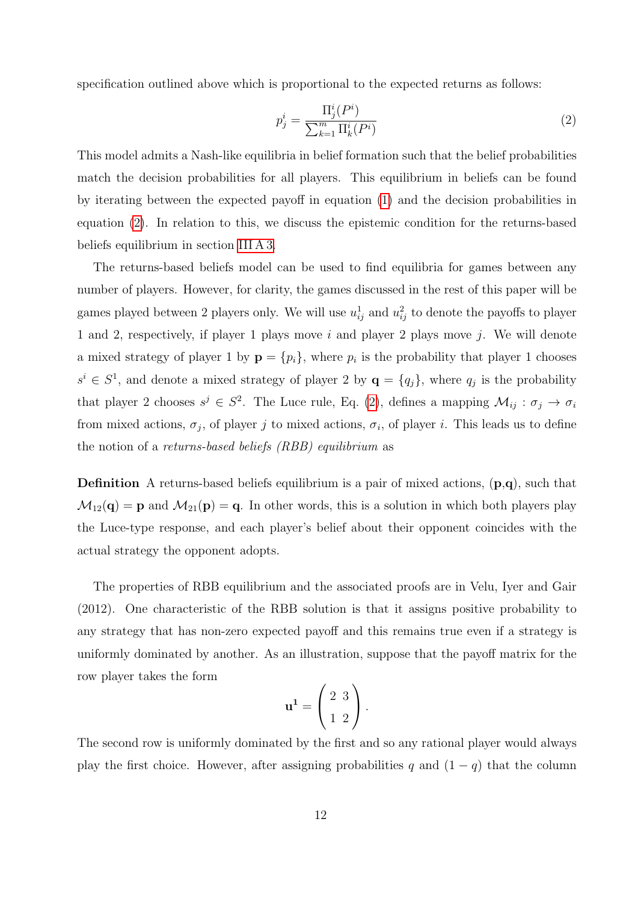specification outlined above which is proportional to the expected returns as follows:

$$p_j^i = \frac{\Pi_j^i(P^i)}{\sum_{k=1}^m \Pi_k^i(P^i)} \tag{2}$$

This model admits a Nash-like equilibria in belief formation such that the belief probabilities match the decision probabilities for all players. This equilibrium in beliefs can be found by iterating between the expected payoff in equation (1) and the decision probabilities in equation (2). In relation to this, we discuss the epistemic condition for the returns-based beliefs equilibrium in section III A 3.

The returns-based beliefs model can be used to find equilibria for games between any number of players. However, for clarity, the games discussed in the rest of this paper will be games played between 2 players only. We will use $u_{ij}^1$ and $u_{ij}^2$ to denote the payoffs to player 1 and 2, respectively, if player 1 plays move $i$ and player 2 plays move $j$. We will denote a mixed strategy of player 1 by $\mathbf{p} = \{p_i\}$, where $p_i$ is the probability that player 1 chooses $s^i \in S^1$, and denote a mixed strategy of player 2 by $\mathbf{q} = \{q_j\}$, where $q_j$ is the probability that player 2 chooses $s^j \in S^2$. The Luce rule, Eq. (2), defines a mapping $\mathcal{M}_{ij} : \sigma_j \to \sigma_i$ from mixed actions, $\sigma_j$, of player $j$ to mixed actions, $\sigma_i$, of player $i$. This leads us to define the notion of a *returns-based beliefs (RBB) equilibrium* as

**Definition** A returns-based beliefs equilibrium is a pair of mixed actions, ($\mathbf{p}$,$\mathbf{q}$), such that $\mathcal{M}_{12}(\mathbf{q}) = \mathbf{p}$ and $\mathcal{M}_{21}(\mathbf{p}) = \mathbf{q}$. In other words, this is a solution in which both players play the Luce-type response, and each player's belief about their opponent coincides with the actual strategy the opponent adopts.

The properties of RBB equilibrium and the associated proofs are in Velu, Iyer and Gair (2012). One characteristic of the RBB solution is that it assigns positive probability to any strategy that has non-zero expected payoff and this remains true even if a strategy is uniformly dominated by another. As an illustration, suppose that the payoff matrix for the row player takes the form

$$\mathbf{u^1} = \begin{pmatrix} 2 & 3 \\ 1 & 2 \end{pmatrix}.$$

The second row is uniformly dominated by the first and so any rational player would always play the first choice. However, after assigning probabilities $q$ and $(1 - q)$ that the column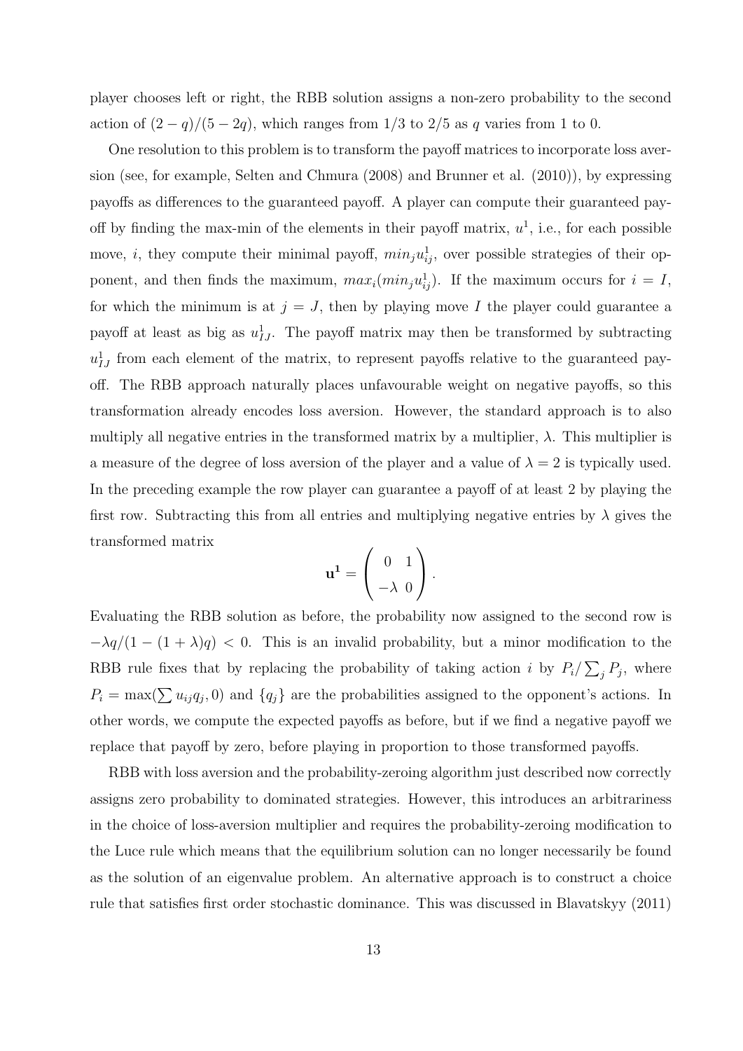player chooses left or right, the RBB solution assigns a non-zero probability to the second action of $(2-q)/(5-2q)$, which ranges from $1/3$ to $2/5$ as $q$ varies from 1 to 0.

One resolution to this problem is to transform the payoff matrices to incorporate loss aversion (see, for example, Selten and Chmura (2008) and Brunner et al. (2010)), by expressing payoffs as differences to the guaranteed payoff. A player can compute their guaranteed payoff by finding the max-min of the elements in their payoff matrix, $u^1$, i.e., for each possible move, $i$, they compute their minimal payoff, $min_j u^1_{ij}$, over possible strategies of their opponent, and then finds the maximum, $max_i(min_j u^1_{ij})$. If the maximum occurs for $i = I$, for which the minimum is at $j = J$, then by playing move $I$ the player could guarantee a payoff at least as big as $u^1_{IJ}$. The payoff matrix may then be transformed by subtracting $u^1_{IJ}$ from each element of the matrix, to represent payoffs relative to the guaranteed payoff. The RBB approach naturally places unfavourable weight on negative payoffs, so this transformation already encodes loss aversion. However, the standard approach is to also multiply all negative entries in the transformed matrix by a multiplier, $\lambda$. This multiplier is a measure of the degree of loss aversion of the player and a value of $\lambda = 2$ is typically used. In the preceding example the row player can guarantee a payoff of at least 2 by playing the first row. Subtracting this from all entries and multiplying negative entries by $\lambda$ gives the transformed matrix

$$\mathbf{u^1} = \begin{pmatrix} 0 & 1 \\ -\lambda & 0 \end{pmatrix}.$$

Evaluating the RBB solution as before, the probability now assigned to the second row is $-\lambda q/(1-(1+\lambda)q) < 0$. This is an invalid probability, but a minor modification to the RBB rule fixes that by replacing the probability of taking action $i$ by $P_i / \sum_j P_j$, where $P_i = \max(\sum u_{ij} q_j, 0)$ and $\{q_j\}$ are the probabilities assigned to the opponent's actions. In other words, we compute the expected payoffs as before, but if we find a negative payoff we replace that payoff by zero, before playing in proportion to those transformed payoffs.

RBB with loss aversion and the probability-zeroing algorithm just described now correctly assigns zero probability to dominated strategies. However, this introduces an arbitrariness in the choice of loss-aversion multiplier and requires the probability-zeroing modification to the Luce rule which means that the equilibrium solution can no longer necessarily be found as the solution of an eigenvalue problem. An alternative approach is to construct a choice rule that satisfies first order stochastic dominance. This was discussed in Blavatskyy (2011)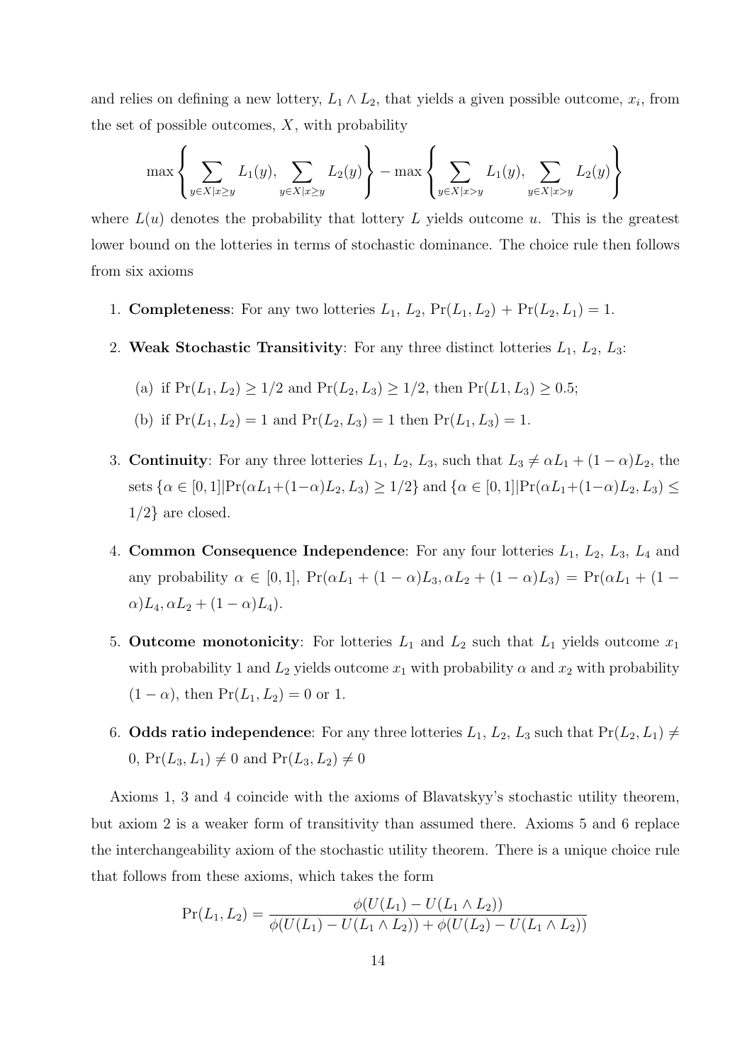and relies on defining a new lottery, $L_1 \wedge L_2$, that yields a given possible outcome, $x_i$, from the set of possible outcomes, $X$, with probability

$$\max\left\{\sum_{y\in X|x\geq y} L_1(y), \sum_{y\in X|x\geq y} L_2(y)\right\} - \max\left\{\sum_{y\in X|x>y} L_1(y), \sum_{y\in X|x>y} L_2(y)\right\}$$

where $L(u)$ denotes the probability that lottery $L$ yields outcome $u$. This is the greatest lower bound on the lotteries in terms of stochastic dominance. The choice rule then follows from six axioms

1. **Completeness**: For any two lotteries $L_1$, $L_2$, $\Pr(L_1, L_2) + \Pr(L_2, L_1) = 1$.
2. **Weak Stochastic Transitivity**: For any three distinct lotteries $L_1$, $L_2$, $L_3$:
   (a) if $\Pr(L_1, L_2) \geq 1/2$ and $\Pr(L_2, L_3) \geq 1/2$, then $\Pr(L1, L_3) \geq 0.5$;
   (b) if $\Pr(L_1, L_2) = 1$ and $\Pr(L_2, L_3) = 1$ then $\Pr(L_1, L_3) = 1$.
3. **Continuity**: For any three lotteries $L_1$, $L_2$, $L_3$, such that $L_3 \neq \alpha L_1 + (1-\alpha)L_2$, the sets $\{\alpha \in [0,1] | \Pr(\alpha L_1 + (1-\alpha)L_2, L_3) \geq 1/2\}$ and $\{\alpha \in [0,1] | \Pr(\alpha L_1 + (1-\alpha)L_2, L_3) \leq 1/2\}$ are closed.
4. **Common Consequence Independence**: For any four lotteries $L_1$, $L_2$, $L_3$, $L_4$ and any probability $\alpha \in [0,1]$, $\Pr(\alpha L_1 + (1-\alpha)L_3, \alpha L_2 + (1-\alpha)L_3) = \Pr(\alpha L_1 + (1-\alpha)L_4, \alpha L_2 + (1-\alpha)L_4)$.
5. **Outcome monotonicity**: For lotteries $L_1$ and $L_2$ such that $L_1$ yields outcome $x_1$ with probability 1 and $L_2$ yields outcome $x_1$ with probability $\alpha$ and $x_2$ with probability $(1-\alpha)$, then $\Pr(L_1, L_2) = 0$ or 1.
6. **Odds ratio independence**: For any three lotteries $L_1$, $L_2$, $L_3$ such that $\Pr(L_2, L_1) \neq 0$, $\Pr(L_3, L_1) \neq 0$ and $\Pr(L_3, L_2) \neq 0$

Axioms 1, 3 and 4 coincide with the axioms of Blavatskyy's stochastic utility theorem, but axiom 2 is a weaker form of transitivity than assumed there. Axioms 5 and 6 replace the interchangeability axiom of the stochastic utility theorem. There is a unique choice rule that follows from these axioms, which takes the form

$$\Pr(L_1, L_2) = \frac{\phi(U(L_1) - U(L_1 \wedge L_2))}{\phi(U(L_1) - U(L_1 \wedge L_2)) + \phi(U(L_2) - U(L_1 \wedge L_2))}$$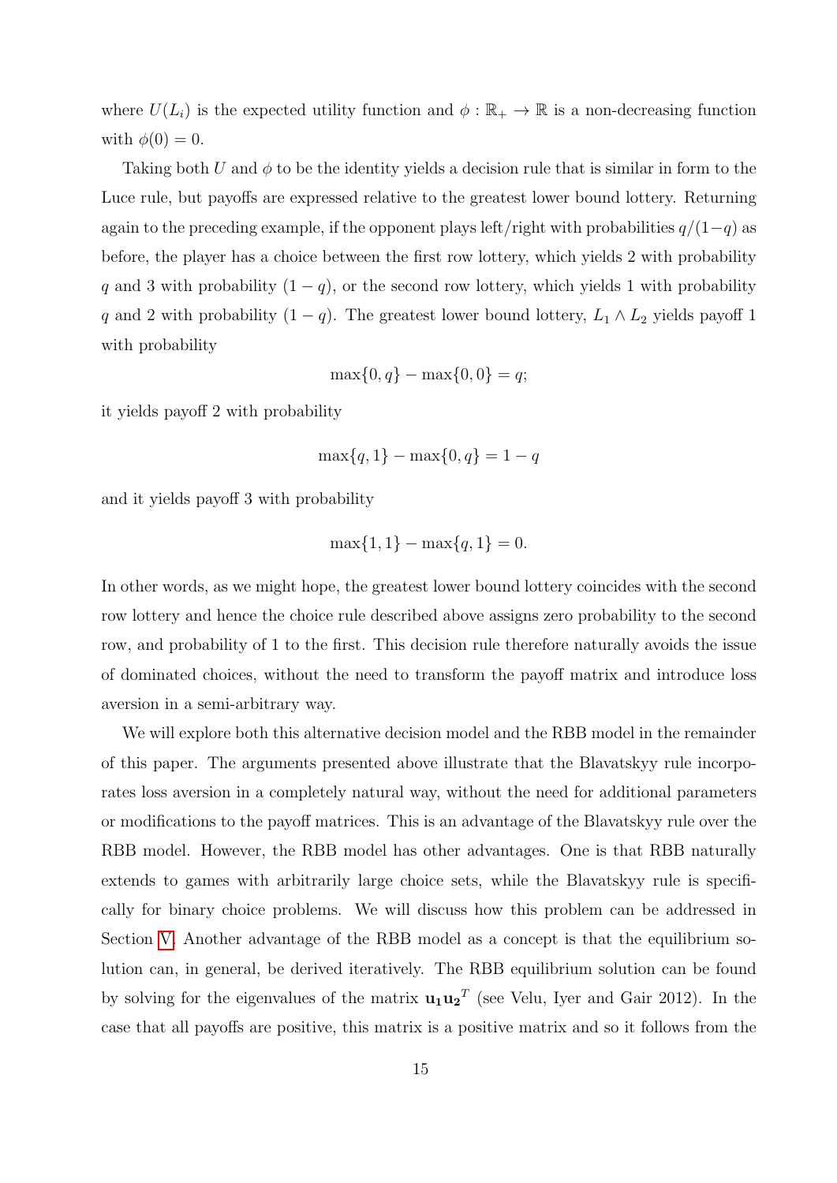where $U(L_i)$ is the expected utility function and $\phi : \mathbb{R}_+ \to \mathbb{R}$ is a non-decreasing function with $\phi(0) = 0$.

Taking both $U$ and $\phi$ to be the identity yields a decision rule that is similar in form to the Luce rule, but payoffs are expressed relative to the greatest lower bound lottery. Returning again to the preceding example, if the opponent plays left/right with probabilities $q/(1-q)$ as before, the player has a choice between the first row lottery, which yields 2 with probability $q$ and 3 with probability $(1-q)$, or the second row lottery, which yields 1 with probability $q$ and 2 with probability $(1-q)$. The greatest lower bound lottery, $L_1 \wedge L_2$ yields payoff 1 with probability

$$\max\{0, q\} - \max\{0, 0\} = q;$$

it yields payoff 2 with probability

$$\max\{q, 1\} - \max\{0, q\} = 1 - q$$

and it yields payoff 3 with probability

$$\max\{1, 1\} - \max\{q, 1\} = 0.$$

In other words, as we might hope, the greatest lower bound lottery coincides with the second row lottery and hence the choice rule described above assigns zero probability to the second row, and probability of 1 to the first. This decision rule therefore naturally avoids the issue of dominated choices, without the need to transform the payoff matrix and introduce loss aversion in a semi-arbitrary way.

We will explore both this alternative decision model and the RBB model in the remainder of this paper. The arguments presented above illustrate that the Blavatskyy rule incorporates loss aversion in a completely natural way, without the need for additional parameters or modifications to the payoff matrices. This is an advantage of the Blavatskyy rule over the RBB model. However, the RBB model has other advantages. One is that RBB naturally extends to games with arbitrarily large choice sets, while the Blavatskyy rule is specifically for binary choice problems. We will discuss how this problem can be addressed in Section V. Another advantage of the RBB model as a concept is that the equilibrium solution can, in general, be derived iteratively. The RBB equilibrium solution can be found by solving for the eigenvalues of the matrix $\mathbf{u_1}\mathbf{u_2}^T$ (see Velu, Iyer and Gair 2012). In the case that all payoffs are positive, this matrix is a positive matrix and so it follows from the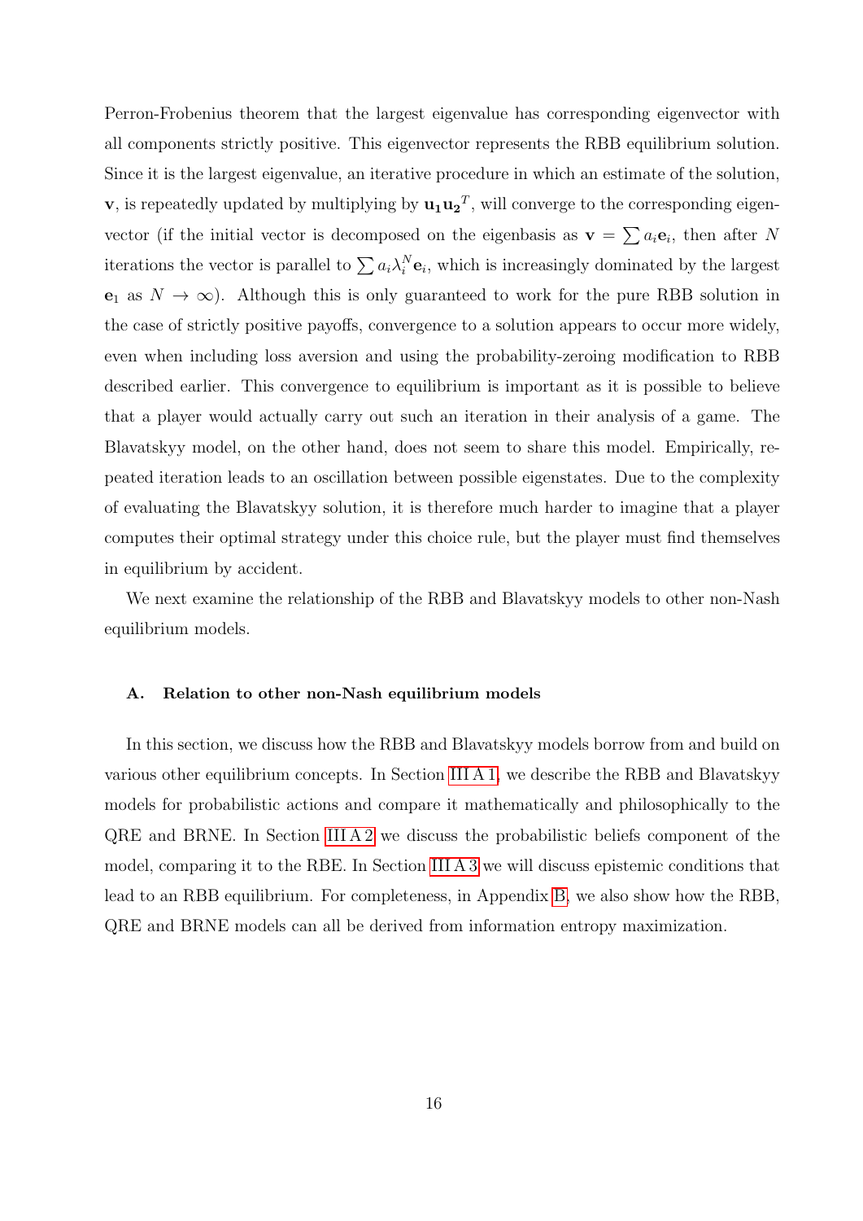Perron-Frobenius theorem that the largest eigenvalue has corresponding eigenvector with all components strictly positive. This eigenvector represents the RBB equilibrium solution. Since it is the largest eigenvalue, an iterative procedure in which an estimate of the solution, $\mathbf{v}$, is repeatedly updated by multiplying by $\mathbf{u_1 u_2}^T$, will converge to the corresponding eigenvector (if the initial vector is decomposed on the eigenbasis as $\mathbf{v} = \sum a_i \mathbf{e}_i$, then after $N$ iterations the vector is parallel to $\sum a_i \lambda_i^N \mathbf{e}_i$, which is increasingly dominated by the largest $\mathbf{e}_1$ as $N \to \infty$). Although this is only guaranteed to work for the pure RBB solution in the case of strictly positive payoffs, convergence to a solution appears to occur more widely, even when including loss aversion and using the probability-zeroing modification to RBB described earlier. This convergence to equilibrium is important as it is possible to believe that a player would actually carry out such an iteration in their analysis of a game. The Blavatskyy model, on the other hand, does not seem to share this model. Empirically, repeated iteration leads to an oscillation between possible eigenstates. Due to the complexity of evaluating the Blavatskyy solution, it is therefore much harder to imagine that a player computes their optimal strategy under this choice rule, but the player must find themselves in equilibrium by accident.

We next examine the relationship of the RBB and Blavatskyy models to other non-Nash equilibrium models.

### A. Relation to other non-Nash equilibrium models

In this section, we discuss how the RBB and Blavatskyy models borrow from and build on various other equilibrium concepts. In Section III A 1, we describe the RBB and Blavatskyy models for probabilistic actions and compare it mathematically and philosophically to the QRE and BRNE. In Section III A 2 we discuss the probabilistic beliefs component of the model, comparing it to the RBE. In Section III A 3 we will discuss epistemic conditions that lead to an RBB equilibrium. For completeness, in Appendix B, we also show how the RBB, QRE and BRNE models can all be derived from information entropy maximization.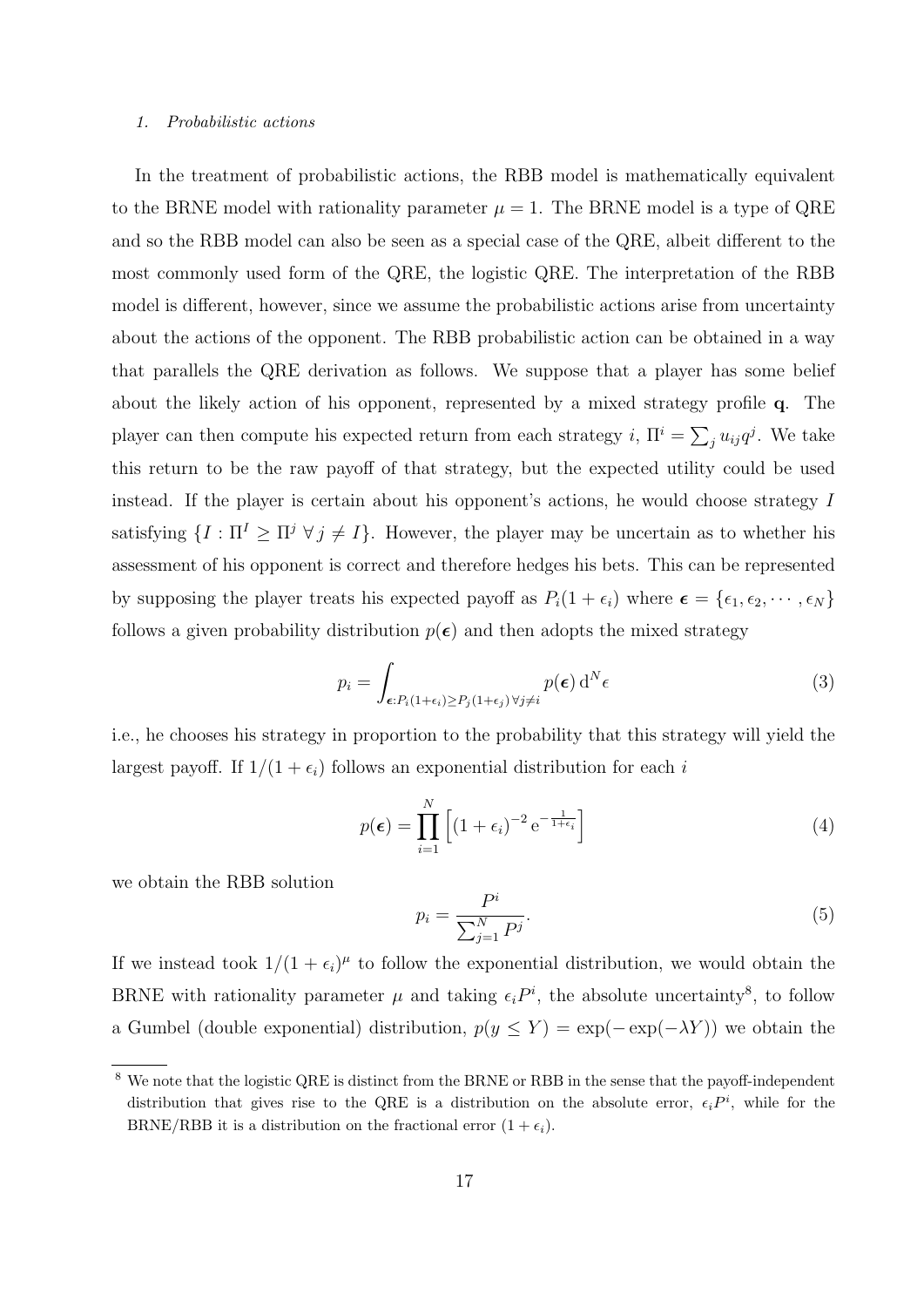### 1. *Probabilistic actions*

In the treatment of probabilistic actions, the RBB model is mathematically equivalent to the BRNE model with rationality parameter $\mu = 1$. The BRNE model is a type of QRE and so the RBB model can also be seen as a special case of the QRE, albeit different to the most commonly used form of the QRE, the logistic QRE. The interpretation of the RBB model is different, however, since we assume the probabilistic actions arise from uncertainty about the actions of the opponent. The RBB probabilistic action can be obtained in a way that parallels the QRE derivation as follows. We suppose that a player has some belief about the likely action of his opponent, represented by a mixed strategy profile $\mathbf{q}$. The player can then compute his expected return from each strategy $i$, $\Pi^i = \sum_j u_{ij} q^j$. We take this return to be the raw payoff of that strategy, but the expected utility could be used instead. If the player is certain about his opponent's actions, he would choose strategy $I$ satisfying $\{I : \Pi^I \geq \Pi^j \; \forall j \neq I\}$. However, the player may be uncertain as to whether his assessment of his opponent is correct and therefore hedges his bets. This can be represented by supposing the player treats his expected payoff as $P_i(1+\epsilon_i)$ where $\boldsymbol{\epsilon} = \{\epsilon_1, \epsilon_2, \cdots, \epsilon_N\}$ follows a given probability distribution $p(\boldsymbol{\epsilon})$ and then adopts the mixed strategy

$$p_i = \int_{\boldsymbol{\epsilon}: P_i(1+\epsilon_i) \geq P_j(1+\epsilon_j)\, \forall j \neq i} p(\boldsymbol{\epsilon})\, \mathrm{d}^N \epsilon \tag{3}$$

i.e., he chooses his strategy in proportion to the probability that this strategy will yield the largest payoff. If $1/(1+\epsilon_i)$ follows an exponential distribution for each $i$

$$p(\boldsymbol{\epsilon}) = \prod_{i=1}^{N} \left[ (1+\epsilon_i)^{-2}\, \mathrm{e}^{-\frac{1}{1+\epsilon_i}} \right] \tag{4}$$

we obtain the RBB solution

$$p_i = \frac{P^i}{\sum_{j=1}^{N} P^j}. \tag{5}$$

If we instead took $1/(1+\epsilon_i)^\mu$ to follow the exponential distribution, we would obtain the BRNE with rationality parameter $\mu$ and taking $\epsilon_i P^i$, the absolute uncertainty[8], to follow a Gumbel (double exponential) distribution, $p(y \leq Y) = \exp(-\exp(-\lambda Y))$ we obtain the

[8] We note that the logistic QRE is distinct from the BRNE or RBB in the sense that the payoff-independent distribution that gives rise to the QRE is a distribution on the absolute error, $\epsilon_i P^i$, while for the BRNE/RBB it is a distribution on the fractional error $(1+\epsilon_i)$.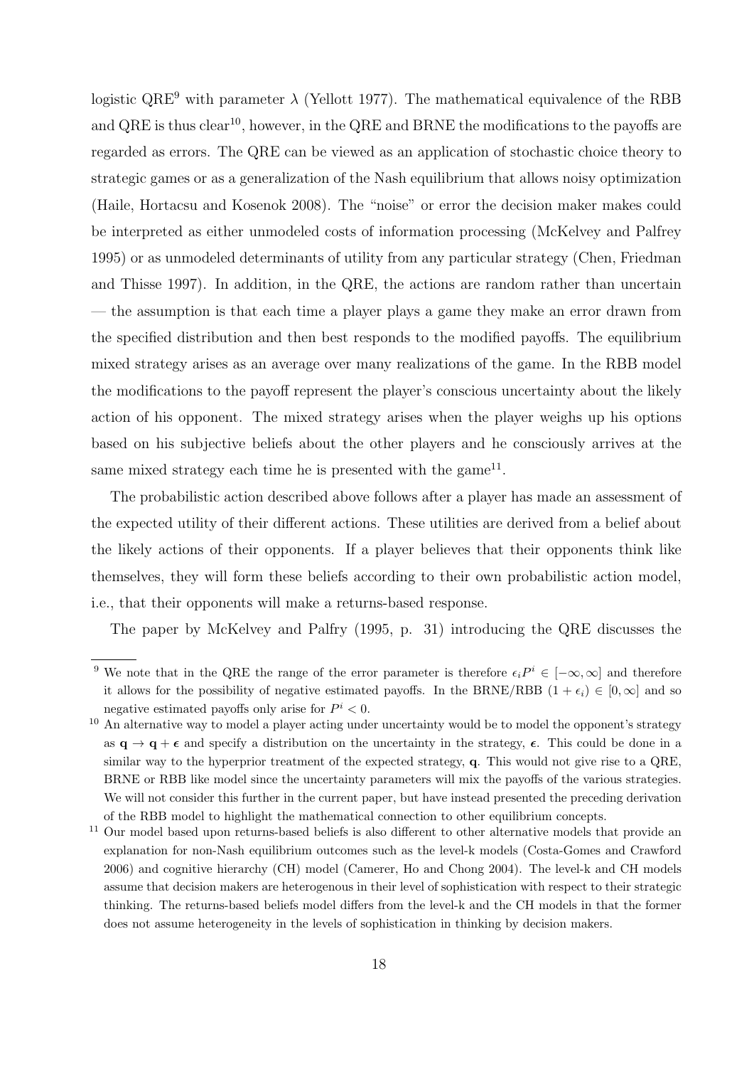logistic QRE[9] with parameter $\lambda$ (Yellott 1977). The mathematical equivalence of the RBB and QRE is thus clear[10], however, in the QRE and BRNE the modifications to the payoffs are regarded as errors. The QRE can be viewed as an application of stochastic choice theory to strategic games or as a generalization of the Nash equilibrium that allows noisy optimization (Haile, Hortacsu and Kosenok 2008). The "noise" or error the decision maker makes could be interpreted as either unmodeled costs of information processing (McKelvey and Palfrey 1995) or as unmodeled determinants of utility from any particular strategy (Chen, Friedman and Thisse 1997). In addition, in the QRE, the actions are random rather than uncertain — the assumption is that each time a player plays a game they make an error drawn from the specified distribution and then best responds to the modified payoffs. The equilibrium mixed strategy arises as an average over many realizations of the game. In the RBB model the modifications to the payoff represent the player's conscious uncertainty about the likely action of his opponent. The mixed strategy arises when the player weighs up his options based on his subjective beliefs about the other players and he consciously arrives at the same mixed strategy each time he is presented with the game[11].

The probabilistic action described above follows after a player has made an assessment of the expected utility of their different actions. These utilities are derived from a belief about the likely actions of their opponents. If a player believes that their opponents think like themselves, they will form these beliefs according to their own probabilistic action model, i.e., that their opponents will make a returns-based response.

The paper by McKelvey and Palfry (1995, p. 31) introducing the QRE discusses the

[9] We note that in the QRE the range of the error parameter is therefore $\epsilon_i P^i \in [-\infty, \infty]$ and therefore it allows for the possibility of negative estimated payoffs. In the BRNE/RBB $(1 + \epsilon_i) \in [0, \infty]$ and so negative estimated payoffs only arise for $P^i < 0$.

[10] An alternative way to model a player acting under uncertainty would be to model the opponent's strategy as $\mathbf{q} \to \mathbf{q} + \boldsymbol{\epsilon}$ and specify a distribution on the uncertainty in the strategy, $\boldsymbol{\epsilon}$. This could be done in a similar way to the hyperprior treatment of the expected strategy, $\mathbf{q}$. This would not give rise to a QRE, BRNE or RBB like model since the uncertainty parameters will mix the payoffs of the various strategies. We will not consider this further in the current paper, but have instead presented the preceding derivation of the RBB model to highlight the mathematical connection to other equilibrium concepts.

[11] Our model based upon returns-based beliefs is also different to other alternative models that provide an explanation for non-Nash equilibrium outcomes such as the level-k models (Costa-Gomes and Crawford 2006) and cognitive hierarchy (CH) model (Camerer, Ho and Chong 2004). The level-k and CH models assume that decision makers are heterogenous in their level of sophistication with respect to their strategic thinking. The returns-based beliefs model differs from the level-k and the CH models in that the former does not assume heterogeneity in the levels of sophistication in thinking by decision makers.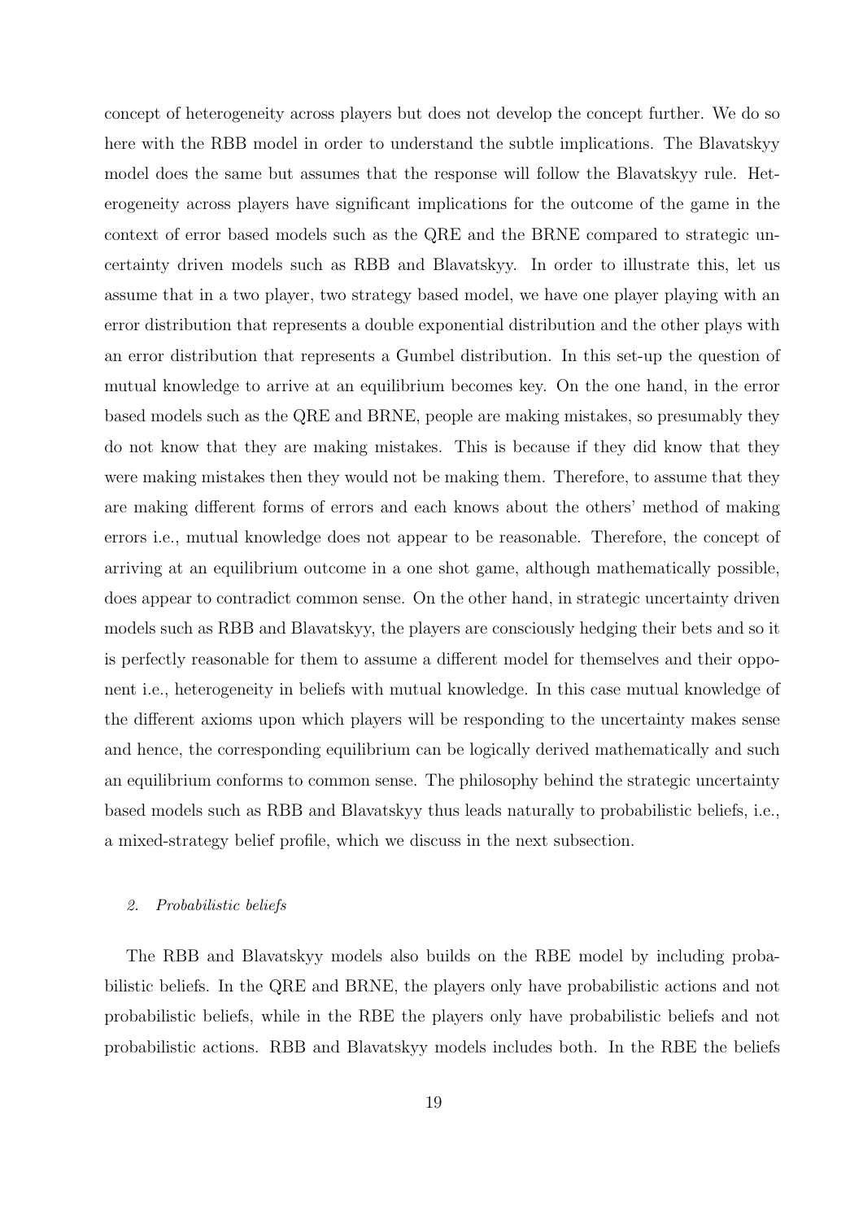concept of heterogeneity across players but does not develop the concept further. We do so here with the RBB model in order to understand the subtle implications. The Blavatskyy model does the same but assumes that the response will follow the Blavatskyy rule. Heterogeneity across players have significant implications for the outcome of the game in the context of error based models such as the QRE and the BRNE compared to strategic uncertainty driven models such as RBB and Blavatskyy. In order to illustrate this, let us assume that in a two player, two strategy based model, we have one player playing with an error distribution that represents a double exponential distribution and the other plays with an error distribution that represents a Gumbel distribution. In this set-up the question of mutual knowledge to arrive at an equilibrium becomes key. On the one hand, in the error based models such as the QRE and BRNE, people are making mistakes, so presumably they do not know that they are making mistakes. This is because if they did know that they were making mistakes then they would not be making them. Therefore, to assume that they are making different forms of errors and each knows about the others' method of making errors i.e., mutual knowledge does not appear to be reasonable. Therefore, the concept of arriving at an equilibrium outcome in a one shot game, although mathematically possible, does appear to contradict common sense. On the other hand, in strategic uncertainty driven models such as RBB and Blavatskyy, the players are consciously hedging their bets and so it is perfectly reasonable for them to assume a different model for themselves and their opponent i.e., heterogeneity in beliefs with mutual knowledge. In this case mutual knowledge of the different axioms upon which players will be responding to the uncertainty makes sense and hence, the corresponding equilibrium can be logically derived mathematically and such an equilibrium conforms to common sense. The philosophy behind the strategic uncertainty based models such as RBB and Blavatskyy thus leads naturally to probabilistic beliefs, i.e., a mixed-strategy belief profile, which we discuss in the next subsection.

### *2. Probabilistic beliefs*

The RBB and Blavatskyy models also builds on the RBE model by including probabilistic beliefs. In the QRE and BRNE, the players only have probabilistic actions and not probabilistic beliefs, while in the RBE the players only have probabilistic beliefs and not probabilistic actions. RBB and Blavatskyy models includes both. In the RBE the beliefs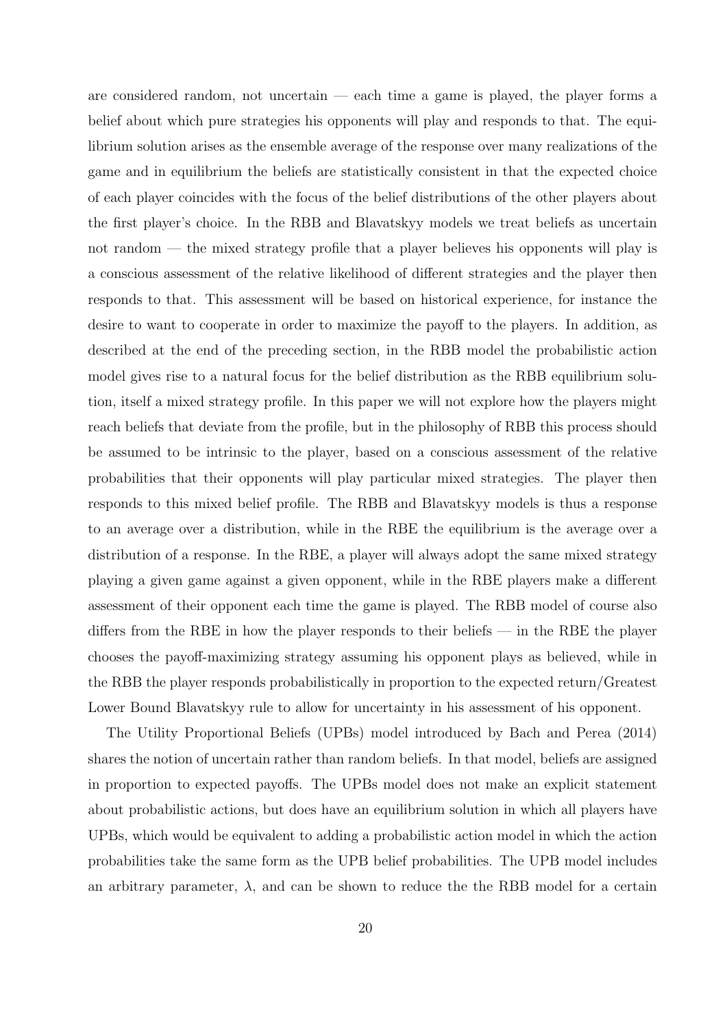are considered random, not uncertain — each time a game is played, the player forms a belief about which pure strategies his opponents will play and responds to that. The equilibrium solution arises as the ensemble average of the response over many realizations of the game and in equilibrium the beliefs are statistically consistent in that the expected choice of each player coincides with the focus of the belief distributions of the other players about the first player's choice. In the RBB and Blavatskyy models we treat beliefs as uncertain not random — the mixed strategy profile that a player believes his opponents will play is a conscious assessment of the relative likelihood of different strategies and the player then responds to that. This assessment will be based on historical experience, for instance the desire to want to cooperate in order to maximize the payoff to the players. In addition, as described at the end of the preceding section, in the RBB model the probabilistic action model gives rise to a natural focus for the belief distribution as the RBB equilibrium solution, itself a mixed strategy profile. In this paper we will not explore how the players might reach beliefs that deviate from the profile, but in the philosophy of RBB this process should be assumed to be intrinsic to the player, based on a conscious assessment of the relative probabilities that their opponents will play particular mixed strategies. The player then responds to this mixed belief profile. The RBB and Blavatskyy models is thus a response to an average over a distribution, while in the RBE the equilibrium is the average over a distribution of a response. In the RBE, a player will always adopt the same mixed strategy playing a given game against a given opponent, while in the RBE players make a different assessment of their opponent each time the game is played. The RBB model of course also differs from the RBE in how the player responds to their beliefs — in the RBE the player chooses the payoff-maximizing strategy assuming his opponent plays as believed, while in the RBB the player responds probabilistically in proportion to the expected return/Greatest Lower Bound Blavatskyy rule to allow for uncertainty in his assessment of his opponent.

The Utility Proportional Beliefs (UPBs) model introduced by Bach and Perea (2014) shares the notion of uncertain rather than random beliefs. In that model, beliefs are assigned in proportion to expected payoffs. The UPBs model does not make an explicit statement about probabilistic actions, but does have an equilibrium solution in which all players have UPBs, which would be equivalent to adding a probabilistic action model in which the action probabilities take the same form as the UPB belief probabilities. The UPB model includes an arbitrary parameter, $\lambda$, and can be shown to reduce the the RBB model for a certain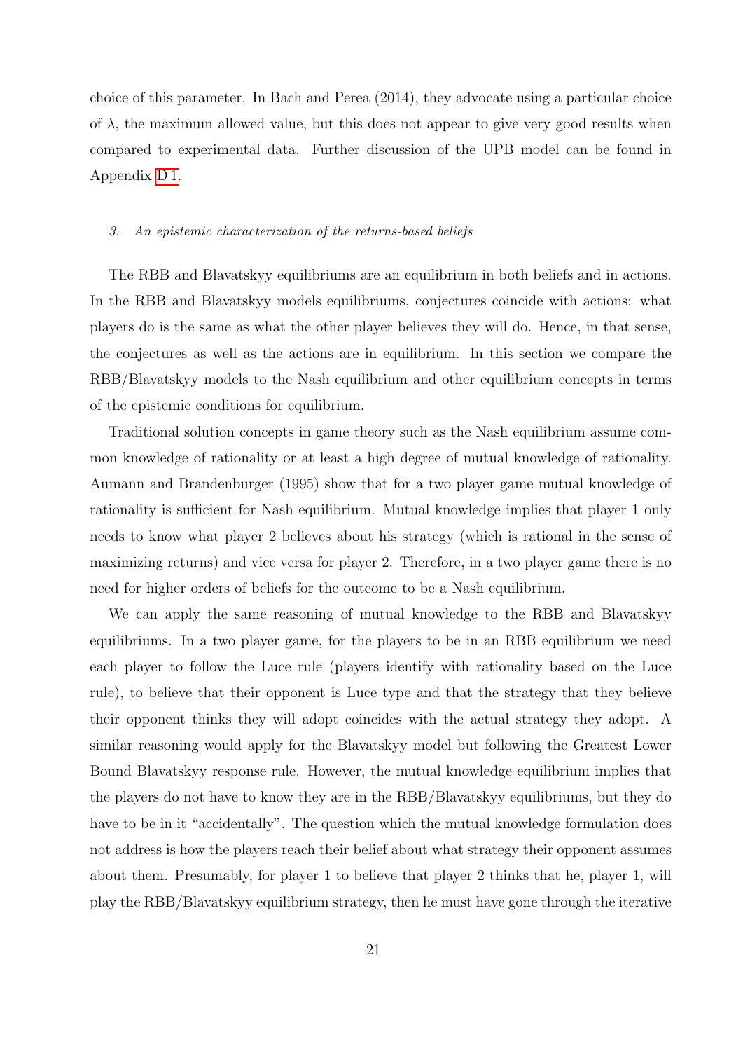choice of this parameter. In Bach and Perea (2014), they advocate using a particular choice of $\lambda$, the maximum allowed value, but this does not appear to give very good results when compared to experimental data. Further discussion of the UPB model can be found in Appendix D 1.

### 3. An epistemic characterization of the returns-based beliefs

The RBB and Blavatskyy equilibriums are an equilibrium in both beliefs and in actions. In the RBB and Blavatskyy models equilibriums, conjectures coincide with actions: what players do is the same as what the other player believes they will do. Hence, in that sense, the conjectures as well as the actions are in equilibrium. In this section we compare the RBB/Blavatskyy models to the Nash equilibrium and other equilibrium concepts in terms of the epistemic conditions for equilibrium.

Traditional solution concepts in game theory such as the Nash equilibrium assume common knowledge of rationality or at least a high degree of mutual knowledge of rationality. Aumann and Brandenburger (1995) show that for a two player game mutual knowledge of rationality is sufficient for Nash equilibrium. Mutual knowledge implies that player 1 only needs to know what player 2 believes about his strategy (which is rational in the sense of maximizing returns) and vice versa for player 2. Therefore, in a two player game there is no need for higher orders of beliefs for the outcome to be a Nash equilibrium.

We can apply the same reasoning of mutual knowledge to the RBB and Blavatskyy equilibriums. In a two player game, for the players to be in an RBB equilibrium we need each player to follow the Luce rule (players identify with rationality based on the Luce rule), to believe that their opponent is Luce type and that the strategy that they believe their opponent thinks they will adopt coincides with the actual strategy they adopt. A similar reasoning would apply for the Blavatskyy model but following the Greatest Lower Bound Blavatskyy response rule. However, the mutual knowledge equilibrium implies that the players do not have to know they are in the RBB/Blavatskyy equilibriums, but they do have to be in it "accidentally". The question which the mutual knowledge formulation does not address is how the players reach their belief about what strategy their opponent assumes about them. Presumably, for player 1 to believe that player 2 thinks that he, player 1, will play the RBB/Blavatskyy equilibrium strategy, then he must have gone through the iterative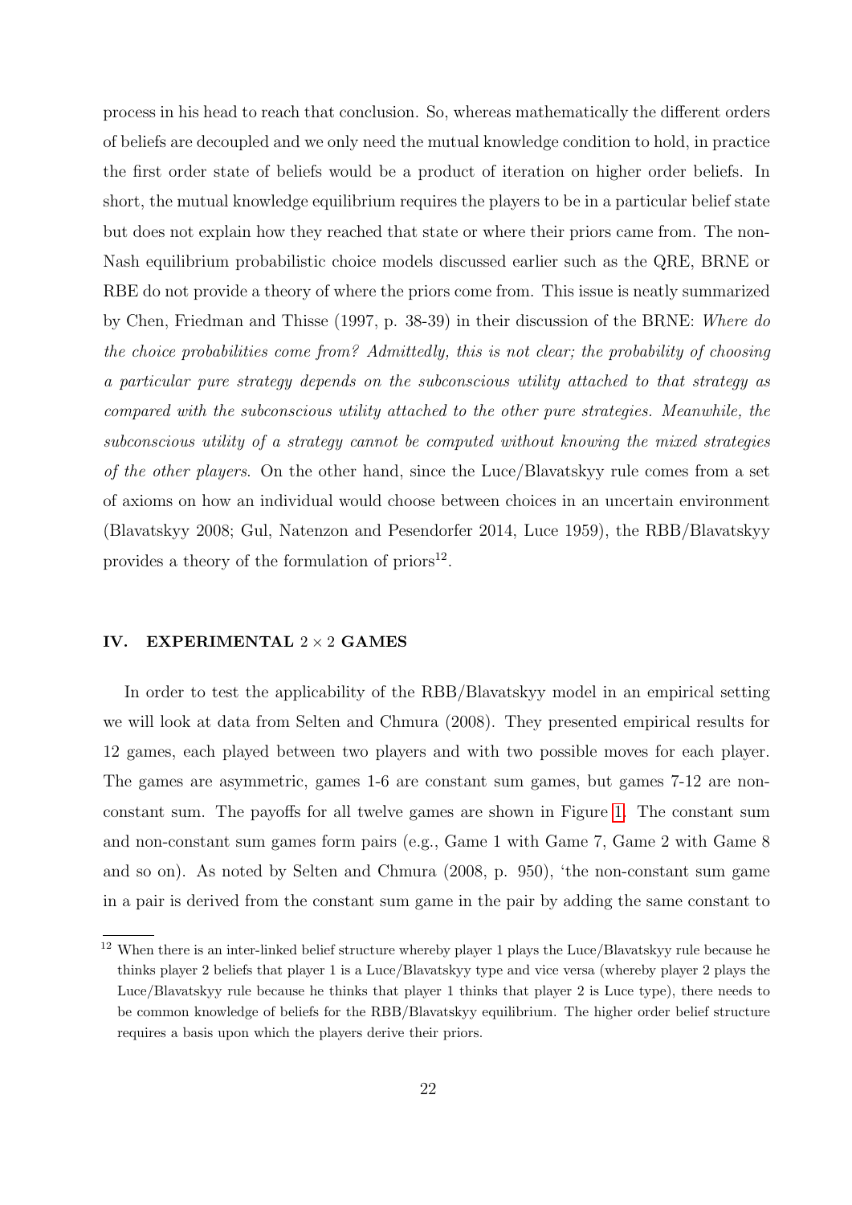process in his head to reach that conclusion. So, whereas mathematically the different orders of beliefs are decoupled and we only need the mutual knowledge condition to hold, in practice the first order state of beliefs would be a product of iteration on higher order beliefs. In short, the mutual knowledge equilibrium requires the players to be in a particular belief state but does not explain how they reached that state or where their priors came from. The non-Nash equilibrium probabilistic choice models discussed earlier such as the QRE, BRNE or RBE do not provide a theory of where the priors come from. This issue is neatly summarized by Chen, Friedman and Thisse (1997, p. 38-39) in their discussion of the BRNE: *Where do the choice probabilities come from? Admittedly, this is not clear; the probability of choosing a particular pure strategy depends on the subconscious utility attached to that strategy as compared with the subconscious utility attached to the other pure strategies. Meanwhile, the subconscious utility of a strategy cannot be computed without knowing the mixed strategies of the other players*. On the other hand, since the Luce/Blavatskyy rule comes from a set of axioms on how an individual would choose between choices in an uncertain environment (Blavatskyy 2008; Gul, Natenzon and Pesendorfer 2014, Luce 1959), the RBB/Blavatskyy provides a theory of the formulation of priors[12].

## IV. EXPERIMENTAL $2 \times 2$ GAMES

In order to test the applicability of the RBB/Blavatskyy model in an empirical setting we will look at data from Selten and Chmura (2008). They presented empirical results for 12 games, each played between two players and with two possible moves for each player. The games are asymmetric, games 1-6 are constant sum games, but games 7-12 are non-constant sum. The payoffs for all twelve games are shown in Figure 1. The constant sum and non-constant sum games form pairs (e.g., Game 1 with Game 7, Game 2 with Game 8 and so on). As noted by Selten and Chmura (2008, p. 950), 'the non-constant sum game in a pair is derived from the constant sum game in the pair by adding the same constant to

[12] When there is an inter-linked belief structure whereby player 1 plays the Luce/Blavatskyy rule because he thinks player 2 beliefs that player 1 is a Luce/Blavatskyy type and vice versa (whereby player 2 plays the Luce/Blavatskyy rule because he thinks that player 1 thinks that player 2 is Luce type), there needs to be common knowledge of beliefs for the RBB/Blavatskyy equilibrium. The higher order belief structure requires a basis upon which the players derive their priors.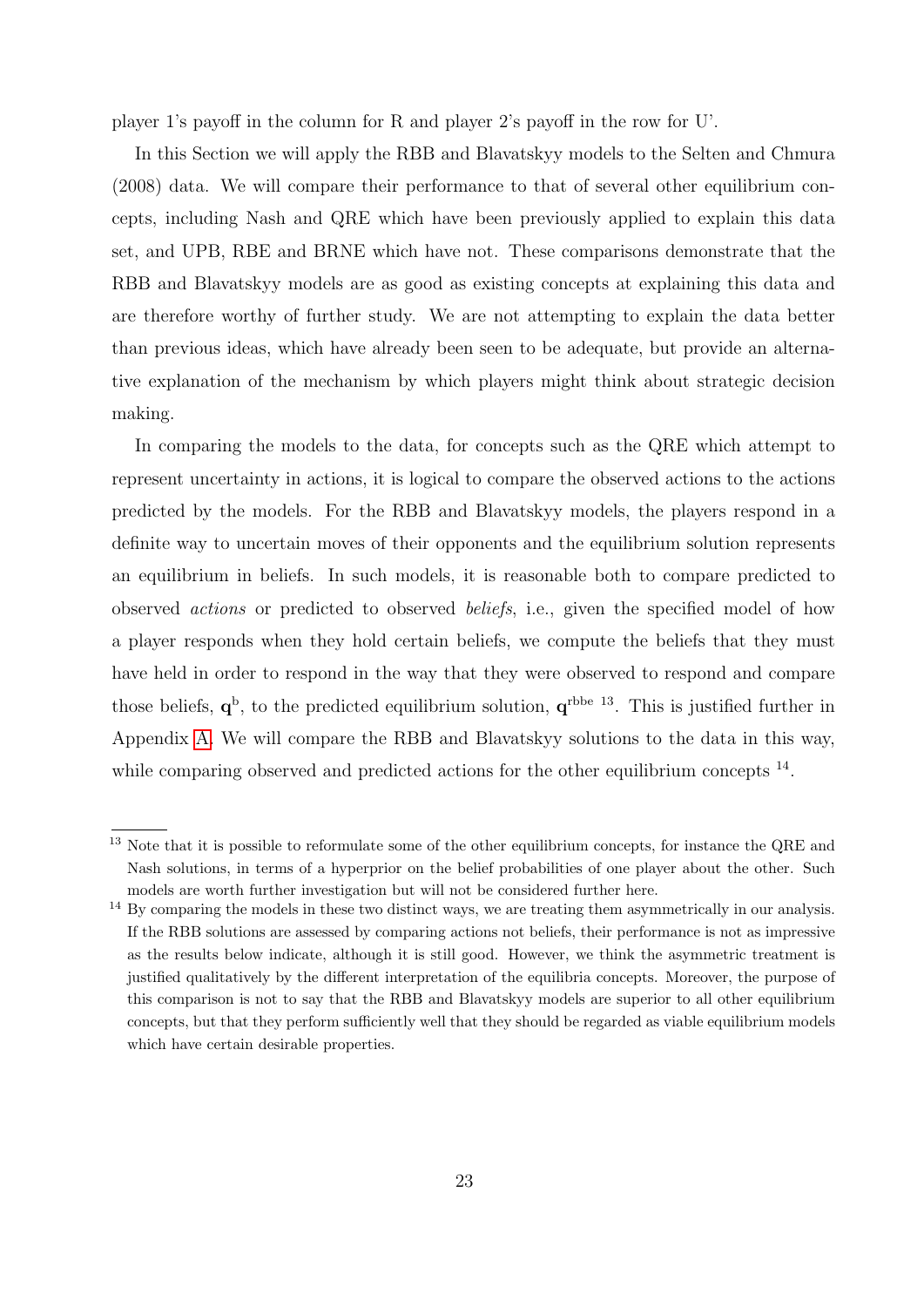player 1's payoff in the column for R and player 2's payoff in the row for U'.

In this Section we will apply the RBB and Blavatskyy models to the Selten and Chmura (2008) data. We will compare their performance to that of several other equilibrium concepts, including Nash and QRE which have been previously applied to explain this data set, and UPB, RBE and BRNE which have not. These comparisons demonstrate that the RBB and Blavatskyy models are as good as existing concepts at explaining this data and are therefore worthy of further study. We are not attempting to explain the data better than previous ideas, which have already been seen to be adequate, but provide an alternative explanation of the mechanism by which players might think about strategic decision making.

In comparing the models to the data, for concepts such as the QRE which attempt to represent uncertainty in actions, it is logical to compare the observed actions to the actions predicted by the models. For the RBB and Blavatskyy models, the players respond in a definite way to uncertain moves of their opponents and the equilibrium solution represents an equilibrium in beliefs. In such models, it is reasonable both to compare predicted to observed *actions* or predicted to observed *beliefs*, i.e., given the specified model of how a player responds when they hold certain beliefs, we compute the beliefs that they must have held in order to respond in the way that they were observed to respond and compare those beliefs, $\mathbf{q}^{\mathrm{b}}$, to the predicted equilibrium solution, $\mathbf{q}^{\mathrm{rbbe}}$ [13]. This is justified further in Appendix A. We will compare the RBB and Blavatskyy solutions to the data in this way, while comparing observed and predicted actions for the other equilibrium concepts [14].

[13] Note that it is possible to reformulate some of the other equilibrium concepts, for instance the QRE and Nash solutions, in terms of a hyperprior on the belief probabilities of one player about the other. Such models are worth further investigation but will not be considered further here.

[14] By comparing the models in these two distinct ways, we are treating them asymmetrically in our analysis. If the RBB solutions are assessed by comparing actions not beliefs, their performance is not as impressive as the results below indicate, although it is still good. However, we think the asymmetric treatment is justified qualitatively by the different interpretation of the equilibria concepts. Moreover, the purpose of this comparison is not to say that the RBB and Blavatskyy models are superior to all other equilibrium concepts, but that they perform sufficiently well that they should be regarded as viable equilibrium models which have certain desirable properties.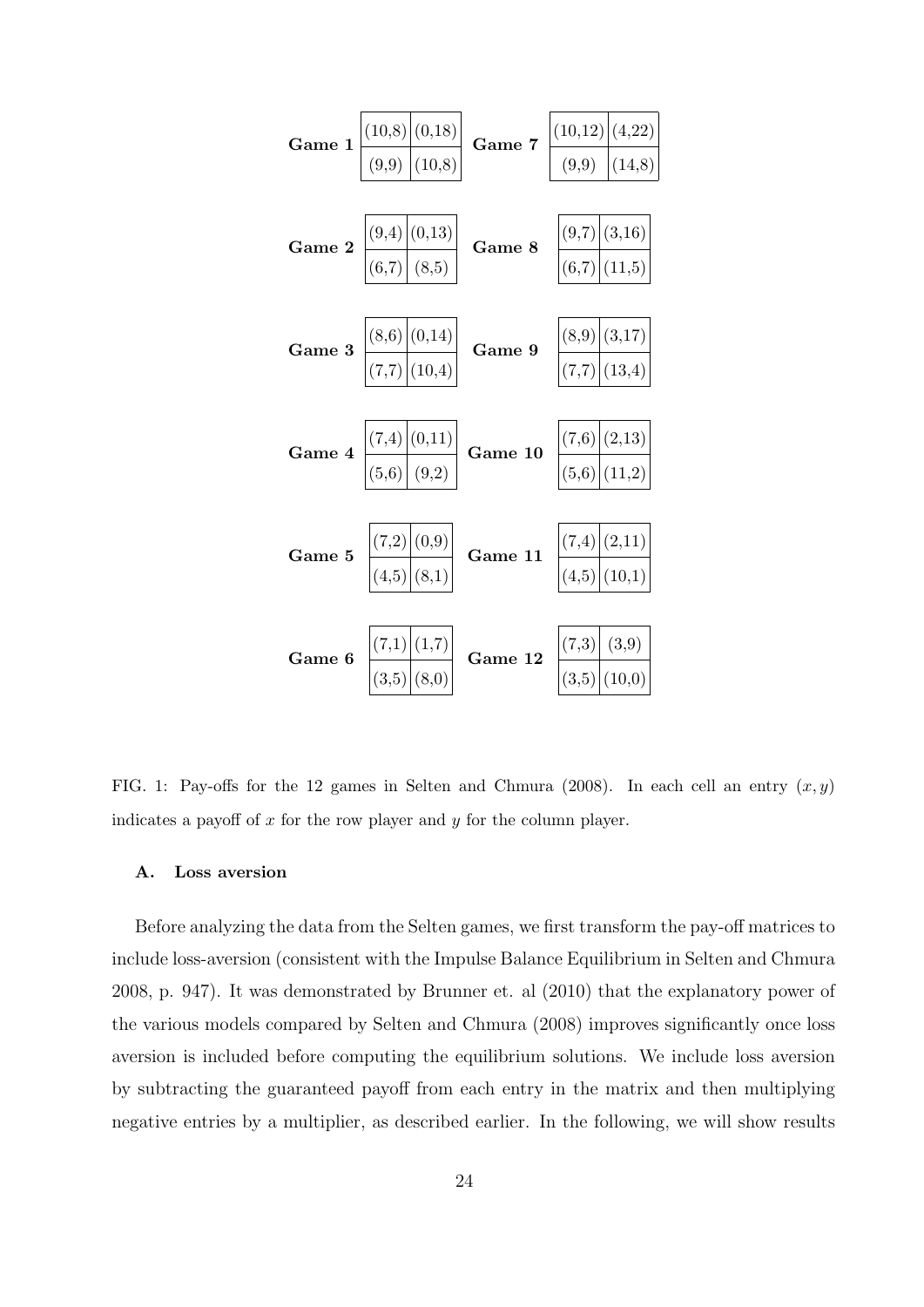**Game 1**

| (10,8) | (0,18) |
|---|---|
| (9,9) | (10,8) |

**Game 7**

| (10,12) | (4,22) |
|---|---|
| (9,9) | (14,8) |

**Game 2**

| (9,4) | (0,13) |
|---|---|
| (6,7) | (8,5) |

**Game 8**

| (9,7) | (3,16) |
|---|---|
| (6,7) | (11,5) |

**Game 3**

| (8,6) | (0,14) |
|---|---|
| (7,7) | (10,4) |

**Game 9**

| (8,9) | (3,17) |
|---|---|
| (7,7) | (13,4) |

**Game 4**

| (7,4) | (0,11) |
|---|---|
| (5,6) | (9,2) |

**Game 10**

| (7,6) | (2,13) |
|---|---|
| (5,6) | (11,2) |

**Game 5**

| (7,2) | (0,9) |
|---|---|
| (4,5) | (8,1) |

**Game 11**

| (7,4) | (2,11) |
|---|---|
| (4,5) | (10,1) |

**Game 6**

| (7,1) | (1,7) |
|---|---|
| (3,5) | (8,0) |

**Game 12**

| (7,3) | (3,9) |
|---|---|
| (3,5) | (10,0) |

FIG. 1: Pay-offs for the 12 games in Selten and Chmura (2008). In each cell an entry $(x, y)$ indicates a payoff of $x$ for the row player and $y$ for the column player.

### A. Loss aversion

Before analyzing the data from the Selten games, we first transform the pay-off matrices to include loss-aversion (consistent with the Impulse Balance Equilibrium in Selten and Chmura 2008, p. 947). It was demonstrated by Brunner et. al (2010) that the explanatory power of the various models compared by Selten and Chmura (2008) improves significantly once loss aversion is included before computing the equilibrium solutions. We include loss aversion by subtracting the guaranteed payoff from each entry in the matrix and then multiplying negative entries by a multiplier, as described earlier. In the following, we will show results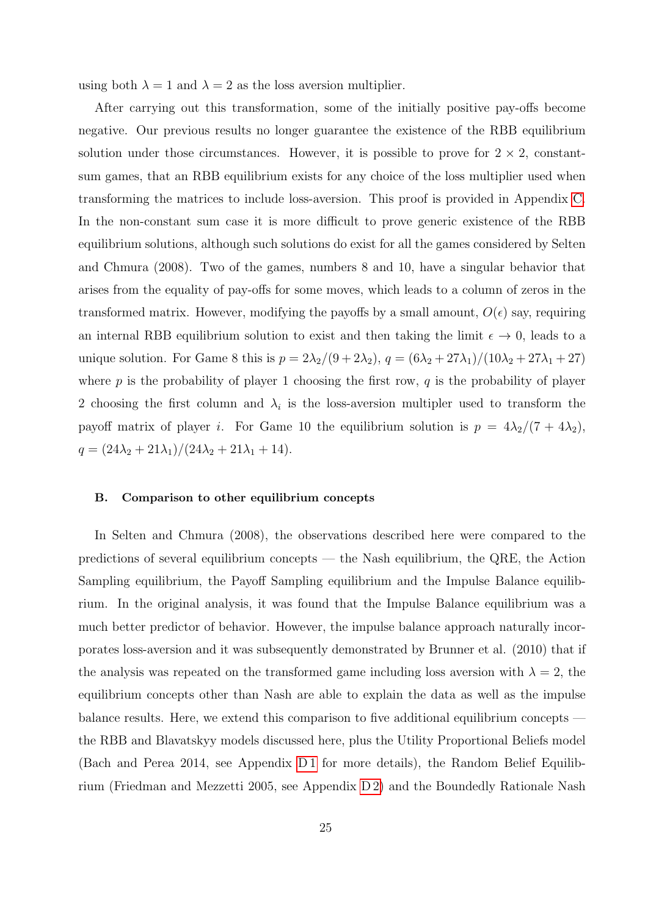using both $\lambda = 1$ and $\lambda = 2$ as the loss aversion multiplier.

After carrying out this transformation, some of the initially positive pay-offs become negative. Our previous results no longer guarantee the existence of the RBB equilibrium solution under those circumstances. However, it is possible to prove for $2 \times 2$, constant-sum games, that an RBB equilibrium exists for any choice of the loss multiplier used when transforming the matrices to include loss-aversion. This proof is provided in Appendix C. In the non-constant sum case it is more difficult to prove generic existence of the RBB equilibrium solutions, although such solutions do exist for all the games considered by Selten and Chmura (2008). Two of the games, numbers 8 and 10, have a singular behavior that arises from the equality of pay-offs for some moves, which leads to a column of zeros in the transformed matrix. However, modifying the payoffs by a small amount, $O(\epsilon)$ say, requiring an internal RBB equilibrium solution to exist and then taking the limit $\epsilon \to 0$, leads to a unique solution. For Game 8 this is $p = 2\lambda_2/(9 + 2\lambda_2)$, $q = (6\lambda_2 + 27\lambda_1)/(10\lambda_2 + 27\lambda_1 + 27)$ where $p$ is the probability of player 1 choosing the first row, $q$ is the probability of player 2 choosing the first column and $\lambda_i$ is the loss-aversion multipler used to transform the payoff matrix of player $i$. For Game 10 the equilibrium solution is $p = 4\lambda_2/(7 + 4\lambda_2)$, $q = (24\lambda_2 + 21\lambda_1)/(24\lambda_2 + 21\lambda_1 + 14)$.

### B. Comparison to other equilibrium concepts

In Selten and Chmura (2008), the observations described here were compared to the predictions of several equilibrium concepts — the Nash equilibrium, the QRE, the Action Sampling equilibrium, the Payoff Sampling equilibrium and the Impulse Balance equilibrium. In the original analysis, it was found that the Impulse Balance equilibrium was a much better predictor of behavior. However, the impulse balance approach naturally incorporates loss-aversion and it was subsequently demonstrated by Brunner et al. (2010) that if the analysis was repeated on the transformed game including loss aversion with $\lambda = 2$, the equilibrium concepts other than Nash are able to explain the data as well as the impulse balance results. Here, we extend this comparison to five additional equilibrium concepts — the RBB and Blavatskyy models discussed here, plus the Utility Proportional Beliefs model (Bach and Perea 2014, see Appendix D 1 for more details), the Random Belief Equilibrium (Friedman and Mezzetti 2005, see Appendix D 2) and the Boundedly Rationale Nash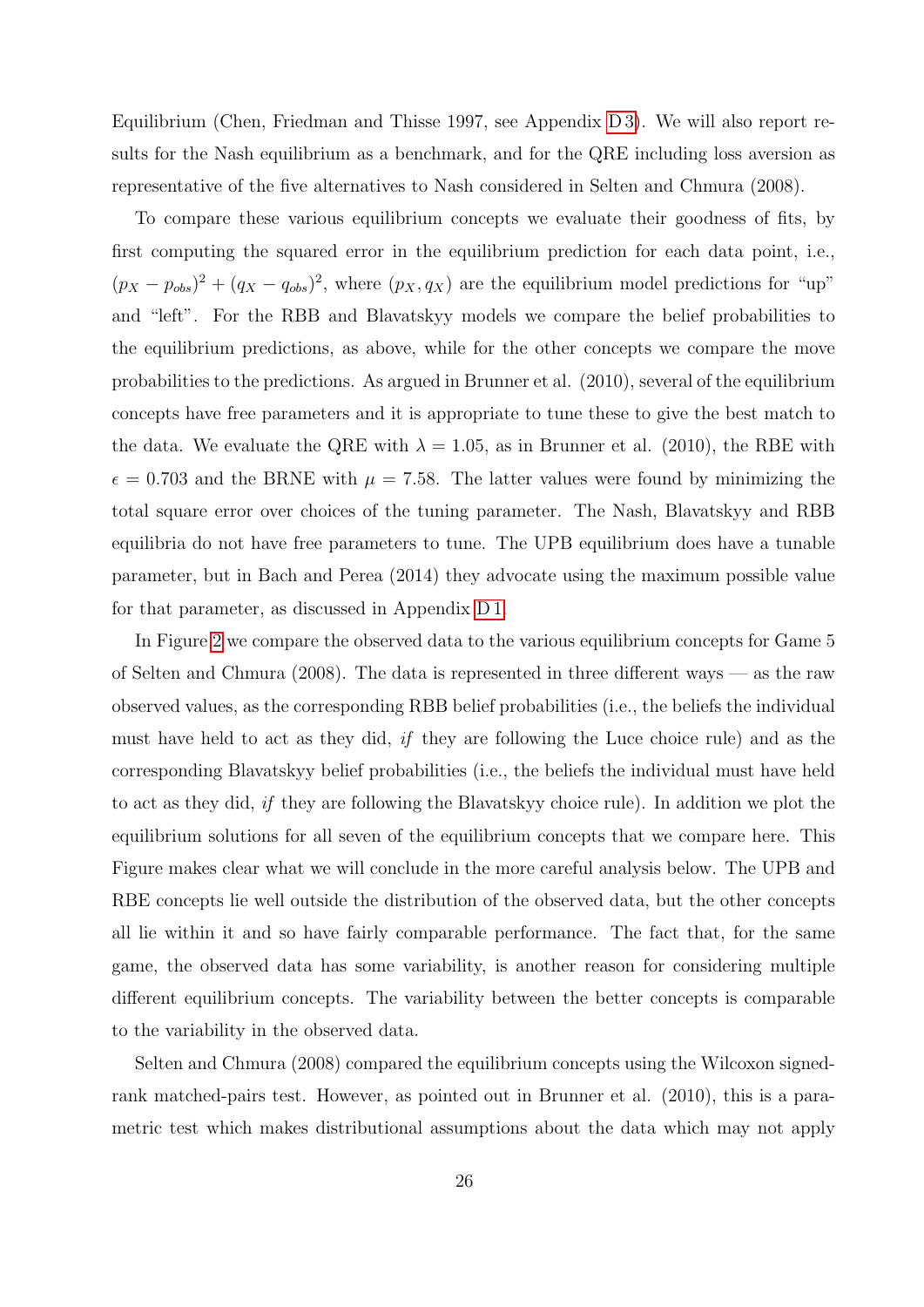Equilibrium (Chen, Friedman and Thisse 1997, see Appendix D 3). We will also report results for the Nash equilibrium as a benchmark, and for the QRE including loss aversion as representative of the five alternatives to Nash considered in Selten and Chmura (2008).

To compare these various equilibrium concepts we evaluate their goodness of fits, by first computing the squared error in the equilibrium prediction for each data point, i.e., $(p_X - p_{obs})^2 + (q_X - q_{obs})^2$, where $(p_X, q_X)$ are the equilibrium model predictions for "up" and "left". For the RBB and Blavatskyy models we compare the belief probabilities to the equilibrium predictions, as above, while for the other concepts we compare the move probabilities to the predictions. As argued in Brunner et al. (2010), several of the equilibrium concepts have free parameters and it is appropriate to tune these to give the best match to the data. We evaluate the QRE with $\lambda = 1.05$, as in Brunner et al. (2010), the RBE with $\epsilon = 0.703$ and the BRNE with $\mu = 7.58$. The latter values were found by minimizing the total square error over choices of the tuning parameter. The Nash, Blavatskyy and RBB equilibria do not have free parameters to tune. The UPB equilibrium does have a tunable parameter, but in Bach and Perea (2014) they advocate using the maximum possible value for that parameter, as discussed in Appendix D 1.

In Figure 2 we compare the observed data to the various equilibrium concepts for Game 5 of Selten and Chmura (2008). The data is represented in three different ways — as the raw observed values, as the corresponding RBB belief probabilities (i.e., the beliefs the individual must have held to act as they did, *if* they are following the Luce choice rule) and as the corresponding Blavatskyy belief probabilities (i.e., the beliefs the individual must have held to act as they did, *if* they are following the Blavatskyy choice rule). In addition we plot the equilibrium solutions for all seven of the equilibrium concepts that we compare here. This Figure makes clear what we will conclude in the more careful analysis below. The UPB and RBE concepts lie well outside the distribution of the observed data, but the other concepts all lie within it and so have fairly comparable performance. The fact that, for the same game, the observed data has some variability, is another reason for considering multiple different equilibrium concepts. The variability between the better concepts is comparable to the variability in the observed data.

Selten and Chmura (2008) compared the equilibrium concepts using the Wilcoxon signed-rank matched-pairs test. However, as pointed out in Brunner et al. (2010), this is a parametric test which makes distributional assumptions about the data which may not apply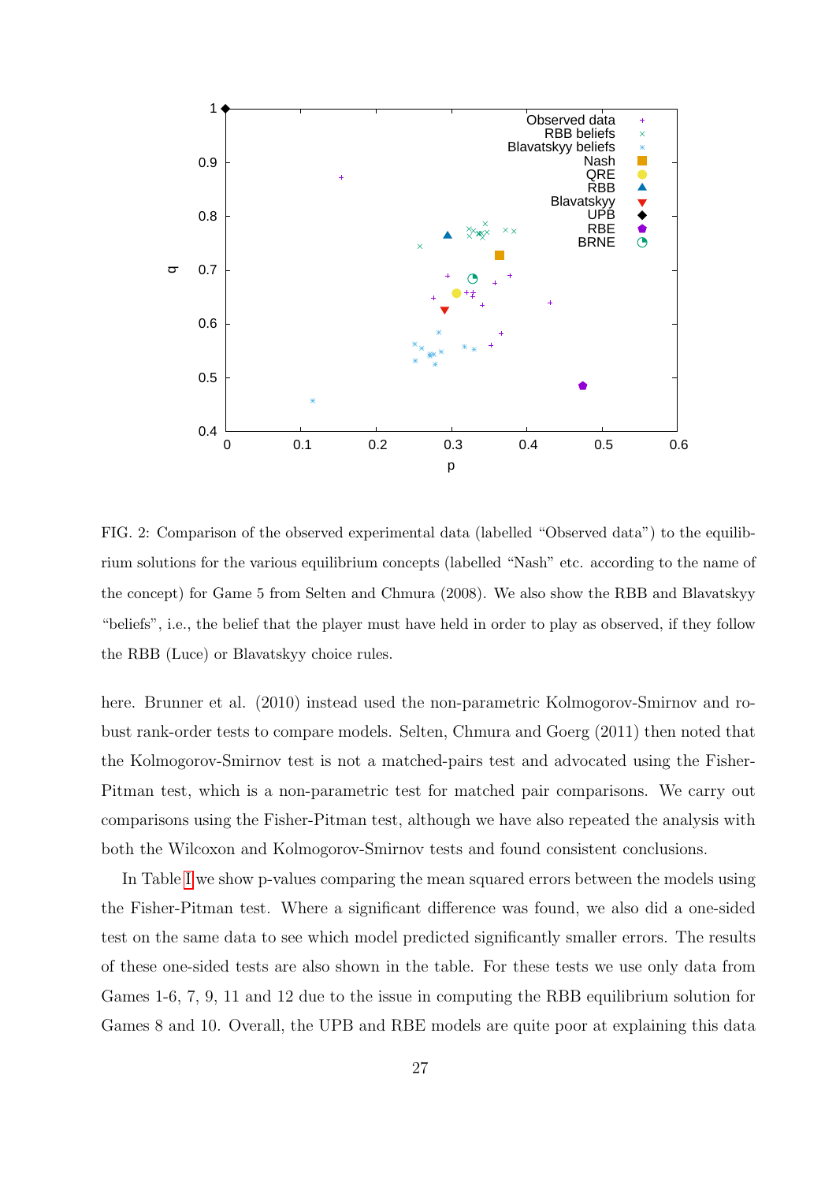FIG. 2: Comparison of the observed experimental data (labelled "Observed data") to the equilibrium solutions for the various equilibrium concepts (labelled "Nash" etc. according to the name of the concept) for Game 5 from Selten and Chmura (2008). We also show the RBB and Blavatskyy "beliefs", i.e., the belief that the player must have held in order to play as observed, if they follow the RBB (Luce) or Blavatskyy choice rules.

here. Brunner et al. (2010) instead used the non-parametric Kolmogorov-Smirnov and robust rank-order tests to compare models. Selten, Chmura and Goerg (2011) then noted that the Kolmogorov-Smirnov test is not a matched-pairs test and advocated using the Fisher-Pitman test, which is a non-parametric test for matched pair comparisons. We carry out comparisons using the Fisher-Pitman test, although we have also repeated the analysis with both the Wilcoxon and Kolmogorov-Smirnov tests and found consistent conclusions.

In Table I we show p-values comparing the mean squared errors between the models using the Fisher-Pitman test. Where a significant difference was found, we also did a one-sided test on the same data to see which model predicted significantly smaller errors. The results of these one-sided tests are also shown in the table. For these tests we use only data from Games 1-6, 7, 9, 11 and 12 due to the issue in computing the RBB equilibrium solution for Games 8 and 10. Overall, the UPB and RBE models are quite poor at explaining this data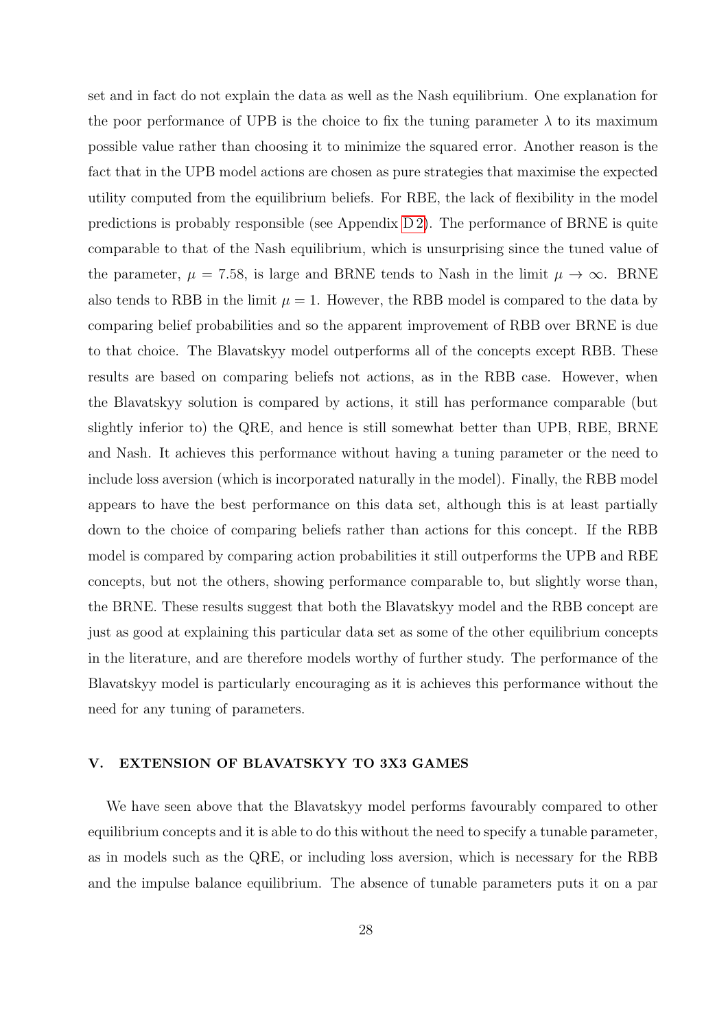set and in fact do not explain the data as well as the Nash equilibrium. One explanation for the poor performance of UPB is the choice to fix the tuning parameter $\lambda$ to its maximum possible value rather than choosing it to minimize the squared error. Another reason is the fact that in the UPB model actions are chosen as pure strategies that maximise the expected utility computed from the equilibrium beliefs. For RBE, the lack of flexibility in the model predictions is probably responsible (see Appendix D 2). The performance of BRNE is quite comparable to that of the Nash equilibrium, which is unsurprising since the tuned value of the parameter, $\mu = 7.58$, is large and BRNE tends to Nash in the limit $\mu \to \infty$. BRNE also tends to RBB in the limit $\mu = 1$. However, the RBB model is compared to the data by comparing belief probabilities and so the apparent improvement of RBB over BRNE is due to that choice. The Blavatskyy model outperforms all of the concepts except RBB. These results are based on comparing beliefs not actions, as in the RBB case. However, when the Blavatskyy solution is compared by actions, it still has performance comparable (but slightly inferior to) the QRE, and hence is still somewhat better than UPB, RBE, BRNE and Nash. It achieves this performance without having a tuning parameter or the need to include loss aversion (which is incorporated naturally in the model). Finally, the RBB model appears to have the best performance on this data set, although this is at least partially down to the choice of comparing beliefs rather than actions for this concept. If the RBB model is compared by comparing action probabilities it still outperforms the UPB and RBE concepts, but not the others, showing performance comparable to, but slightly worse than, the BRNE. These results suggest that both the Blavatskyy model and the RBB concept are just as good at explaining this particular data set as some of the other equilibrium concepts in the literature, and are therefore models worthy of further study. The performance of the Blavatskyy model is particularly encouraging as it is achieves this performance without the need for any tuning of parameters.

## V. EXTENSION OF BLAVATSKYY TO 3X3 GAMES

We have seen above that the Blavatskyy model performs favourably compared to other equilibrium concepts and it is able to do this without the need to specify a tunable parameter, as in models such as the QRE, or including loss aversion, which is necessary for the RBB and the impulse balance equilibrium. The absence of tunable parameters puts it on a par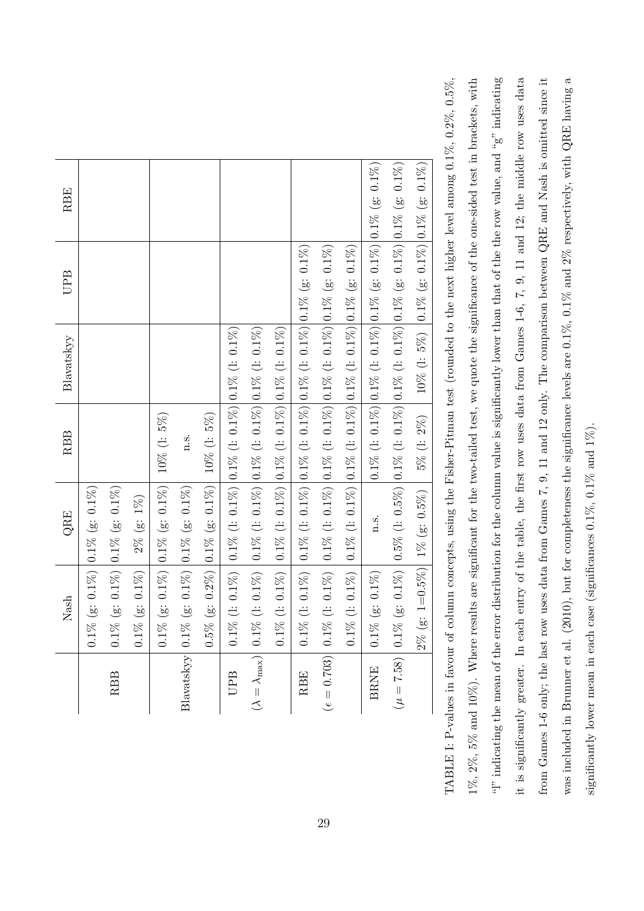|  | Nash | QRE | RBB | Blavatskyy | UPB | RBE |
|---|---|---|---|---|---|---|
|  | 0.1% (g: 0.1%) | 0.1% (g: 0.1%) |  |  |  |  |
| RBB | 0.1% (g: 0.1%) | 0.1% (g: 0.1%) |  |  |  |  |
|  | 0.1% (g: 0.1%) | 2% (g: 1%) |  |  |  |  |
|  | 0.1% (g: 0.1%) | 0.1% (g: 0.1%) | 10% (l: 5%) |  |  |  |
| Blavatskyy | 0.1% (g: 0.1%) | 0.1% (g: 0.1%) | n.s. |  |  |  |
|  | 0.5% (g: 0.2%) | 0.1% (g: 0.1%) | 10% (l: 5%) |  |  |  |
| UPB | 0.1% (l: 0.1%) | 0.1% (l: 0.1%) | 0.1% (l: 0.1%) | 0.1% (l: 0.1%) |  |  |
| ($\lambda = \lambda_{\max}$) | 0.1% (l: 0.1%) | 0.1% (l: 0.1%) | 0.1% (l: 0.1%) | 0.1% (l: 0.1%) |  |  |
|  | 0.1% (l: 0.1%) | 0.1% (l: 0.1%) | 0.1% (l: 0.1%) | 0.1% (l: 0.1%) |  |  |
| RBE | 0.1% (l: 0.1%) | 0.1% (l: 0.1%) | 0.1% (l: 0.1%) | 0.1% (l: 0.1%) | 0.1% (g: 0.1%) |  |
| ($\epsilon = 0.703$) | 0.1% (l: 0.1%) | 0.1% (l: 0.1%) | 0.1% (l: 0.1%) | 0.1% (l: 0.1%) | 0.1% (g: 0.1%) |  |
|  | 0.1% (l: 0.1%) | 0.1% (l: 0.1%) | 0.1% (l: 0.1%) | 0.1% (l: 0.1%) | 0.1% (g: 0.1%) |  |
| BRNE | 0.1% (g: 0.1%) | n.s. | 0.1% (l: 0.1%) | 0.1% (l: 0.1%) | 0.1% (g: 0.1%) | 0.1% (g: 0.1%) |
| ($\mu = 7.58$) | 0.1% (g: 0.1%) | 0.5% (l: 0.5%) | 0.1% (l: 0.1%) | 0.1% (l: 0.1%) | 0.1% (g: 0.1%) | 0.1% (g: 0.1%) |
|  | 2% (g: 1=0.5%) | 1% (g: 0.5%) | 5% (l: 2%) | 10% (l: 5%) | 0.1% (g: 0.1%) | 0.1% (g: 0.1%) |

TABLE I: P-values in favour of column concepts, using the Fisher-Pitman test (rounded to the next higher level among 0.1%, 0.2%, 0.5%, 1%, 2%, 5% and 10%). Where results are significant for the two-tailed test, we quote the significance of the one-sided test in brackets, with "l" indicating the mean of the error distribution for the column value is significantly lower than that of the row value, and "g" indicating it is significantly greater. In each entry of the table, the first row uses data from Games 1-6, 7, 9, 11 and 12; the middle row uses data from Games 1-6 only; the last row uses data from Games 7, 9, 11 and 12 only. The comparison between QRE and Nash is omitted since it was included in Brunner et al. (2010), but for completeness the significance levels are 0.1%, 0.1% and 2% respectively, with QRE having a significantly lower mean in each case (significances 0.1%, 0.1% and 1%).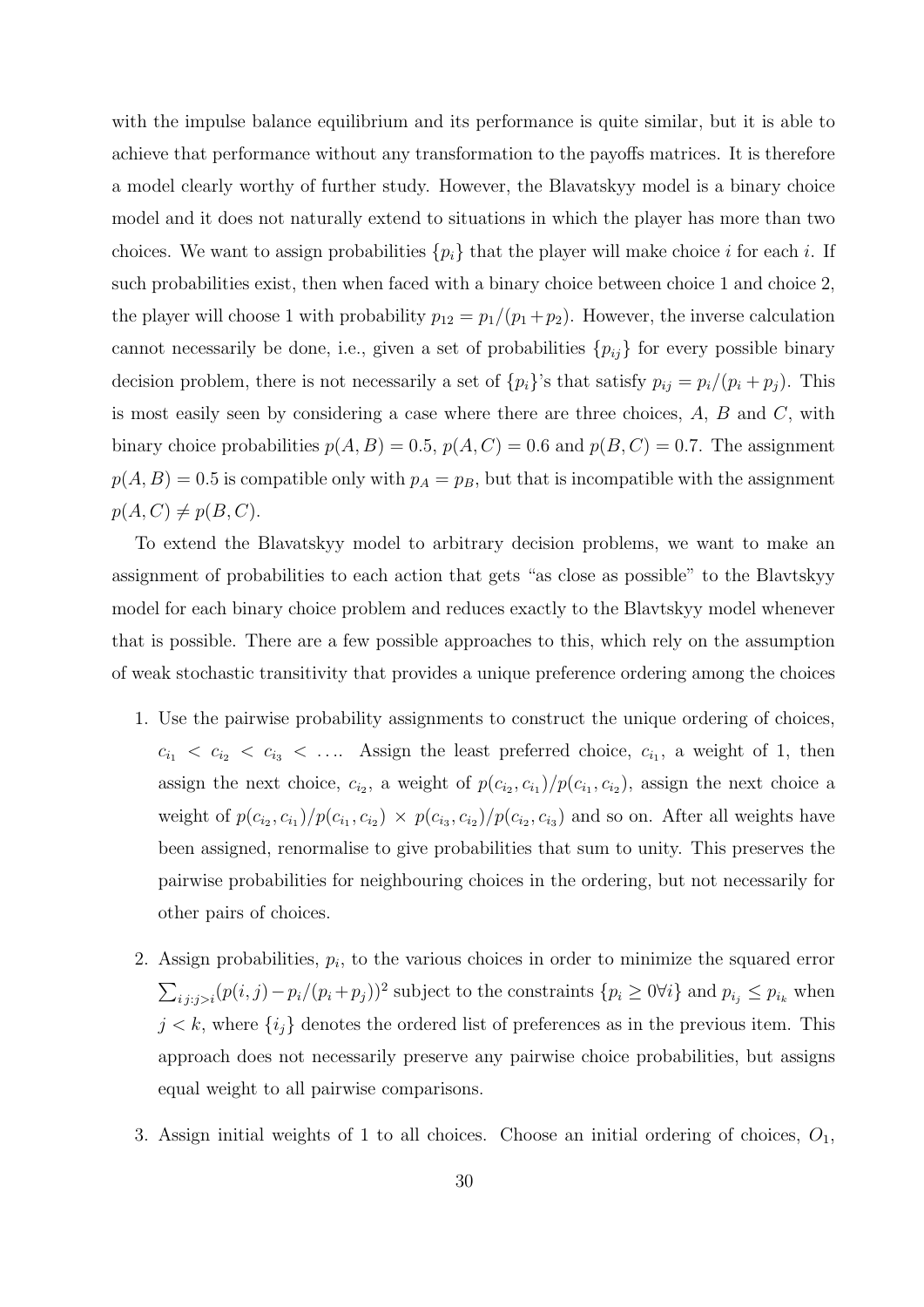with the impulse balance equilibrium and its performance is quite similar, but it is able to achieve that performance without any transformation to the payoffs matrices. It is therefore a model clearly worthy of further study. However, the Blavatskyy model is a binary choice model and it does not naturally extend to situations in which the player has more than two choices. We want to assign probabilities $\{p_i\}$ that the player will make choice $i$ for each $i$. If such probabilities exist, then when faced with a binary choice between choice 1 and choice 2, the player will choose 1 with probability $p_{12} = p_1/(p_1+p_2)$. However, the inverse calculation cannot necessarily be done, i.e., given a set of probabilities $\{p_{ij}\}$ for every possible binary decision problem, there is not necessarily a set of $\{p_i\}$'s that satisfy $p_{ij} = p_i/(p_i + p_j)$. This is most easily seen by considering a case where there are three choices, $A$, $B$ and $C$, with binary choice probabilities $p(A, B) = 0.5$, $p(A, C) = 0.6$ and $p(B, C) = 0.7$. The assignment $p(A, B) = 0.5$ is compatible only with $p_A = p_B$, but that is incompatible with the assignment $p(A, C) \neq p(B, C)$.

To extend the Blavatskyy model to arbitrary decision problems, we want to make an assignment of probabilities to each action that gets "as close as possible" to the Blavtskyy model for each binary choice problem and reduces exactly to the Blavtskyy model whenever that is possible. There are a few possible approaches to this, which rely on the assumption of weak stochastic transitivity that provides a unique preference ordering among the choices

1. Use the pairwise probability assignments to construct the unique ordering of choices, $c_{i_1} < c_{i_2} < c_{i_3} < \ldots$. Assign the least preferred choice, $c_{i_1}$, a weight of 1, then assign the next choice, $c_{i_2}$, a weight of $p(c_{i_2}, c_{i_1})/p(c_{i_1}, c_{i_2})$, assign the next choice a weight of $p(c_{i_2}, c_{i_1})/p(c_{i_1}, c_{i_2}) \times p(c_{i_3}, c_{i_2})/p(c_{i_2}, c_{i_3})$ and so on. After all weights have been assigned, renormalise to give probabilities that sum to unity. This preserves the pairwise probabilities for neighbouring choices in the ordering, but not necessarily for other pairs of choices.

2. Assign probabilities, $p_i$, to the various choices in order to minimize the squared error $\sum_{i\,j:j>i}(p(i, j) - p_i/(p_i+p_j))^2$ subject to the constraints $\{p_i \geq 0 \forall i\}$ and $p_{i_j} \leq p_{i_k}$ when $j < k$, where $\{i_j\}$ denotes the ordered list of preferences as in the previous item. This approach does not necessarily preserve any pairwise choice probabilities, but assigns equal weight to all pairwise comparisons.

3. Assign initial weights of 1 to all choices. Choose an initial ordering of choices, $O_1$,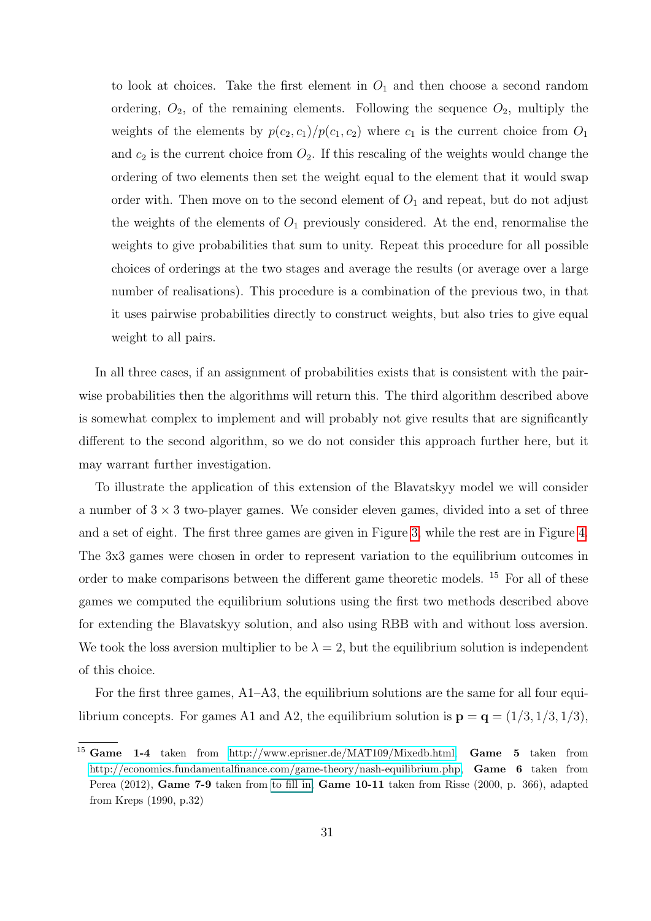to look at choices. Take the first element in $O_1$ and then choose a second random ordering, $O_2$, of the remaining elements. Following the sequence $O_2$, multiply the weights of the elements by $p(c_2, c_1)/p(c_1, c_2)$ where $c_1$ is the current choice from $O_1$ and $c_2$ is the current choice from $O_2$. If this rescaling of the weights would change the ordering of two elements then set the weight equal to the element that it would swap order with. Then move on to the second element of $O_1$ and repeat, but do not adjust the weights of the elements of $O_1$ previously considered. At the end, renormalise the weights to give probabilities that sum to unity. Repeat this procedure for all possible choices of orderings at the two stages and average the results (or average over a large number of realisations). This procedure is a combination of the previous two, in that it uses pairwise probabilities directly to construct weights, but also tries to give equal weight to all pairs.

In all three cases, if an assignment of probabilities exists that is consistent with the pairwise probabilities then the algorithms will return this. The third algorithm described above is somewhat complex to implement and will probably not give results that are significantly different to the second algorithm, so we do not consider this approach further here, but it may warrant further investigation.

To illustrate the application of this extension of the Blavatskyy model we will consider a number of $3 \times 3$ two-player games. We consider eleven games, divided into a set of three and a set of eight. The first three games are given in Figure 3, while the rest are in Figure 4. The 3x3 games were chosen in order to represent variation to the equilibrium outcomes in order to make comparisons between the different game theoretic models. [15] For all of these games we computed the equilibrium solutions using the first two methods described above for extending the Blavatskyy solution, and also using RBB with and without loss aversion. We took the loss aversion multiplier to be $\lambda = 2$, but the equilibrium solution is independent of this choice.

For the first three games, A1–A3, the equilibrium solutions are the same for all four equilibrium concepts. For games A1 and A2, the equilibrium solution is $\mathbf{p} = \mathbf{q} = (1/3, 1/3, 1/3)$,

---

[15] **Game 1-4** taken from http://www.eprisner.de/MAT109/Mixedb.html, **Game 5** taken from http://economics.fundamentalfinance.com/game-theory/nash-equilibrium.php, **Game 6** taken from Perea (2012), **Game 7-9** taken from to fill in, **Game 10-11** taken from Risse (2000, p. 366), adapted from Kreps (1990, p.32)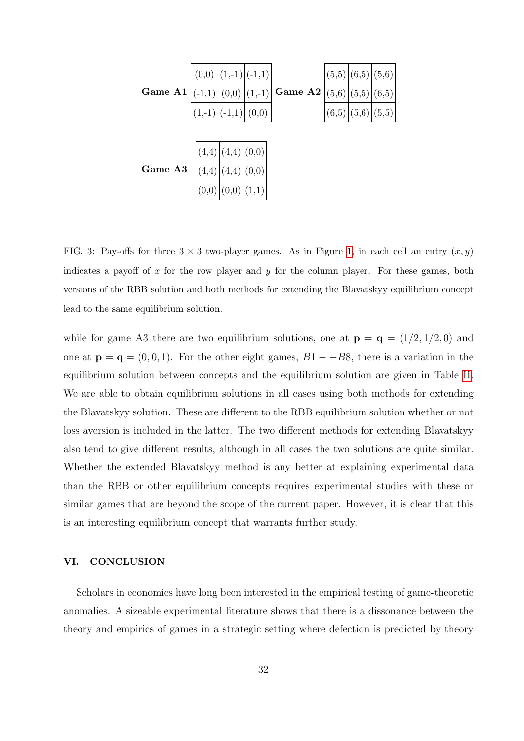**Game A1**

| | | |
|---|---|---|
| (0,0) | (1,-1) | (-1,1) |
| (-1,1) | (0,0) | (1,-1) |
| (1,-1) | (-1,1) | (0,0) |

**Game A2**

| | | |
|---|---|---|
| (5,5) | (6,5) | (5,6) |
| (5,6) | (5,5) | (6,5) |
| (6,5) | (5,6) | (5,5) |

**Game A3**

| | | |
|---|---|---|
| (4,4) | (4,4) | (0,0) |
| (4,4) | (4,4) | (0,0) |
| (0,0) | (0,0) | (1,1) |

FIG. 3: Pay-offs for three $3 \times 3$ two-player games. As in Figure 1, in each cell an entry $(x, y)$ indicates a payoff of $x$ for the row player and $y$ for the column player. For these games, both versions of the RBB solution and both methods for extending the Blavatskyy equilibrium concept lead to the same equilibrium solution.

while for game A3 there are two equilibrium solutions, one at $\mathbf{p} = \mathbf{q} = (1/2, 1/2, 0)$ and one at $\mathbf{p} = \mathbf{q} = (0, 0, 1)$. For the other eight games, $B1 - -B8$, there is a variation in the equilibrium solution between concepts and the equilibrium solution are given in Table II. We are able to obtain equilibrium solutions in all cases using both methods for extending the Blavatskyy solution. These are different to the RBB equilibrium solution whether or not loss aversion is included in the latter. The two different methods for extending Blavatskyy also tend to give different results, although in all cases the two solutions are quite similar. Whether the extended Blavatskyy method is any better at explaining experimental data than the RBB or other equilibrium concepts requires experimental studies with these or similar games that are beyond the scope of the current paper. However, it is clear that this is an interesting equilibrium concept that warrants further study.

## VI. CONCLUSION

Scholars in economics have long been interested in the empirical testing of game-theoretic anomalies. A sizeable experimental literature shows that there is a dissonance between the theory and empirics of games in a strategic setting where defection is predicted by theory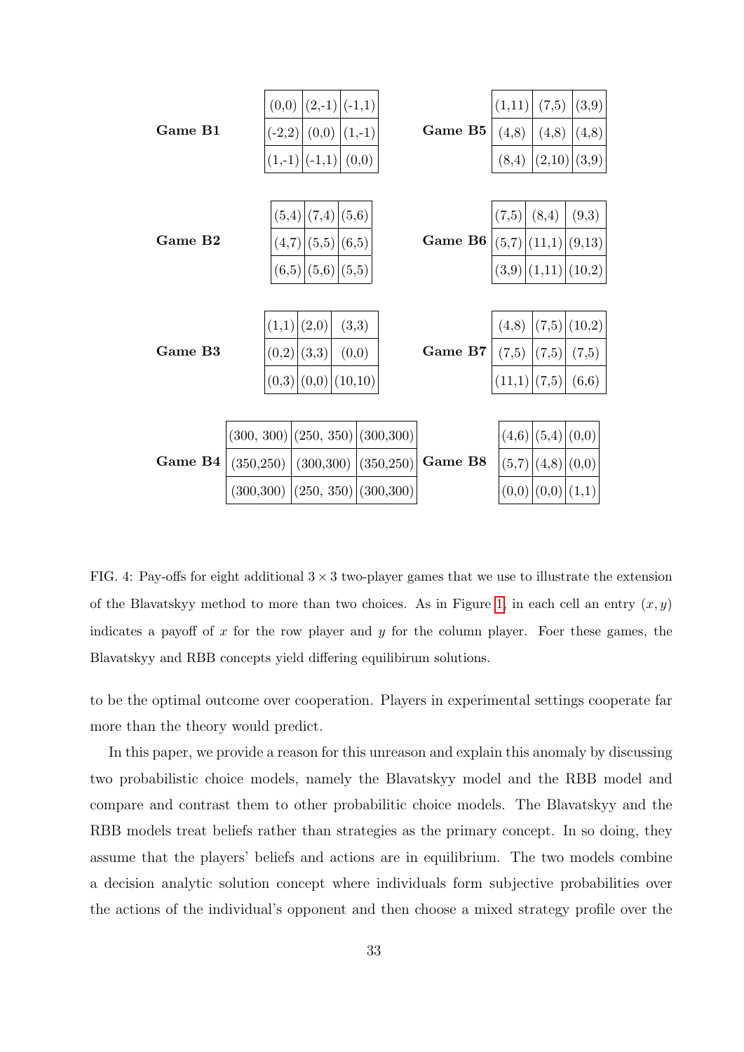**Game B1**

| | | |
|---|---|---|
| (0,0) | (2,-1) | (-1,1) |
| (-2,2) | (0,0) | (1,-1) |
| (1,-1) | (-1,1) | (0,0) |

**Game B5**

| | | |
|---|---|---|
| (1,11) | (7,5) | (3,9) |
| (4,8) | (4,8) | (4,8) |
| (8,4) | (2,10) | (3,9) |

**Game B2**

| | | |
|---|---|---|
| (5,4) | (7,4) | (5,6) |
| (4,7) | (5,5) | (6,5) |
| (6,5) | (5,6) | (5,5) |

**Game B6**

| | | |
|---|---|---|
| (7,5) | (8,4) | (9,3) |
| (5,7) | (11,1) | (9,13) |
| (3,9) | (1,11) | (10,2) |

**Game B3**

| | | |
|---|---|---|
| (1,1) | (2,0) | (3,3) |
| (0,2) | (3,3) | (0,0) |
| (0,3) | (0,0) | (10,10) |

**Game B7**

| | | |
|---|---|---|
| (4,8) | (7,5) | (10,2) |
| (7,5) | (7,5) | (7,5) |
| (11,1) | (7,5) | (6,6) |

**Game B4**

| | | |
|---|---|---|
| (300, 300) | (250, 350) | (300,300) |
| (350,250) | (300,300) | (350,250) |
| (300,300) | (250, 350) | (300,300) |

**Game B8**

| | | |
|---|---|---|
| (4,6) | (5,4) | (0,0) |
| (5,7) | (4,8) | (0,0) |
| (0,0) | (0,0) | (1,1) |

FIG. 4: Pay-offs for eight additional $3 \times 3$ two-player games that we use to illustrate the extension of the Blavatskyy method to more than two choices. As in Figure 1, in each cell an entry $(x, y)$ indicates a payoff of $x$ for the row player and $y$ for the column player. Foer these games, the Blavatskyy and RBB concepts yield differing equilibirum solutions.

to be the optimal outcome over cooperation. Players in experimental settings cooperate far more than the theory would predict.

In this paper, we provide a reason for this unreason and explain this anomaly by discussing two probabilistic choice models, namely the Blavatskyy model and the RBB model and compare and contrast them to other probabilitic choice models. The Blavatskyy and the RBB models treat beliefs rather than strategies as the primary concept. In so doing, they assume that the players' beliefs and actions are in equilibrium. The two models combine a decision analytic solution concept where individuals form subjective probabilities over the actions of the individual's opponent and then choose a mixed strategy profile over the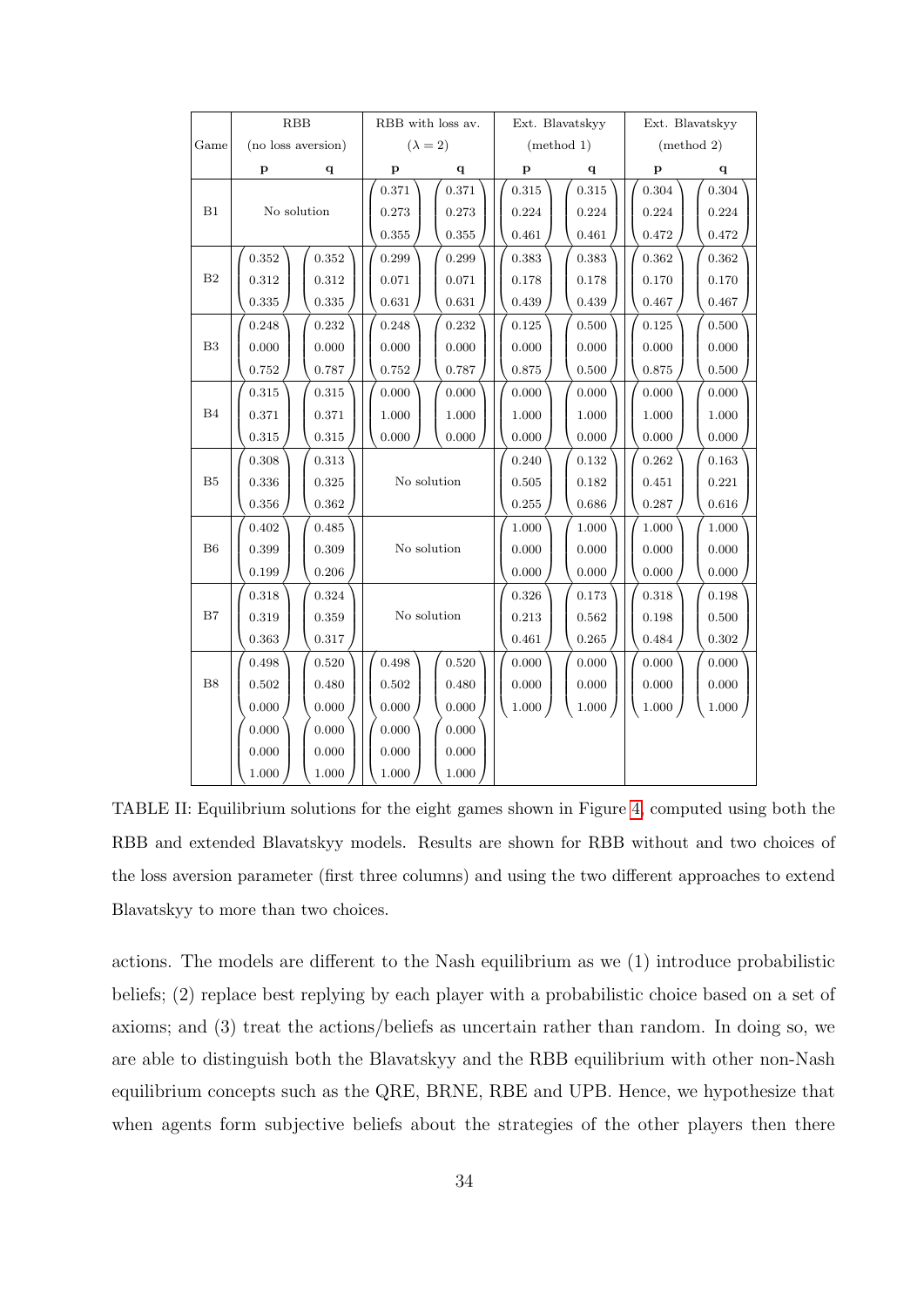| Game | RBB (no loss aversion) | | RBB with loss av. ($\lambda = 2$) | | Ext. Blavatskyy (method 1) | | Ext. Blavatskyy (method 2) | |
|---|---|---|---|---|---|---|---|---|
| | **p** | **q** | **p** | **q** | **p** | **q** | **p** | **q** |
| B1 | No solution | | $\begin{pmatrix} 0.371 \\ 0.273 \\ 0.355 \end{pmatrix}$ | $\begin{pmatrix} 0.371 \\ 0.273 \\ 0.355 \end{pmatrix}$ | $\begin{pmatrix} 0.315 \\ 0.224 \\ 0.461 \end{pmatrix}$ | $\begin{pmatrix} 0.315 \\ 0.224 \\ 0.461 \end{pmatrix}$ | $\begin{pmatrix} 0.304 \\ 0.224 \\ 0.472 \end{pmatrix}$ | $\begin{pmatrix} 0.304 \\ 0.224 \\ 0.472 \end{pmatrix}$ |
| B2 | $\begin{pmatrix} 0.352 \\ 0.312 \\ 0.335 \end{pmatrix}$ | $\begin{pmatrix} 0.352 \\ 0.312 \\ 0.335 \end{pmatrix}$ | $\begin{pmatrix} 0.299 \\ 0.071 \\ 0.631 \end{pmatrix}$ | $\begin{pmatrix} 0.299 \\ 0.071 \\ 0.631 \end{pmatrix}$ | $\begin{pmatrix} 0.383 \\ 0.178 \\ 0.439 \end{pmatrix}$ | $\begin{pmatrix} 0.383 \\ 0.178 \\ 0.439 \end{pmatrix}$ | $\begin{pmatrix} 0.362 \\ 0.170 \\ 0.467 \end{pmatrix}$ | $\begin{pmatrix} 0.362 \\ 0.170 \\ 0.467 \end{pmatrix}$ |
| B3 | $\begin{pmatrix} 0.248 \\ 0.000 \\ 0.752 \end{pmatrix}$ | $\begin{pmatrix} 0.232 \\ 0.000 \\ 0.787 \end{pmatrix}$ | $\begin{pmatrix} 0.248 \\ 0.000 \\ 0.752 \end{pmatrix}$ | $\begin{pmatrix} 0.232 \\ 0.000 \\ 0.787 \end{pmatrix}$ | $\begin{pmatrix} 0.125 \\ 0.000 \\ 0.875 \end{pmatrix}$ | $\begin{pmatrix} 0.500 \\ 0.000 \\ 0.500 \end{pmatrix}$ | $\begin{pmatrix} 0.125 \\ 0.000 \\ 0.875 \end{pmatrix}$ | $\begin{pmatrix} 0.500 \\ 0.000 \\ 0.500 \end{pmatrix}$ |
| B4 | $\begin{pmatrix} 0.315 \\ 0.371 \\ 0.315 \end{pmatrix}$ | $\begin{pmatrix} 0.315 \\ 0.371 \\ 0.315 \end{pmatrix}$ | $\begin{pmatrix} 0.000 \\ 1.000 \\ 0.000 \end{pmatrix}$ | $\begin{pmatrix} 0.000 \\ 1.000 \\ 0.000 \end{pmatrix}$ | $\begin{pmatrix} 0.000 \\ 1.000 \\ 0.000 \end{pmatrix}$ | $\begin{pmatrix} 0.000 \\ 1.000 \\ 0.000 \end{pmatrix}$ | $\begin{pmatrix} 0.000 \\ 1.000 \\ 0.000 \end{pmatrix}$ | $\begin{pmatrix} 0.000 \\ 1.000 \\ 0.000 \end{pmatrix}$ |
| B5 | $\begin{pmatrix} 0.308 \\ 0.336 \\ 0.356 \end{pmatrix}$ | $\begin{pmatrix} 0.313 \\ 0.325 \\ 0.362 \end{pmatrix}$ | No solution | | $\begin{pmatrix} 0.240 \\ 0.505 \\ 0.255 \end{pmatrix}$ | $\begin{pmatrix} 0.132 \\ 0.182 \\ 0.686 \end{pmatrix}$ | $\begin{pmatrix} 0.262 \\ 0.451 \\ 0.287 \end{pmatrix}$ | $\begin{pmatrix} 0.163 \\ 0.221 \\ 0.616 \end{pmatrix}$ |
| B6 | $\begin{pmatrix} 0.402 \\ 0.399 \\ 0.199 \end{pmatrix}$ | $\begin{pmatrix} 0.485 \\ 0.309 \\ 0.206 \end{pmatrix}$ | No solution | | $\begin{pmatrix} 1.000 \\ 0.000 \\ 0.000 \end{pmatrix}$ | $\begin{pmatrix} 1.000 \\ 0.000 \\ 0.000 \end{pmatrix}$ | $\begin{pmatrix} 1.000 \\ 0.000 \\ 0.000 \end{pmatrix}$ | $\begin{pmatrix} 1.000 \\ 0.000 \\ 0.000 \end{pmatrix}$ |
| B7 | $\begin{pmatrix} 0.318 \\ 0.319 \\ 0.363 \end{pmatrix}$ | $\begin{pmatrix} 0.324 \\ 0.359 \\ 0.317 \end{pmatrix}$ | No solution | | $\begin{pmatrix} 0.326 \\ 0.213 \\ 0.461 \end{pmatrix}$ | $\begin{pmatrix} 0.173 \\ 0.562 \\ 0.265 \end{pmatrix}$ | $\begin{pmatrix} 0.318 \\ 0.198 \\ 0.484 \end{pmatrix}$ | $\begin{pmatrix} 0.198 \\ 0.500 \\ 0.302 \end{pmatrix}$ |
| B8 | $\begin{pmatrix} 0.498 \\ 0.502 \\ 0.000 \end{pmatrix}$ | $\begin{pmatrix} 0.520 \\ 0.480 \\ 0.000 \end{pmatrix}$ | $\begin{pmatrix} 0.498 \\ 0.502 \\ 0.000 \end{pmatrix}$ | $\begin{pmatrix} 0.520 \\ 0.480 \\ 0.000 \end{pmatrix}$ | $\begin{pmatrix} 0.000 \\ 0.000 \\ 1.000 \end{pmatrix}$ | $\begin{pmatrix} 0.000 \\ 0.000 \\ 1.000 \end{pmatrix}$ | $\begin{pmatrix} 0.000 \\ 0.000 \\ 1.000 \end{pmatrix}$ | $\begin{pmatrix} 0.000 \\ 0.000 \\ 1.000 \end{pmatrix}$ |
| | $\begin{pmatrix} 0.000 \\ 0.000 \\ 1.000 \end{pmatrix}$ | $\begin{pmatrix} 0.000 \\ 0.000 \\ 1.000 \end{pmatrix}$ | $\begin{pmatrix} 0.000 \\ 0.000 \\ 1.000 \end{pmatrix}$ | $\begin{pmatrix} 0.000 \\ 0.000 \\ 1.000 \end{pmatrix}$ | | | | |

TABLE II: Equilibrium solutions for the eight games shown in Figure 4, computed using both the RBB and extended Blavatskyy models. Results are shown for RBB without and two choices of the loss aversion parameter (first three columns) and using the two different approaches to extend Blavatskyy to more than two choices.

actions. The models are different to the Nash equilibrium as we (1) introduce probabilistic beliefs; (2) replace best replying by each player with a probabilistic choice based on a set of axioms; and (3) treat the actions/beliefs as uncertain rather than random. In doing so, we are able to distinguish both the Blavatskyy and the RBB equilibrium with other non-Nash equilibrium concepts such as the QRE, BRNE, RBE and UPB. Hence, we hypothesize that when agents form subjective beliefs about the strategies of the other players then there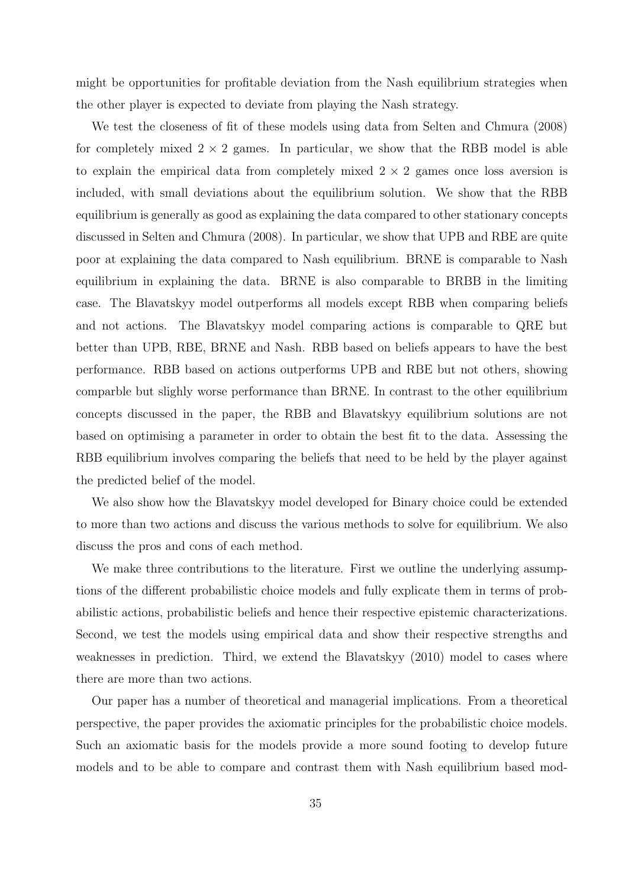might be opportunities for profitable deviation from the Nash equilibrium strategies when the other player is expected to deviate from playing the Nash strategy.

We test the closeness of fit of these models using data from Selten and Chmura (2008) for completely mixed $2 \times 2$ games. In particular, we show that the RBB model is able to explain the empirical data from completely mixed $2 \times 2$ games once loss aversion is included, with small deviations about the equilibrium solution. We show that the RBB equilibrium is generally as good as explaining the data compared to other stationary concepts discussed in Selten and Chmura (2008). In particular, we show that UPB and RBE are quite poor at explaining the data compared to Nash equilibrium. BRNE is comparable to Nash equilibrium in explaining the data. BRNE is also comparable to BRBB in the limiting case. The Blavatskyy model outperforms all models except RBB when comparing beliefs and not actions. The Blavatskyy model comparing actions is comparable to QRE but better than UPB, RBE, BRNE and Nash. RBB based on beliefs appears to have the best performance. RBB based on actions outperforms UPB and RBE but not others, showing comparble but slighly worse performance than BRNE. In contrast to the other equilibrium concepts discussed in the paper, the RBB and Blavatskyy equilibrium solutions are not based on optimising a parameter in order to obtain the best fit to the data. Assessing the RBB equilibrium involves comparing the beliefs that need to be held by the player against the predicted belief of the model.

We also show how the Blavatskyy model developed for Binary choice could be extended to more than two actions and discuss the various methods to solve for equilibrium. We also discuss the pros and cons of each method.

We make three contributions to the literature. First we outline the underlying assumptions of the different probabilistic choice models and fully explicate them in terms of probabilistic actions, probabilistic beliefs and hence their respective epistemic characterizations. Second, we test the models using empirical data and show their respective strengths and weaknesses in prediction. Third, we extend the Blavatskyy (2010) model to cases where there are more than two actions.

Our paper has a number of theoretical and managerial implications. From a theoretical perspective, the paper provides the axiomatic principles for the probabilistic choice models. Such an axiomatic basis for the models provide a more sound footing to develop future models and to be able to compare and contrast them with Nash equilibrium based mod-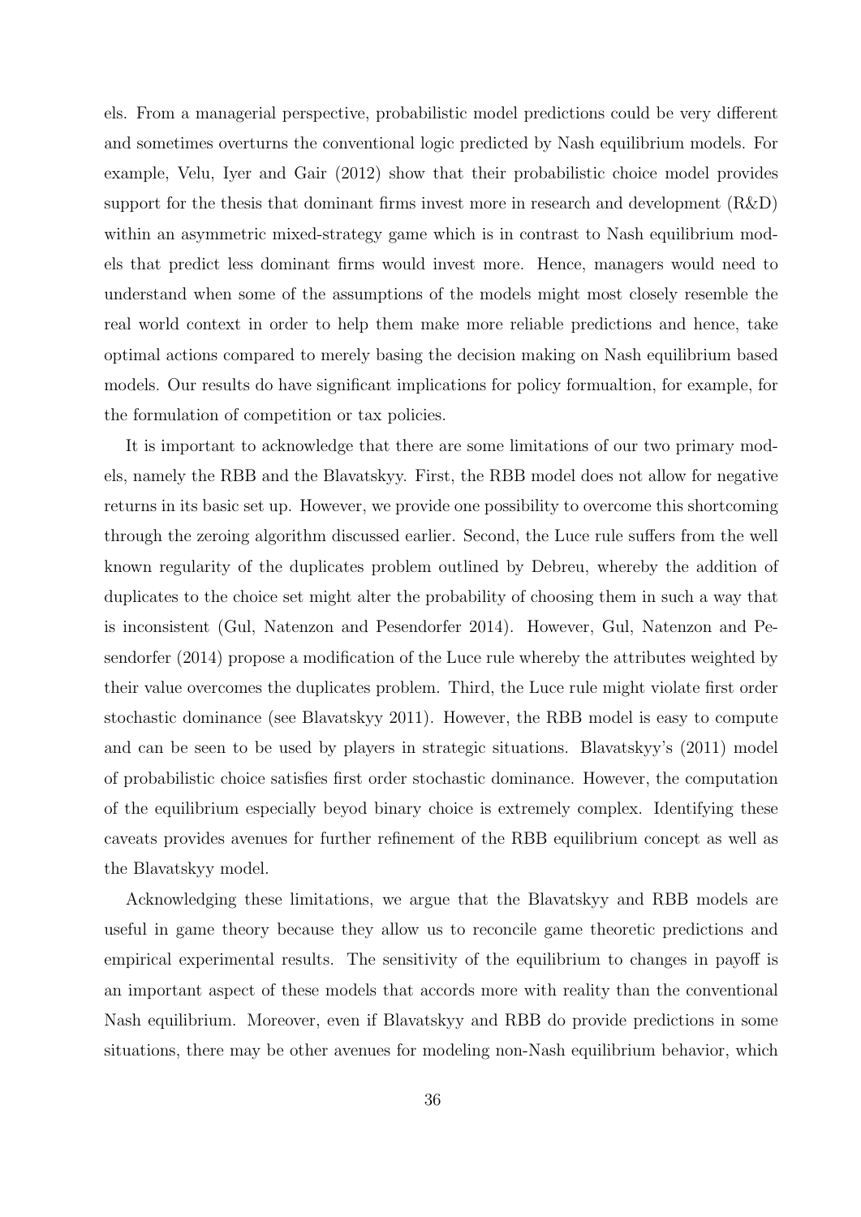els. From a managerial perspective, probabilistic model predictions could be very different and sometimes overturns the conventional logic predicted by Nash equilibrium models. For example, Velu, Iyer and Gair (2012) show that their probabilistic choice model provides support for the thesis that dominant firms invest more in research and development (R&D) within an asymmetric mixed-strategy game which is in contrast to Nash equilibrium models that predict less dominant firms would invest more. Hence, managers would need to understand when some of the assumptions of the models might most closely resemble the real world context in order to help them make more reliable predictions and hence, take optimal actions compared to merely basing the decision making on Nash equilibrium based models. Our results do have significant implications for policy formualtion, for example, for the formulation of competition or tax policies.

It is important to acknowledge that there are some limitations of our two primary models, namely the RBB and the Blavatskyy. First, the RBB model does not allow for negative returns in its basic set up. However, we provide one possibility to overcome this shortcoming through the zeroing algorithm discussed earlier. Second, the Luce rule suffers from the well known regularity of the duplicates problem outlined by Debreu, whereby the addition of duplicates to the choice set might alter the probability of choosing them in such a way that is inconsistent (Gul, Natenzon and Pesendorfer 2014). However, Gul, Natenzon and Pesendorfer (2014) propose a modification of the Luce rule whereby the attributes weighted by their value overcomes the duplicates problem. Third, the Luce rule might violate first order stochastic dominance (see Blavatskyy 2011). However, the RBB model is easy to compute and can be seen to be used by players in strategic situations. Blavatskyy's (2011) model of probabilistic choice satisfies first order stochastic dominance. However, the computation of the equilibrium especially beyod binary choice is extremely complex. Identifying these caveats provides avenues for further refinement of the RBB equilibrium concept as well as the Blavatskyy model.

Acknowledging these limitations, we argue that the Blavatskyy and RBB models are useful in game theory because they allow us to reconcile game theoretic predictions and empirical experimental results. The sensitivity of the equilibrium to changes in payoff is an important aspect of these models that accords more with reality than the conventional Nash equilibrium. Moreover, even if Blavatskyy and RBB do provide predictions in some situations, there may be other avenues for modeling non-Nash equilibrium behavior, which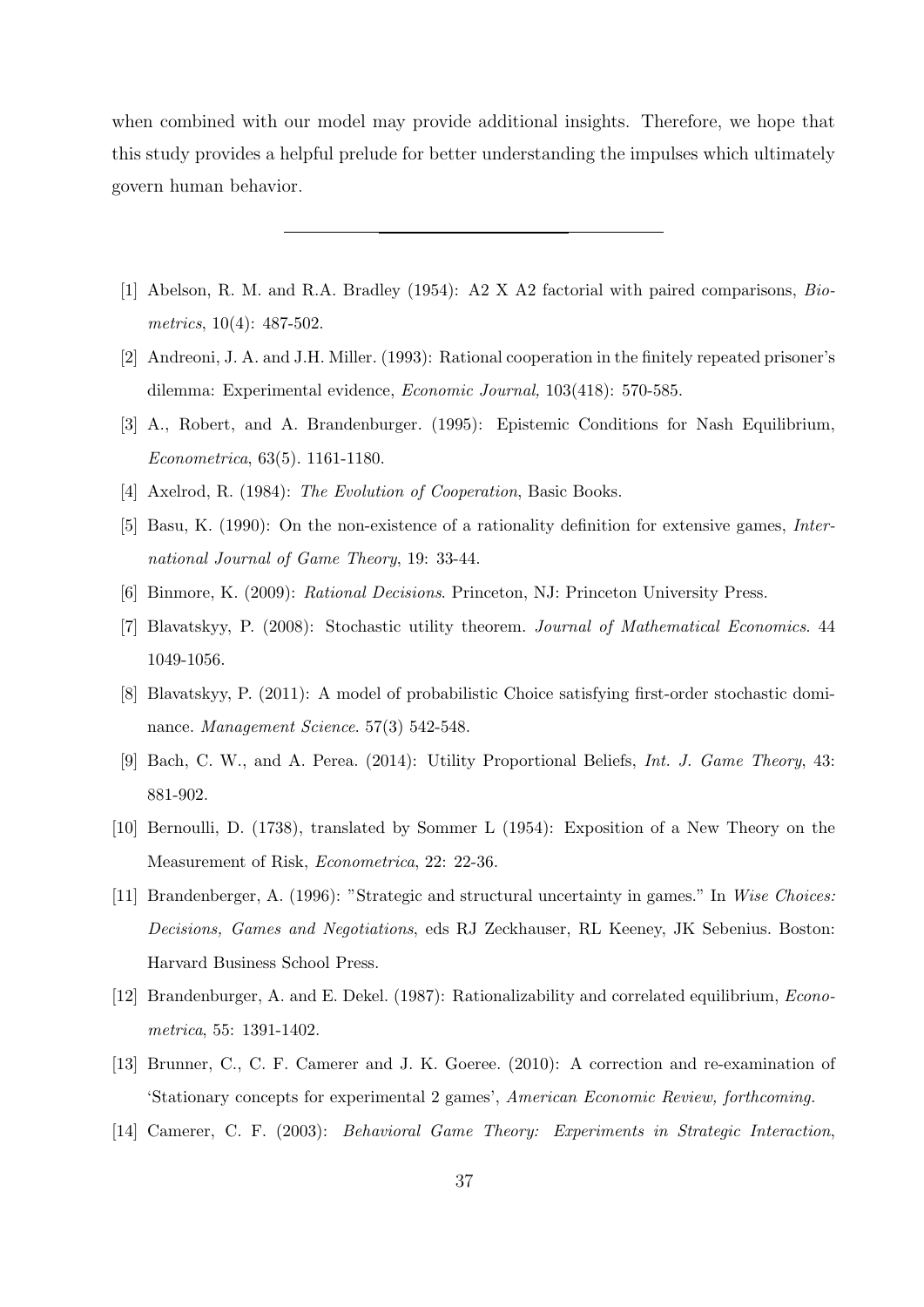when combined with our model may provide additional insights. Therefore, we hope that this study provides a helpful prelude for better understanding the impulses which ultimately govern human behavior.

---

[1] Abelson, R. M. and R.A. Bradley (1954): A2 X A2 factorial with paired comparisons, *Biometrics*, 10(4): 487-502.

[2] Andreoni, J. A. and J.H. Miller. (1993): Rational cooperation in the finitely repeated prisoner's dilemma: Experimental evidence, *Economic Journal,* 103(418): 570-585.

[3] A., Robert, and A. Brandenburger. (1995): Epistemic Conditions for Nash Equilibrium, *Econometrica*, 63(5). 1161-1180.

[4] Axelrod, R. (1984): *The Evolution of Cooperation*, Basic Books.

[5] Basu, K. (1990): On the non-existence of a rationality definition for extensive games, *International Journal of Game Theory*, 19: 33-44.

[6] Binmore, K. (2009): *Rational Decisions*. Princeton, NJ: Princeton University Press.

[7] Blavatskyy, P. (2008): Stochastic utility theorem. *Journal of Mathematical Economics*. 44 1049-1056.

[8] Blavatskyy, P. (2011): A model of probabilistic Choice satisfying first-order stochastic dominance. *Management Science*. 57(3) 542-548.

[9] Bach, C. W., and A. Perea. (2014): Utility Proportional Beliefs, *Int. J. Game Theory*, 43: 881-902.

[10] Bernoulli, D. (1738), translated by Sommer L (1954): Exposition of a New Theory on the Measurement of Risk, *Econometrica*, 22: 22-36.

[11] Brandenberger, A. (1996): "Strategic and structural uncertainty in games." In *Wise Choices: Decisions, Games and Negotiations*, eds RJ Zeckhauser, RL Keeney, JK Sebenius. Boston: Harvard Business School Press.

[12] Brandenburger, A. and E. Dekel. (1987): Rationalizability and correlated equilibrium, *Econometrica*, 55: 1391-1402.

[13] Brunner, C., C. F. Camerer and J. K. Goeree. (2010): A correction and re-examination of 'Stationary concepts for experimental 2 games', *American Economic Review, forthcoming.*

[14] Camerer, C. F. (2003): *Behavioral Game Theory: Experiments in Strategic Interaction*,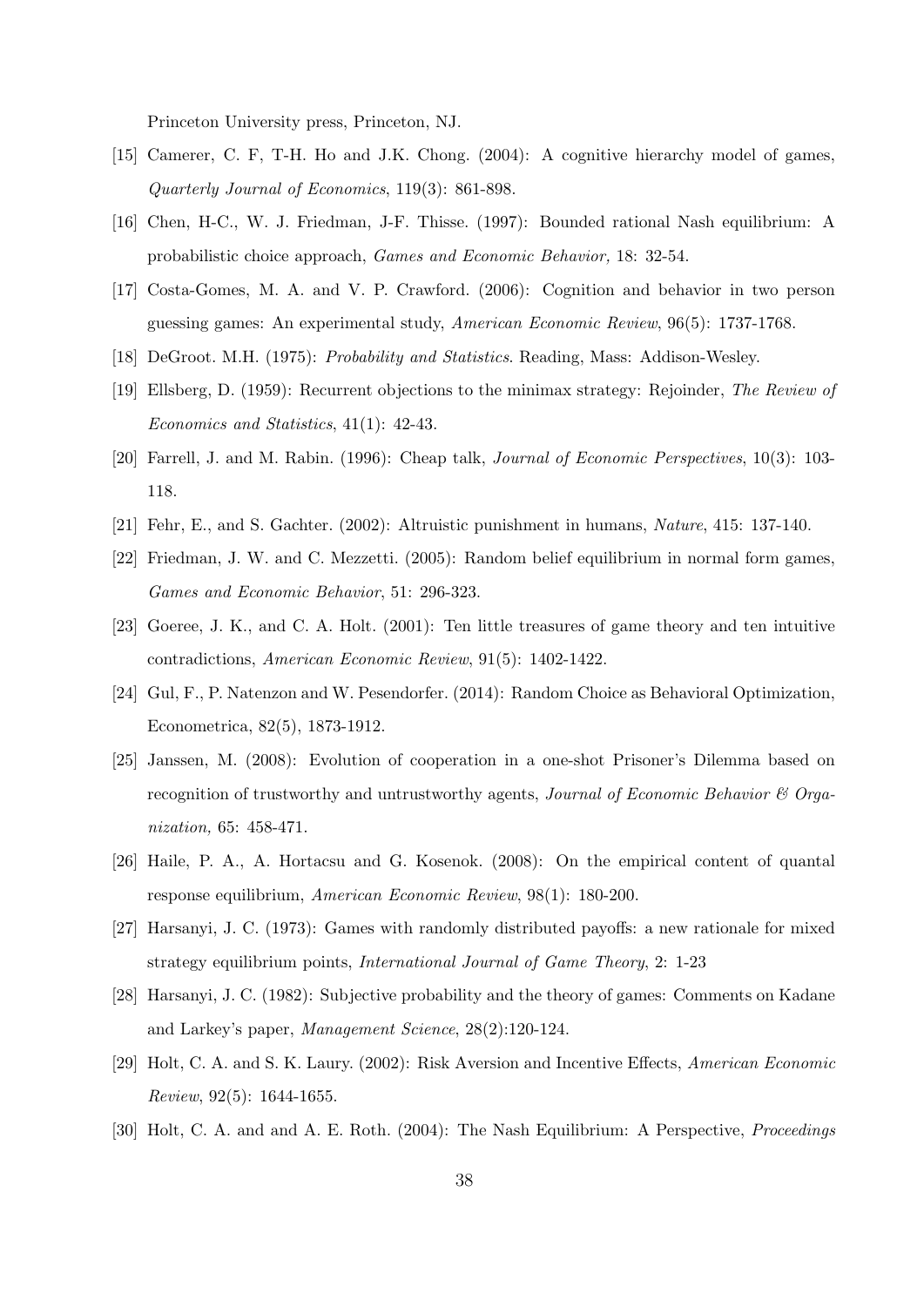Princeton University press, Princeton, NJ.

[15] Camerer, C. F, T-H. Ho and J.K. Chong. (2004): A cognitive hierarchy model of games, *Quarterly Journal of Economics*, 119(3): 861-898.

[16] Chen, H-C., W. J. Friedman, J-F. Thisse. (1997): Bounded rational Nash equilibrium: A probabilistic choice approach, *Games and Economic Behavior,* 18: 32-54.

[17] Costa-Gomes, M. A. and V. P. Crawford. (2006): Cognition and behavior in two person guessing games: An experimental study, *American Economic Review*, 96(5): 1737-1768.

[18] DeGroot. M.H. (1975): *Probability and Statistics*. Reading, Mass: Addison-Wesley.

[19] Ellsberg, D. (1959): Recurrent objections to the minimax strategy: Rejoinder, *The Review of Economics and Statistics*, 41(1): 42-43.

[20] Farrell, J. and M. Rabin. (1996): Cheap talk, *Journal of Economic Perspectives*, 10(3): 103-118.

[21] Fehr, E., and S. Gachter. (2002): Altruistic punishment in humans, *Nature*, 415: 137-140.

[22] Friedman, J. W. and C. Mezzetti. (2005): Random belief equilibrium in normal form games, *Games and Economic Behavior*, 51: 296-323.

[23] Goeree, J. K., and C. A. Holt. (2001): Ten little treasures of game theory and ten intuitive contradictions, *American Economic Review*, 91(5): 1402-1422.

[24] Gul, F., P. Natenzon and W. Pesendorfer. (2014): Random Choice as Behavioral Optimization, Econometrica, 82(5), 1873-1912.

[25] Janssen, M. (2008): Evolution of cooperation in a one-shot Prisoner's Dilemma based on recognition of trustworthy and untrustworthy agents, *Journal of Economic Behavior & Organization,* 65: 458-471.

[26] Haile, P. A., A. Hortacsu and G. Kosenok. (2008): On the empirical content of quantal response equilibrium, *American Economic Review*, 98(1): 180-200.

[27] Harsanyi, J. C. (1973): Games with randomly distributed payoffs: a new rationale for mixed strategy equilibrium points, *International Journal of Game Theory*, 2: 1-23

[28] Harsanyi, J. C. (1982): Subjective probability and the theory of games: Comments on Kadane and Larkey's paper, *Management Science*, 28(2):120-124.

[29] Holt, C. A. and S. K. Laury. (2002): Risk Aversion and Incentive Effects, *American Economic Review*, 92(5): 1644-1655.

[30] Holt, C. A. and and A. E. Roth. (2004): The Nash Equilibrium: A Perspective, *Proceedings*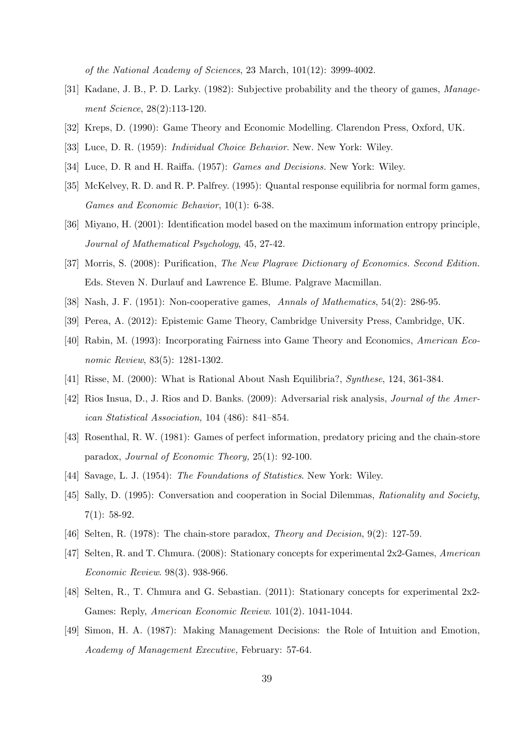*of the National Academy of Sciences*, 23 March, 101(12): 3999-4002.

[31] Kadane, J. B., P. D. Larky. (1982): Subjective probability and the theory of games, *Management Science*, 28(2):113-120.

[32] Kreps, D. (1990): Game Theory and Economic Modelling. Clarendon Press, Oxford, UK.

[33] Luce, D. R. (1959): *Individual Choice Behavior*. New. New York: Wiley.

[34] Luce, D. R and H. Raiffa. (1957): *Games and Decisions*. New York: Wiley.

[35] McKelvey, R. D. and R. P. Palfrey. (1995): Quantal response equilibria for normal form games, *Games and Economic Behavior*, 10(1): 6-38.

[36] Miyano, H. (2001): Identification model based on the maximum information entropy principle, *Journal of Mathematical Psychology*, 45, 27-42.

[37] Morris, S. (2008): Purification, *The New Plagrave Dictionary of Economics. Second Edition.* Eds. Steven N. Durlauf and Lawrence E. Blume. Palgrave Macmillan.

[38] Nash, J. F. (1951): Non-cooperative games, *Annals of Mathematics*, 54(2): 286-95.

[39] Perea, A. (2012): Epistemic Game Theory, Cambridge University Press, Cambridge, UK.

[40] Rabin, M. (1993): Incorporating Fairness into Game Theory and Economics, *American Economic Review*, 83(5): 1281-1302.

[41] Risse, M. (2000): What is Rational About Nash Equilibria?, *Synthese*, 124, 361-384.

[42] Rios Insua, D., J. Rios and D. Banks. (2009): Adversarial risk analysis, *Journal of the American Statistical Association,* 104 (486): 841–854.

[43] Rosenthal, R. W. (1981): Games of perfect information, predatory pricing and the chain-store paradox, *Journal of Economic Theory,* 25(1): 92-100.

[44] Savage, L. J. (1954): *The Foundations of Statistics*. New York: Wiley.

[45] Sally, D. (1995): Conversation and cooperation in Social Dilemmas, *Rationality and Society*, 7(1): 58-92.

[46] Selten, R. (1978): The chain-store paradox, *Theory and Decision*, 9(2): 127-59.

[47] Selten, R. and T. Chmura. (2008): Stationary concepts for experimental 2x2-Games, *American Economic Review*. 98(3). 938-966.

[48] Selten, R., T. Chmura and G. Sebastian. (2011): Stationary concepts for experimental 2x2-Games: Reply, *American Economic Review*. 101(2). 1041-1044.

[49] Simon, H. A. (1987): Making Management Decisions: the Role of Intuition and Emotion, *Academy of Management Executive,* February: 57-64.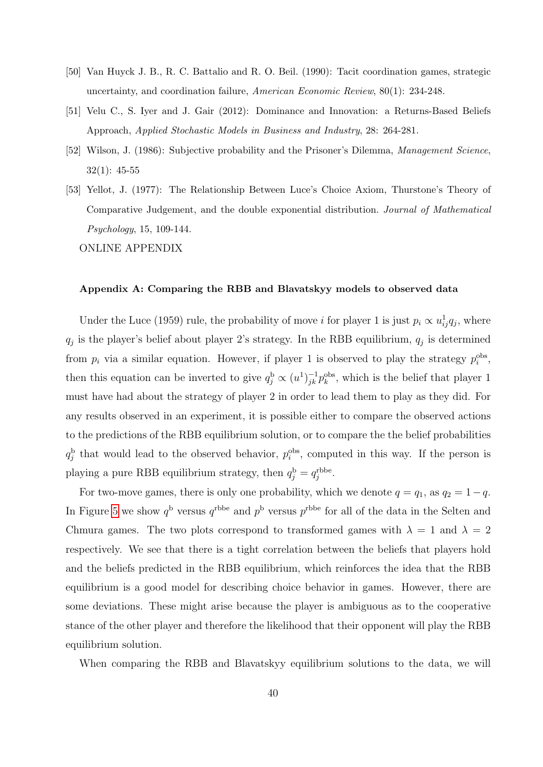[50] Van Huyck J. B., R. C. Battalio and R. O. Beil. (1990): Tacit coordination games, strategic uncertainty, and coordination failure, *American Economic Review*, 80(1): 234-248.

[51] Velu C., S. Iyer and J. Gair (2012): Dominance and Innovation: a Returns-Based Beliefs Approach, *Applied Stochastic Models in Business and Industry*, 28: 264-281.

[52] Wilson, J. (1986): Subjective probability and the Prisoner's Dilemma, *Management Science*, 32(1): 45-55

[53] Yellot, J. (1977): The Relationship Between Luce's Choice Axiom, Thurstone's Theory of Comparative Judgement, and the double exponential distribution. *Journal of Mathematical Psychology*, 15, 109-144.

ONLINE APPENDIX

#### Appendix A: Comparing the RBB and Blavatskyy models to observed data

Under the Luce (1959) rule, the probability of move $i$ for player 1 is just $p_i \propto u^1_{ij} q_j$, where $q_j$ is the player's belief about player 2's strategy. In the RBB equilibrium, $q_j$ is determined from $p_i$ via a similar equation. However, if player 1 is observed to play the strategy $p_i^{\text{obs}}$, then this equation can be inverted to give $q_j^{\text{b}} \propto (u^1)^{-1}_{jk} p_k^{\text{obs}}$, which is the belief that player 1 must have had about the strategy of player 2 in order to lead them to play as they did. For any results observed in an experiment, it is possible either to compare the observed actions to the predictions of the RBB equilibrium solution, or to compare the the belief probabilities $q_j^{\text{b}}$ that would lead to the observed behavior, $p_i^{\text{obs}}$, computed in this way. If the person is playing a pure RBB equilibrium strategy, then $q_j^{\text{b}} = q_j^{\text{rbbe}}$.

For two-move games, there is only one probability, which we denote $q = q_1$, as $q_2 = 1 - q$. In Figure 5 we show $q^{\text{b}}$ versus $q^{\text{rbbe}}$ and $p^{\text{b}}$ versus $p^{\text{rbbe}}$ for all of the data in the Selten and Chmura games. The two plots correspond to transformed games with $\lambda = 1$ and $\lambda = 2$ respectively. We see that there is a tight correlation between the beliefs that players hold and the beliefs predicted in the RBB equilibrium, which reinforces the idea that the RBB equilibrium is a good model for describing choice behavior in games. However, there are some deviations. These might arise because the player is ambiguous as to the cooperative stance of the other player and therefore the likelihood that their opponent will play the RBB equilibrium solution.

When comparing the RBB and Blavatskyy equilibrium solutions to the data, we will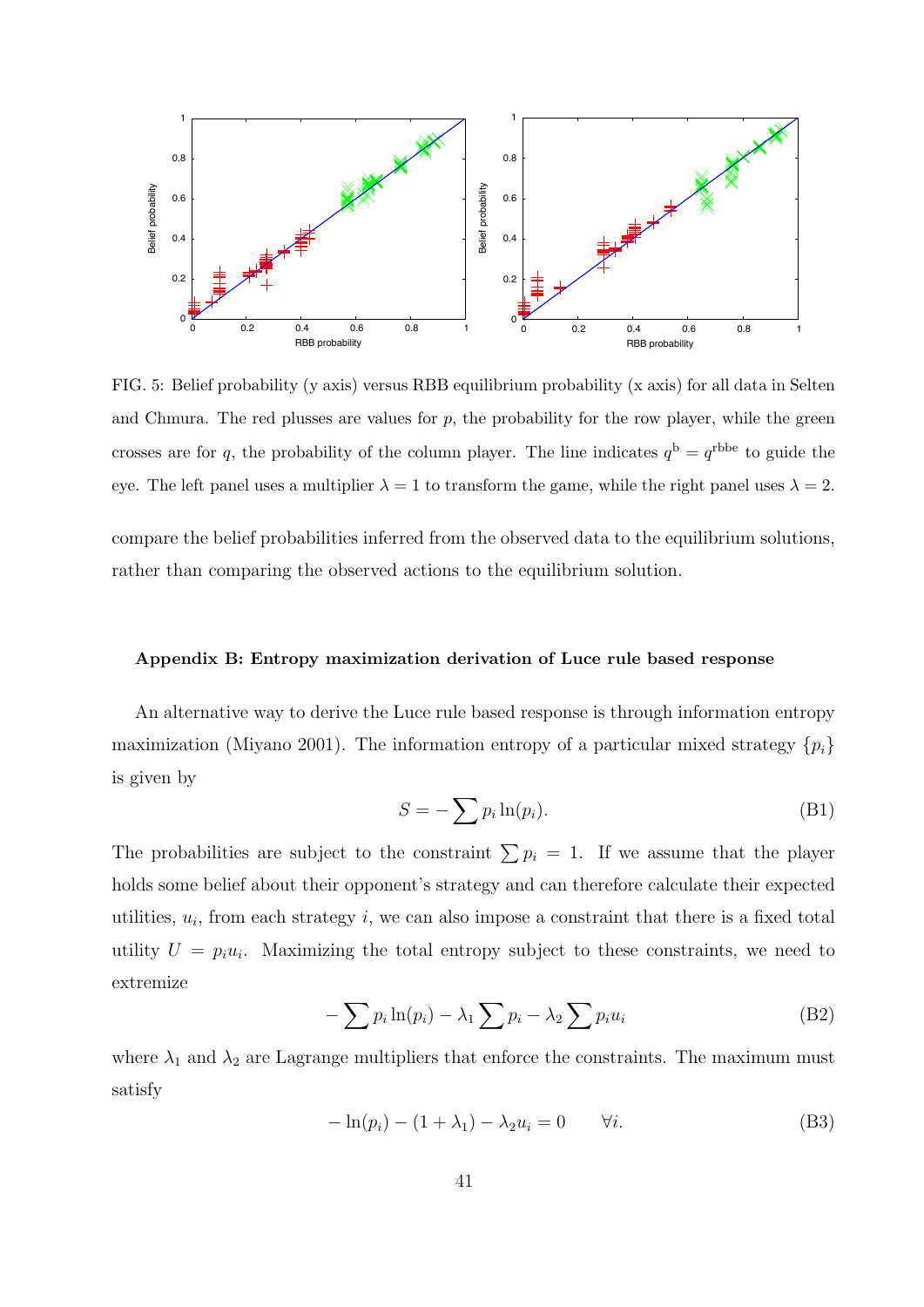FIG. 5: Belief probability (y axis) versus RBB equilibrium probability (x axis) for all data in Selten and Chmura. The red plusses are values for $p$, the probability for the row player, while the green crosses are for $q$, the probability of the column player. The line indicates $q^{\mathrm{b}} = q^{\mathrm{rbbe}}$ to guide the eye. The left panel uses a multiplier $\lambda = 1$ to transform the game, while the right panel uses $\lambda = 2$.

compare the belief probabilities inferred from the observed data to the equilibrium solutions, rather than comparing the observed actions to the equilibrium solution.

### Appendix B: Entropy maximization derivation of Luce rule based response

An alternative way to derive the Luce rule based response is through information entropy maximization (Miyano 2001). The information entropy of a particular mixed strategy $\{p_i\}$ is given by

$$S = -\sum p_i \ln(p_i). \tag{B1}$$

The probabilities are subject to the constraint $\sum p_i = 1$. If we assume that the player holds some belief about their opponent's strategy and can therefore calculate their expected utilities, $u_i$, from each strategy $i$, we can also impose a constraint that there is a fixed total utility $U = p_i u_i$. Maximizing the total entropy subject to these constraints, we need to extremize

$$-\sum p_i \ln(p_i) - \lambda_1 \sum p_i - \lambda_2 \sum p_i u_i \tag{B2}$$

where $\lambda_1$ and $\lambda_2$ are Lagrange multipliers that enforce the constraints. The maximum must satisfy

$$-\ln(p_i) - (1 + \lambda_1) - \lambda_2 u_i = 0 \qquad \forall i. \tag{B3}$$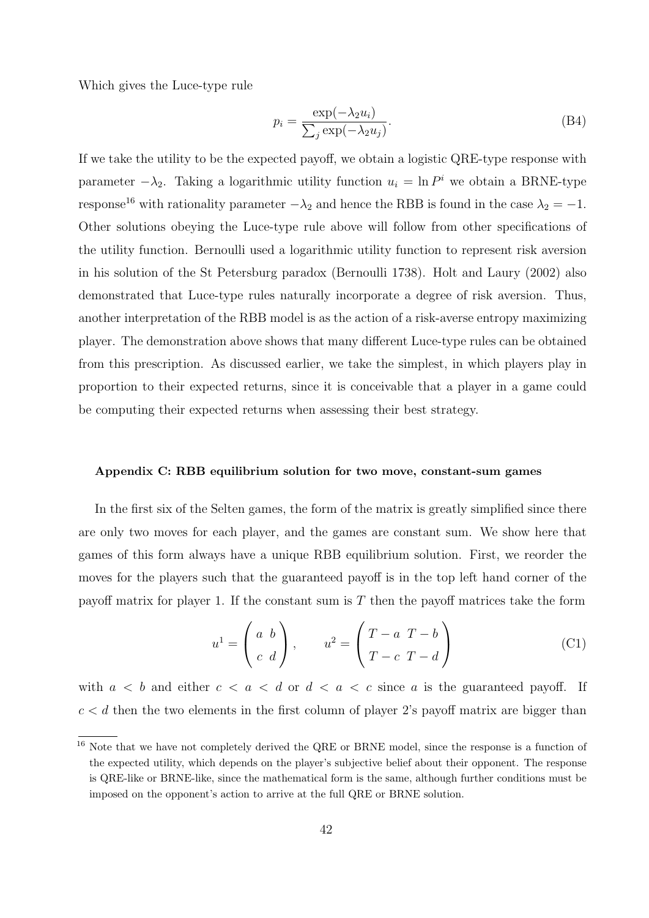Which gives the Luce-type rule

$$p_i = \frac{\exp(-\lambda_2 u_i)}{\sum_j \exp(-\lambda_2 u_j)}. \tag{B4}$$

If we take the utility to be the expected payoff, we obtain a logistic QRE-type response with parameter $-\lambda_2$. Taking a logarithmic utility function $u_i = \ln P^i$ we obtain a BRNE-type response[16] with rationality parameter $-\lambda_2$ and hence the RBB is found in the case $\lambda_2 = -1$. Other solutions obeying the Luce-type rule above will follow from other specifications of the utility function. Bernoulli used a logarithmic utility function to represent risk aversion in his solution of the St Petersburg paradox (Bernoulli 1738). Holt and Laury (2002) also demonstrated that Luce-type rules naturally incorporate a degree of risk aversion. Thus, another interpretation of the RBB model is as the action of a risk-averse entropy maximizing player. The demonstration above shows that many different Luce-type rules can be obtained from this prescription. As discussed earlier, we take the simplest, in which players play in proportion to their expected returns, since it is conceivable that a player in a game could be computing their expected returns when assessing their best strategy.

#### Appendix C: RBB equilibrium solution for two move, constant-sum games

In the first six of the Selten games, the form of the matrix is greatly simplified since there are only two moves for each player, and the games are constant sum. We show here that games of this form always have a unique RBB equilibrium solution. First, we reorder the moves for the players such that the guaranteed payoff is in the top left hand corner of the payoff matrix for player 1. If the constant sum is $T$ then the payoff matrices take the form

$$u^1 = \begin{pmatrix} a & b \\ c & d \end{pmatrix}, \qquad u^2 = \begin{pmatrix} T-a & T-b \\ T-c & T-d \end{pmatrix} \tag{C1}$$

with $a < b$ and either $c < a < d$ or $d < a < c$ since $a$ is the guaranteed payoff. If $c < d$ then the two elements in the first column of player 2's payoff matrix are bigger than

---

[16] Note that we have not completely derived the QRE or BRNE model, since the response is a function of the expected utility, which depends on the player's subjective belief about their opponent. The response is QRE-like or BRNE-like, since the mathematical form is the same, although further conditions must be imposed on the opponent's action to arrive at the full QRE or BRNE solution.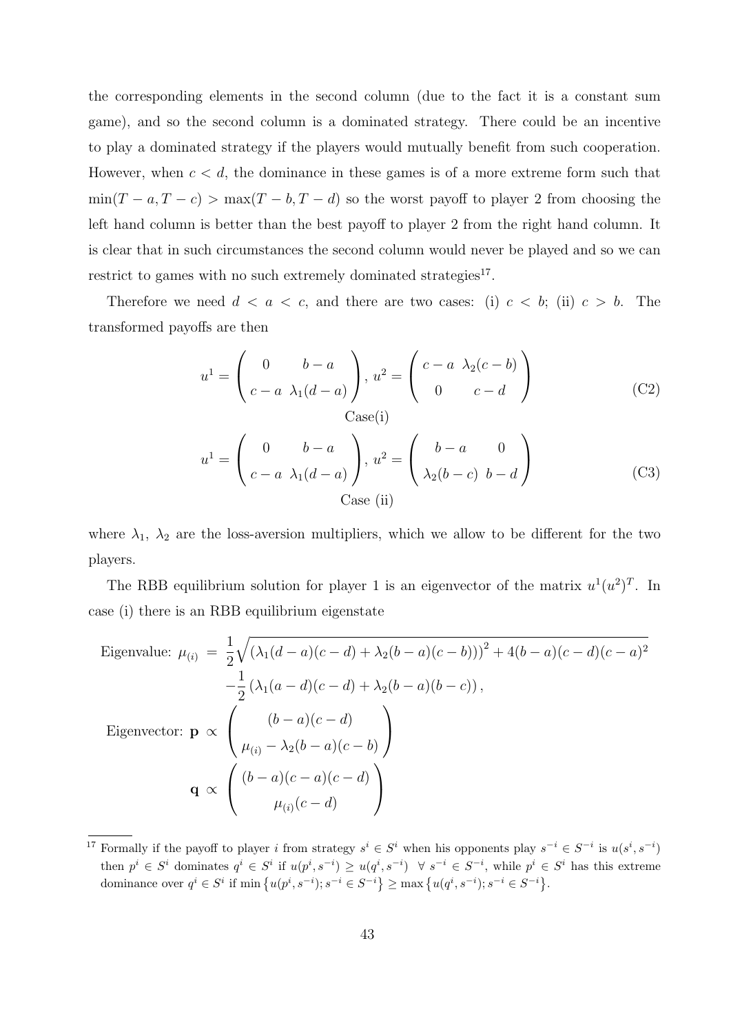the corresponding elements in the second column (due to the fact it is a constant sum game), and so the second column is a dominated strategy. There could be an incentive to play a dominated strategy if the players would mutually benefit from such cooperation. However, when $c < d$, the dominance in these games is of a more extreme form such that $\min(T-a, T-c) > \max(T-b, T-d)$ so the worst payoff to player 2 from choosing the left hand column is better than the best payoff to player 2 from the right hand column. It is clear that in such circumstances the second column would never be played and so we can restrict to games with no such extremely dominated strategies[17].

Therefore we need $d < a < c$, and there are two cases: (i) $c < b$; (ii) $c > b$. The transformed payoffs are then

$$u^1 = \begin{pmatrix} 0 & b-a \\ c-a & \lambda_1(d-a) \end{pmatrix},\ u^2 = \begin{pmatrix} c-a & \lambda_2(c-b) \\ 0 & c-d \end{pmatrix} \tag{C2}$$

Case(i)

$$u^1 = \begin{pmatrix} 0 & b-a \\ c-a & \lambda_1(d-a) \end{pmatrix},\ u^2 = \begin{pmatrix} b-a & 0 \\ \lambda_2(b-c) & b-d \end{pmatrix} \tag{C3}$$

Case (ii)

where $\lambda_1$, $\lambda_2$ are the loss-aversion multipliers, which we allow to be different for the two players.

The RBB equilibrium solution for player 1 is an eigenvector of the matrix $u^1(u^2)^T$. In case (i) there is an RBB equilibrium eigenstate

$$\begin{aligned}
\text{Eigenvalue: } \mu_{(i)} &= \frac{1}{2}\sqrt{\left(\lambda_1(d-a)(c-d) + \lambda_2(b-a)(c-b)\right)^2 + 4(b-a)(c-d)(c-a)^2} \\
&\quad -\frac{1}{2}\left(\lambda_1(a-d)(c-d) + \lambda_2(b-a)(b-c)\right), \\
\text{Eigenvector: } \mathbf{p} &\propto \begin{pmatrix} (b-a)(c-d) \\ \mu_{(i)} - \lambda_2(b-a)(c-b) \end{pmatrix} \\
\mathbf{q} &\propto \begin{pmatrix} (b-a)(c-a)(c-d) \\ \mu_{(i)}(c-d) \end{pmatrix}
\end{aligned}$$

[17] Formally if the payoff to player $i$ from strategy $s^i \in S^i$ when his opponents play $s^{-i} \in S^{-i}$ is $u(s^i, s^{-i})$ then $p^i \in S^i$ dominates $q^i \in S^i$ if $u(p^i, s^{-i}) \geq u(q^i, s^{-i}) \ \ \forall\ s^{-i} \in S^{-i}$, while $p^i \in S^i$ has this extreme dominance over $q^i \in S^i$ if $\min\{u(p^i, s^{-i}); s^{-i} \in S^{-i}\} \geq \max\{u(q^i, s^{-i}); s^{-i} \in S^{-i}\}$.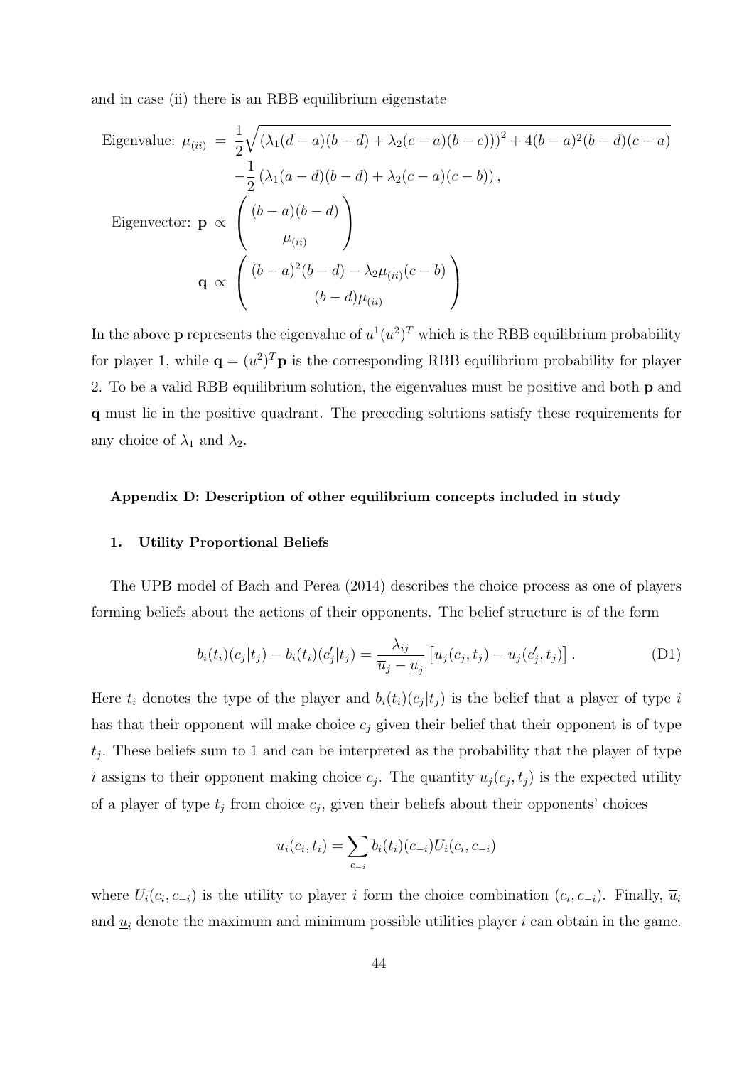and in case (ii) there is an RBB equilibrium eigenstate

$$
\begin{aligned}
\text{Eigenvalue: } \mu_{(ii)} &= \frac{1}{2}\sqrt{\left(\lambda_1(d-a)(b-d)+\lambda_2(c-a)(b-c)\right)^2+4(b-a)^2(b-d)(c-a)} \\
&\quad -\frac{1}{2}\left(\lambda_1(a-d)(b-d)+\lambda_2(c-a)(c-b)\right), \\
\text{Eigenvector: } \mathbf{p} &\propto \begin{pmatrix} (b-a)(b-d) \\ \mu_{(ii)} \end{pmatrix} \\
\mathbf{q} &\propto \begin{pmatrix} (b-a)^2(b-d)-\lambda_2\mu_{(ii)}(c-b) \\ (b-d)\mu_{(ii)} \end{pmatrix}
\end{aligned}
$$

In the above $\mathbf{p}$ represents the eigenvalue of $u^1(u^2)^T$ which is the RBB equilibrium probability for player 1, while $\mathbf{q}=(u^2)^T\mathbf{p}$ is the corresponding RBB equilibrium probability for player 2. To be a valid RBB equilibrium solution, the eigenvalues must be positive and both $\mathbf{p}$ and $\mathbf{q}$ must lie in the positive quadrant. The preceding solutions satisfy these requirements for any choice of $\lambda_1$ and $\lambda_2$.

## Appendix D: Description of other equilibrium concepts included in study

### 1. Utility Proportional Beliefs

The UPB model of Bach and Perea (2014) describes the choice process as one of players forming beliefs about the actions of their opponents. The belief structure is of the form

$$
b_i(t_i)(c_j|t_j)-b_i(t_i)(c_j'|t_j)=\frac{\lambda_{ij}}{\overline{u}_j-\underline{u}_j}\left[u_j(c_j,t_j)-u_j(c_j',t_j)\right]. \tag{D1}
$$

Here $t_i$ denotes the type of the player and $b_i(t_i)(c_j|t_j)$ is the belief that a player of type $i$ has that their opponent will make choice $c_j$ given their belief that their opponent is of type $t_j$. These beliefs sum to 1 and can be interpreted as the probability that the player of type $i$ assigns to their opponent making choice $c_j$. The quantity $u_j(c_j,t_j)$ is the expected utility of a player of type $t_j$ from choice $c_j$, given their beliefs about their opponents' choices

$$
u_i(c_i,t_i)=\sum_{c_{-i}} b_i(t_i)(c_{-i})U_i(c_i,c_{-i})
$$

where $U_i(c_i,c_{-i})$ is the utility to player $i$ form the choice combination $(c_i,c_{-i})$. Finally, $\overline{u}_i$ and $\underline{u}_i$ denote the maximum and minimum possible utilities player $i$ can obtain in the game.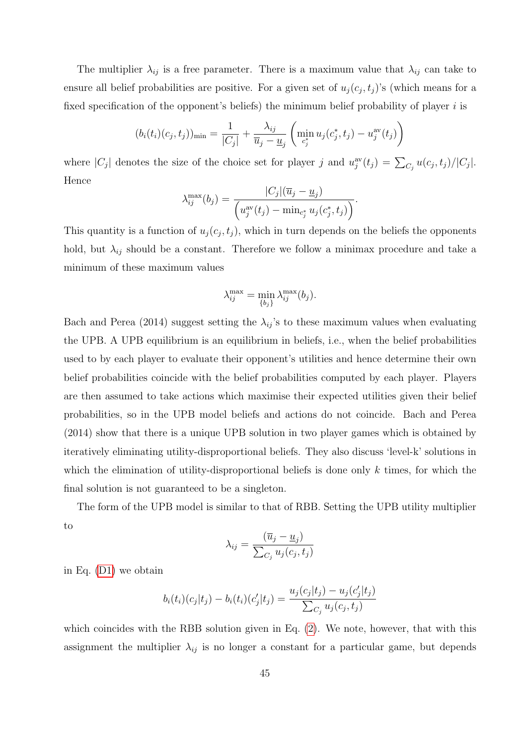The multiplier $\lambda_{ij}$ is a free parameter. There is a maximum value that $\lambda_{ij}$ can take to ensure all belief probabilities are positive. For a given set of $u_j(c_j, t_j)$'s (which means for a fixed specification of the opponent's beliefs) the minimum belief probability of player $i$ is

$$(b_i(t_i)(c_j, t_j))_{\min} = \frac{1}{|C_j|} + \frac{\lambda_{ij}}{\overline{u}_j - \underline{u}_j} \left( \min_{c_j^*} u_j(c_j^*, t_j) - u_j^{\text{av}}(t_j) \right)$$

where $|C_j|$ denotes the size of the choice set for player $j$ and $u_j^{\text{av}}(t_j) = \sum_{C_j} u(c_j, t_j)/|C_j|$. Hence

$$\lambda_{ij}^{\max}(b_j) = \frac{|C_j|(\overline{u}_j - \underline{u}_j)}{\left( u_j^{\text{av}}(t_j) - \min_{c_j^*} u_j(c_j^*, t_j) \right)}.$$

This quantity is a function of $u_j(c_j, t_j)$, which in turn depends on the beliefs the opponents hold, but $\lambda_{ij}$ should be a constant. Therefore we follow a minimax procedure and take a minimum of these maximum values

$$\lambda_{ij}^{\max} = \min_{\{b_j\}} \lambda_{ij}^{\max}(b_j).$$

Bach and Perea (2014) suggest setting the $\lambda_{ij}$'s to these maximum values when evaluating the UPB. A UPB equilibrium is an equilibrium in beliefs, i.e., when the belief probabilities used to by each player to evaluate their opponent's utilities and hence determine their own belief probabilities coincide with the belief probabilities computed by each player. Players are then assumed to take actions which maximise their expected utilities given their belief probabilities, so in the UPB model beliefs and actions do not coincide. Bach and Perea (2014) show that there is a unique UPB solution in two player games which is obtained by iteratively eliminating utility-disproportional beliefs. They also discuss 'level-k' solutions in which the elimination of utility-disproportional beliefs is done only $k$ times, for which the final solution is not guaranteed to be a singleton.

The form of the UPB model is similar to that of RBB. Setting the UPB utility multiplier to

$$\lambda_{ij} = \frac{(\overline{u}_j - \underline{u}_j)}{\sum_{C_j} u_j(c_j, t_j)}$$

in Eq. (D1) we obtain

$$b_i(t_i)(c_j|t_j) - b_i(t_i)(c_j'|t_j) = \frac{u_j(c_j|t_j) - u_j(c_j'|t_j)}{\sum_{C_j} u_j(c_j, t_j)}$$

which coincides with the RBB solution given in Eq. (2). We note, however, that with this assignment the multiplier $\lambda_{ij}$ is no longer a constant for a particular game, but depends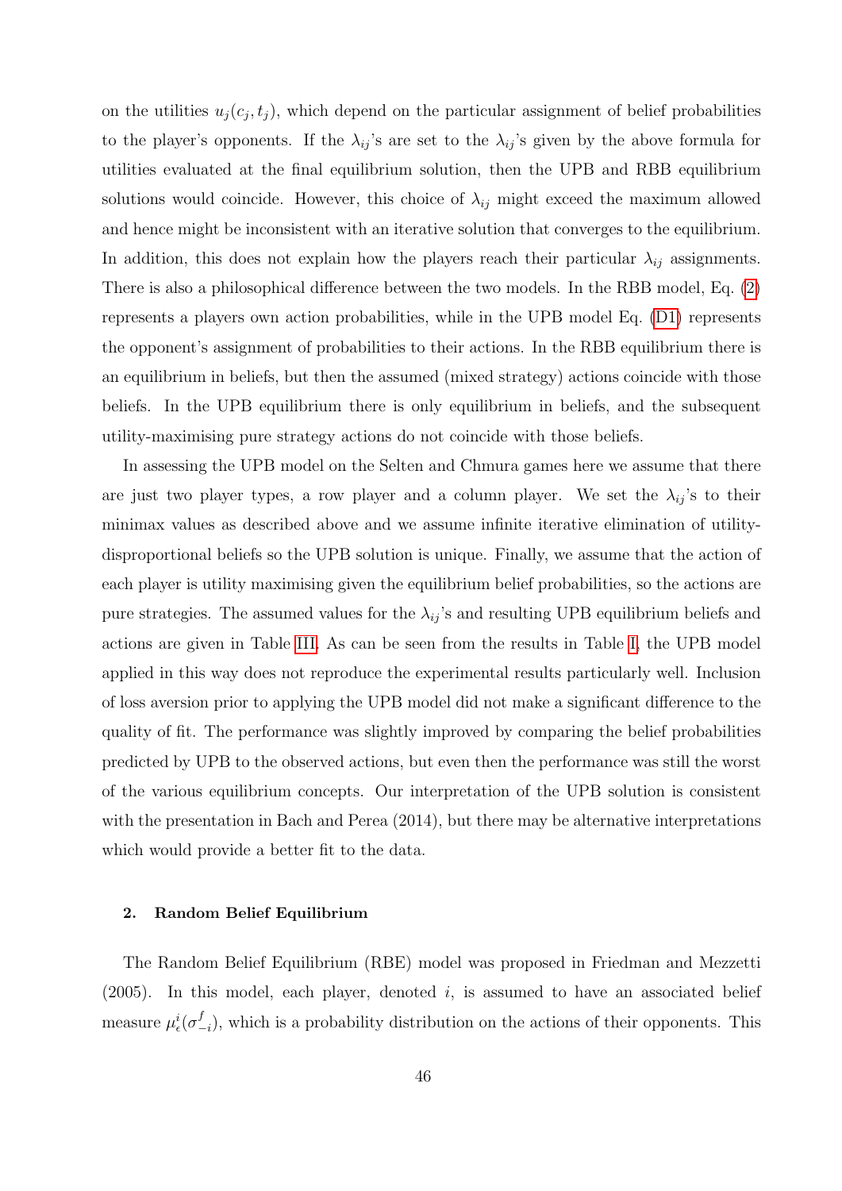on the utilities $u_j(c_j, t_j)$, which depend on the particular assignment of belief probabilities to the player's opponents. If the $\lambda_{ij}$'s are set to the $\lambda_{ij}$'s given by the above formula for utilities evaluated at the final equilibrium solution, then the UPB and RBB equilibrium solutions would coincide. However, this choice of $\lambda_{ij}$ might exceed the maximum allowed and hence might be inconsistent with an iterative solution that converges to the equilibrium. In addition, this does not explain how the players reach their particular $\lambda_{ij}$ assignments. There is also a philosophical difference between the two models. In the RBB model, Eq. (2) represents a players own action probabilities, while in the UPB model Eq. (D1) represents the opponent's assignment of probabilities to their actions. In the RBB equilibrium there is an equilibrium in beliefs, but then the assumed (mixed strategy) actions coincide with those beliefs. In the UPB equilibrium there is only equilibrium in beliefs, and the subsequent utility-maximising pure strategy actions do not coincide with those beliefs.

In assessing the UPB model on the Selten and Chmura games here we assume that there are just two player types, a row player and a column player. We set the $\lambda_{ij}$'s to their minimax values as described above and we assume infinite iterative elimination of utility-disproportional beliefs so the UPB solution is unique. Finally, we assume that the action of each player is utility maximising given the equilibrium belief probabilities, so the actions are pure strategies. The assumed values for the $\lambda_{ij}$'s and resulting UPB equilibrium beliefs and actions are given in Table III. As can be seen from the results in Table I, the UPB model applied in this way does not reproduce the experimental results particularly well. Inclusion of loss aversion prior to applying the UPB model did not make a significant difference to the quality of fit. The performance was slightly improved by comparing the belief probabilities predicted by UPB to the observed actions, but even then the performance was still the worst of the various equilibrium concepts. Our interpretation of the UPB solution is consistent with the presentation in Bach and Perea (2014), but there may be alternative interpretations which would provide a better fit to the data.

### 2. Random Belief Equilibrium

The Random Belief Equilibrium (RBE) model was proposed in Friedman and Mezzetti (2005). In this model, each player, denoted $i$, is assumed to have an associated belief measure $\mu^i_\epsilon(\sigma^f_{-i})$, which is a probability distribution on the actions of their opponents. This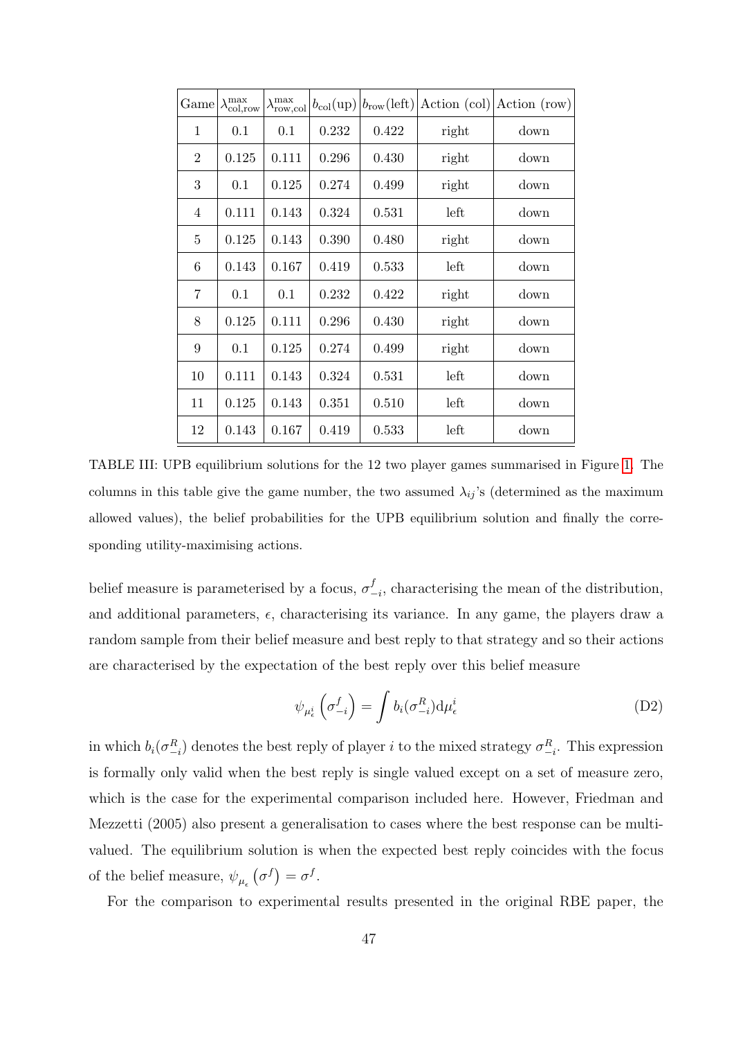| Game | $\lambda_{\text{col,row}}^{\max}$ | $\lambda_{\text{row,col}}^{\max}$ | $b_{\text{col}}(\text{up})$ | $b_{\text{row}}(\text{left})$ | Action (col) | Action (row) |
|---|---|---|---|---|---|---|
| 1 | 0.1 | 0.1 | 0.232 | 0.422 | right | down |
| 2 | 0.125 | 0.111 | 0.296 | 0.430 | right | down |
| 3 | 0.1 | 0.125 | 0.274 | 0.499 | right | down |
| 4 | 0.111 | 0.143 | 0.324 | 0.531 | left | down |
| 5 | 0.125 | 0.143 | 0.390 | 0.480 | right | down |
| 6 | 0.143 | 0.167 | 0.419 | 0.533 | left | down |
| 7 | 0.1 | 0.1 | 0.232 | 0.422 | right | down |
| 8 | 0.125 | 0.111 | 0.296 | 0.430 | right | down |
| 9 | 0.1 | 0.125 | 0.274 | 0.499 | right | down |
| 10 | 0.111 | 0.143 | 0.324 | 0.531 | left | down |
| 11 | 0.125 | 0.143 | 0.351 | 0.510 | left | down |
| 12 | 0.143 | 0.167 | 0.419 | 0.533 | left | down |

TABLE III: UPB equilibrium solutions for the 12 two player games summarised in Figure 1. The columns in this table give the game number, the two assumed $\lambda_{ij}$'s (determined as the maximum allowed values), the belief probabilities for the UPB equilibrium solution and finally the corresponding utility-maximising actions.

belief measure is parameterised by a focus, $\sigma_{-i}^{f}$, characterising the mean of the distribution, and additional parameters, $\epsilon$, characterising its variance. In any game, the players draw a random sample from their belief measure and best reply to that strategy and so their actions are characterised by the expectation of the best reply over this belief measure

$$\psi_{\mu_{\epsilon}^{i}}\left(\sigma_{-i}^{f}\right) = \int b_i(\sigma_{-i}^{R}) \mathrm{d}\mu_{\epsilon}^{i} \tag{D2}$$

in which $b_i(\sigma_{-i}^{R})$ denotes the best reply of player $i$ to the mixed strategy $\sigma_{-i}^{R}$. This expression is formally only valid when the best reply is single valued except on a set of measure zero, which is the case for the experimental comparison included here. However, Friedman and Mezzetti (2005) also present a generalisation to cases where the best response can be multi-valued. The equilibrium solution is when the expected best reply coincides with the focus of the belief measure, $\psi_{\mu_{\epsilon}}\left(\sigma^{f}\right) = \sigma^{f}$.

For the comparison to experimental results presented in the original RBE paper, the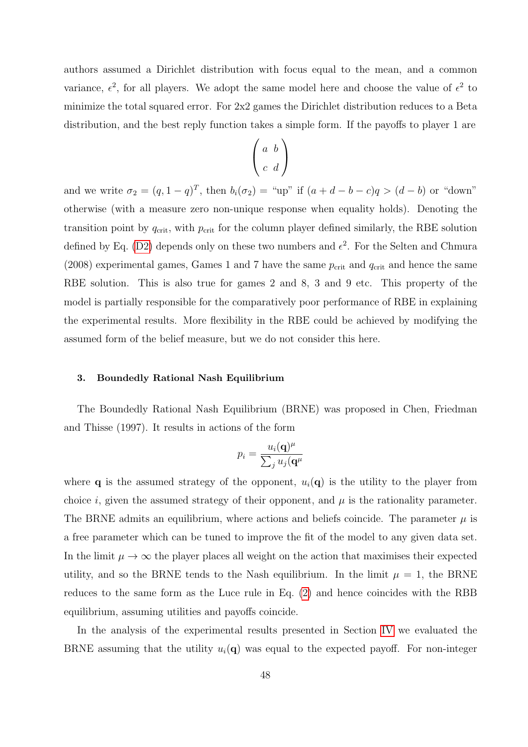authors assumed a Dirichlet distribution with focus equal to the mean, and a common variance, $\epsilon^2$, for all players. We adopt the same model here and choose the value of $\epsilon^2$ to minimize the total squared error. For 2x2 games the Dirichlet distribution reduces to a Beta distribution, and the best reply function takes a simple form. If the payoffs to player 1 are

$$\begin{pmatrix} a & b \\ c & d \end{pmatrix}$$

and we write $\sigma_2 = (q, 1-q)^T$, then $b_i(\sigma_2) =$ "up" if $(a + d - b - c)q > (d - b)$ or "down" otherwise (with a measure zero non-unique response when equality holds). Denoting the transition point by $q_{\text{crit}}$, with $p_{\text{crit}}$ for the column player defined similarly, the RBE solution defined by Eq. (D2) depends only on these two numbers and $\epsilon^2$. For the Selten and Chmura (2008) experimental games, Games 1 and 7 have the same $p_{\text{crit}}$ and $q_{\text{crit}}$ and hence the same RBE solution. This is also true for games 2 and 8, 3 and 9 etc. This property of the model is partially responsible for the comparatively poor performance of RBE in explaining the experimental results. More flexibility in the RBE could be achieved by modifying the assumed form of the belief measure, but we do not consider this here.

### 3. Boundedly Rational Nash Equilibrium

The Boundedly Rational Nash Equilibrium (BRNE) was proposed in Chen, Friedman and Thisse (1997). It results in actions of the form

$$p_i = \frac{u_i(\mathbf{q})^\mu}{\sum_j u_j(\mathbf{q}^\mu}$$

where $\mathbf{q}$ is the assumed strategy of the opponent, $u_i(\mathbf{q})$ is the utility to the player from choice $i$, given the assumed strategy of their opponent, and $\mu$ is the rationality parameter. The BRNE admits an equilibrium, where actions and beliefs coincide. The parameter $\mu$ is a free parameter which can be tuned to improve the fit of the model to any given data set. In the limit $\mu \to \infty$ the player places all weight on the action that maximises their expected utility, and so the BRNE tends to the Nash equilibrium. In the limit $\mu = 1$, the BRNE reduces to the same form as the Luce rule in Eq. (2) and hence coincides with the RBB equilibrium, assuming utilities and payoffs coincide.

In the analysis of the experimental results presented in Section IV we evaluated the BRNE assuming that the utility $u_i(\mathbf{q})$ was equal to the expected payoff. For non-integer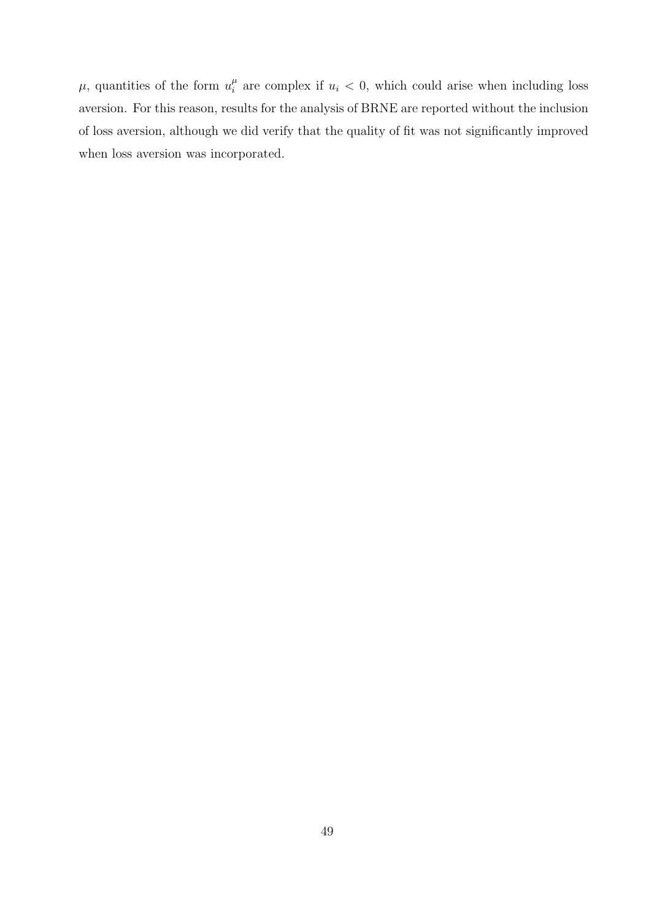$\mu$, quantities of the form $u_i^{\mu}$ are complex if $u_i < 0$, which could arise when including loss aversion. For this reason, results for the analysis of BRNE are reported without the inclusion of loss aversion, although we did verify that the quality of fit was not significantly improved when loss aversion was incorporated.